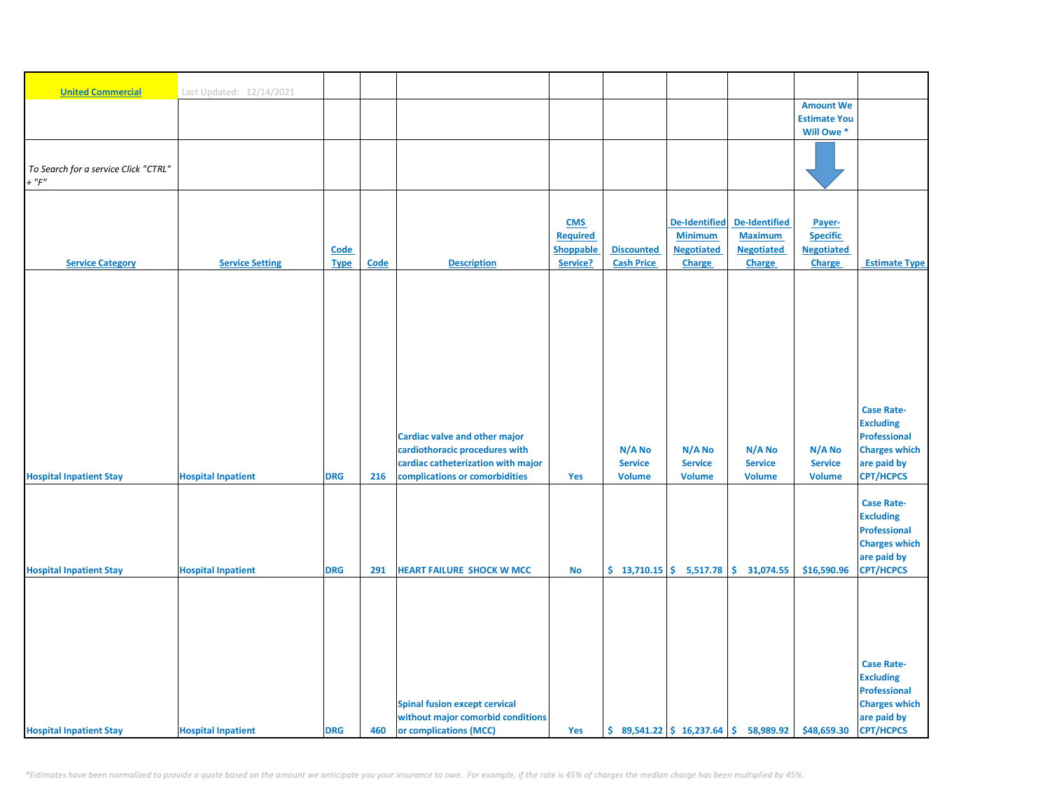| United Commercial | Last Updated: 12/14/2021 | | | | | | | | | |
|---|---|---|---|---|---|---|---|---|---|---|
| | | | | | | | | | Amount We Estimate You Will Owe * | |
| To Search for a service Click "CTRL" + "F" | | | | | | | | | | |
| **Service Category** | **Service Setting** | **Code Type** | **Code** | **Description** | **CMS Required Shoppable Service?** | **Discounted Cash Price** | **De-Identified Minimum Negotiated Charge** | **De-Identified Maximum Negotiated Charge** | **Payer-Specific Negotiated Charge** | **Estimate Type** |
| Hospital Inpatient Stay | Hospital Inpatient | DRG | 216 | Cardiac valve and other major cardiothoracic procedures with cardiac catheterization with major complications or comorbidities | Yes | N/A No Service Volume | N/A No Service Volume | N/A No Service Volume | N/A No Service Volume | Case Rate-Excluding Professional Charges which are paid by CPT/HCPCS |
| Hospital Inpatient Stay | Hospital Inpatient | DRG | 291 | HEART FAILURE SHOCK W MCC | No | $ 13,710.15 | $ 5,517.78 | $ 31,074.55 | $16,590.96 | Case Rate-Excluding Professional Charges which are paid by CPT/HCPCS |
| Hospital Inpatient Stay | Hospital Inpatient | DRG | 460 | Spinal fusion except cervical without major comorbid conditions or complications (MCC) | Yes | $ 89,541.22 | $ 16,237.64 | $ 58,989.92 | $48,659.30 | Case Rate-Excluding Professional Charges which are paid by CPT/HCPCS |

*Estimates have been normalized to provide a quote based on the amount we anticipate you your insurance to owe. For example, if the rate is 45% of charges the median charge has been multiplied by 45%.*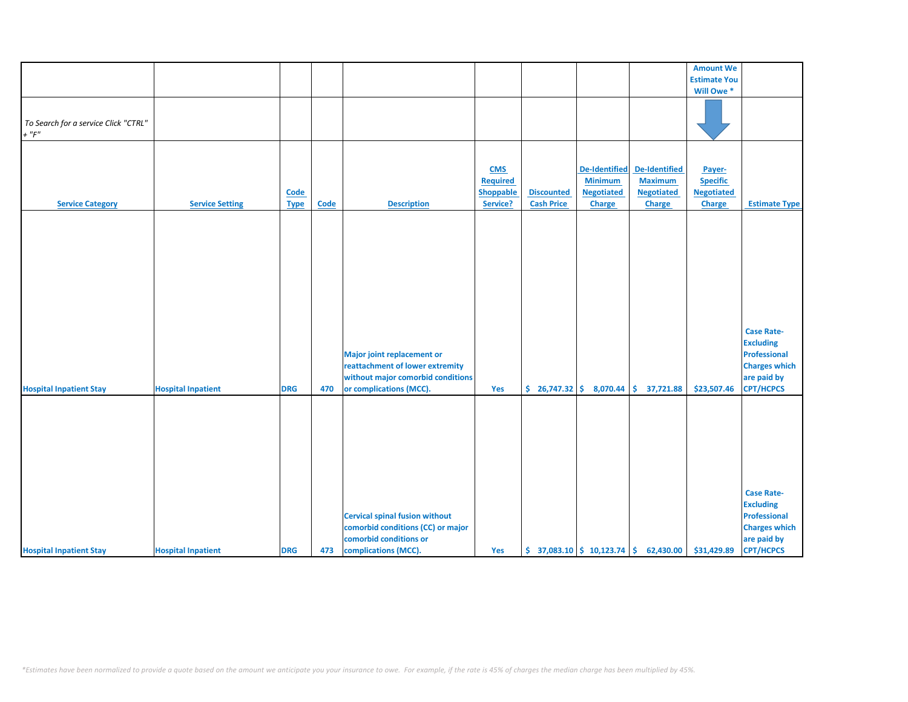| Service Category | Service Setting | Code Type | Code | Description | CMS Required Shoppable Service? | Discounted Cash Price | De-Identified Minimum Negotiated Charge | De-Identified Maximum Negotiated Charge | Amount We Estimate You Will Owe * Payer-Specific Negotiated Charge | Estimate Type |
|---|---|---|---|---|---|---|---|---|---|---|
| *To Search for a service Click "CTRL" + "F"* | | | | | | | | | | |
| Hospital Inpatient Stay | Hospital Inpatient | DRG | 470 | Major joint replacement or reattachment of lower extremity without major comorbid conditions or complications (MCC). | Yes | $ 26,747.32 | $ 8,070.44 | $ 37,721.88 | $23,507.46 | Case Rate- Excluding Professional Charges which are paid by CPT/HCPCS |
| Hospital Inpatient Stay | Hospital Inpatient | DRG | 473 | Cervical spinal fusion without comorbid conditions (CC) or major comorbid conditions or complications (MCC). | Yes | $ 37,083.10 | $ 10,123.74 | $ 62,430.00 | $31,429.89 | Case Rate- Excluding Professional Charges which are paid by CPT/HCPCS |

*Estimates have been normalized to provide a quote based on the amount we anticipate you your insurance to owe. For example, if the rate is 45% of charges the median charge has been multiplied by 45%.*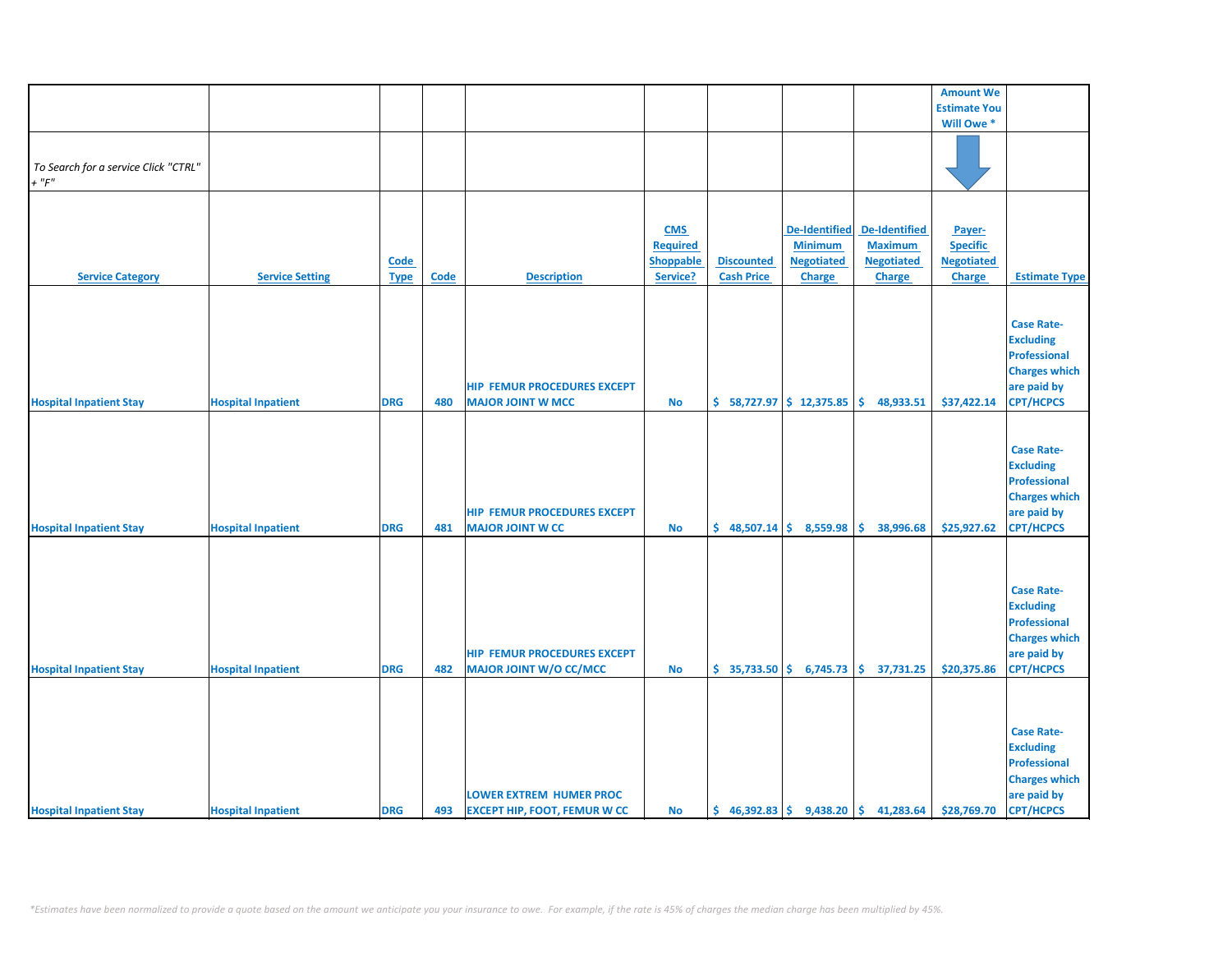| | | | | | | | | | Amount We Estimate You Will Owe * | |
|---|---|---|---|---|---|---|---|---|---|---|
| *To Search for a service Click "CTRL" + "F"* | | | | | | | | | | |
| **Service Category** | **Service Setting** | **Code Type** | **Code** | **Description** | **CMS Required Shoppable Service?** | **Discounted Cash Price** | **De-Identified Minimum Negotiated Charge** | **De-Identified Maximum Negotiated Charge** | **Payer-Specific Negotiated Charge** | **Estimate Type** |
| **Hospital Inpatient Stay** | **Hospital Inpatient** | **DRG** | **480** | **HIP FEMUR PROCEDURES EXCEPT MAJOR JOINT W MCC** | **No** | **$ 58,727.97** | **$ 12,375.85** | **$ 48,933.51** | **$37,422.14** | **Case Rate- Excluding Professional Charges which are paid by CPT/HCPCS** |
| **Hospital Inpatient Stay** | **Hospital Inpatient** | **DRG** | **481** | **HIP FEMUR PROCEDURES EXCEPT MAJOR JOINT W CC** | **No** | **$ 48,507.14** | **$ 8,559.98** | **$ 38,996.68** | **$25,927.62** | **Case Rate- Excluding Professional Charges which are paid by CPT/HCPCS** |
| **Hospital Inpatient Stay** | **Hospital Inpatient** | **DRG** | **482** | **HIP FEMUR PROCEDURES EXCEPT MAJOR JOINT W/O CC/MCC** | **No** | **$ 35,733.50** | **$ 6,745.73** | **$ 37,731.25** | **$20,375.86** | **Case Rate- Excluding Professional Charges which are paid by CPT/HCPCS** |
| **Hospital Inpatient Stay** | **Hospital Inpatient** | **DRG** | **493** | **LOWER EXTREM HUMER PROC EXCEPT HIP, FOOT, FEMUR W CC** | **No** | **$ 46,392.83** | **$ 9,438.20** | **$ 41,283.64** | **$28,769.70** | **Case Rate- Excluding Professional Charges which are paid by CPT/HCPCS** |

*\*Estimates have been normalized to provide a quote based on the amount we anticipate you your insurance to owe. For example, if the rate is 45% of charges the median charge has been multiplied by 45%.*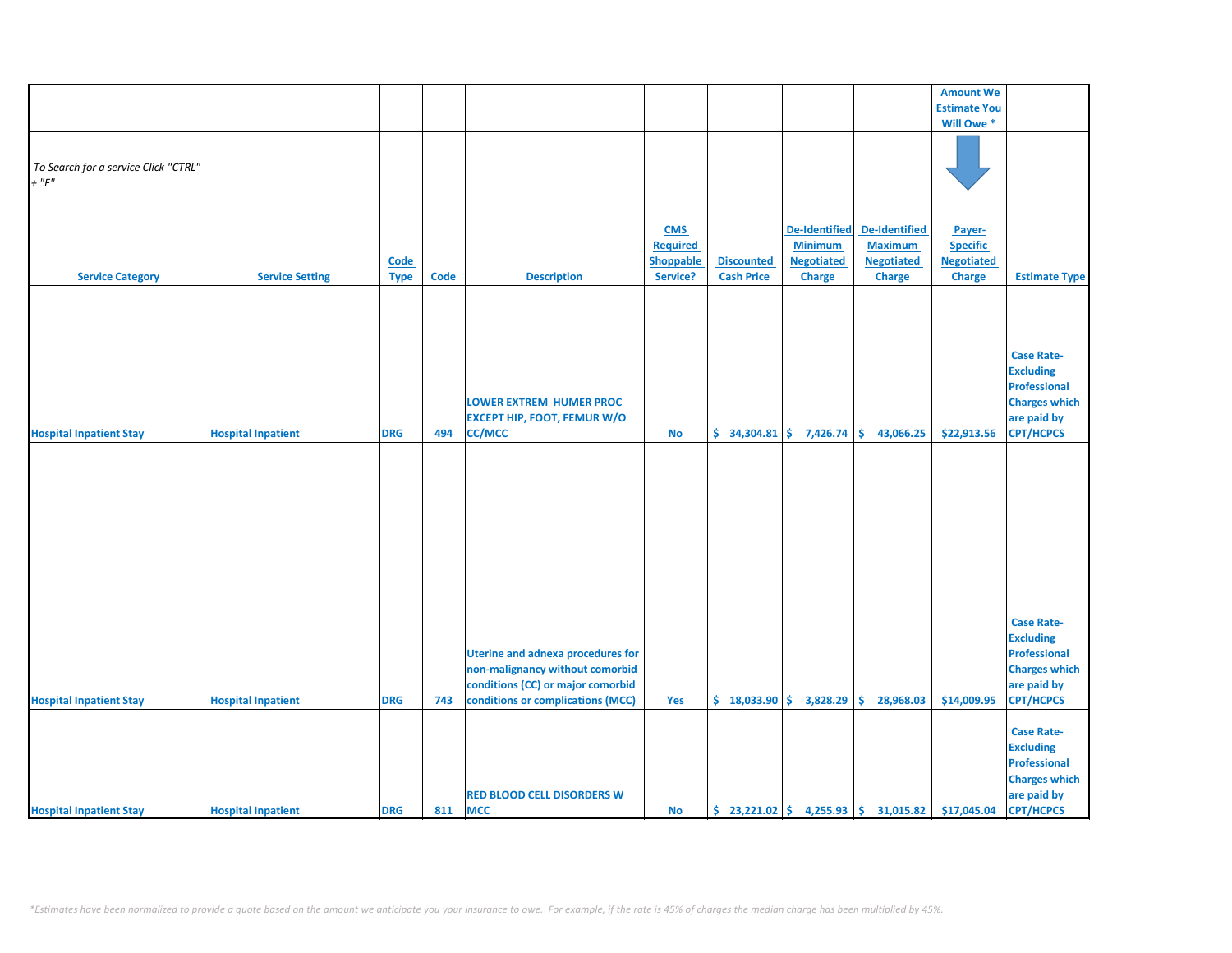| | | | | | | | | | Amount We Estimate You Will Owe * | |
|---|---|---|---|---|---|---|---|---|---|---|
| *To Search for a service Click "CTRL" + "F"* | | | | | | | | | | |
| **Service Category** | **Service Setting** | **Code Type** | **Code** | **Description** | **CMS Required Shoppable Service?** | **Discounted Cash Price** | **De-Identified Minimum Negotiated Charge** | **De-Identified Maximum Negotiated Charge** | **Payer-Specific Negotiated Charge** | **Estimate Type** |
| **Hospital Inpatient Stay** | **Hospital Inpatient** | **DRG** | **494** | **LOWER EXTREM HUMER PROC EXCEPT HIP, FOOT, FEMUR W/O CC/MCC** | **No** | **$ 34,304.81** | **$ 7,426.74** | **$ 43,066.25** | **$22,913.56** | **Case Rate-Excluding Professional Charges which are paid by CPT/HCPCS** |
| **Hospital Inpatient Stay** | **Hospital Inpatient** | **DRG** | **743** | **Uterine and adnexa procedures for non-malignancy without comorbid conditions (CC) or major comorbid conditions or complications (MCC)** | **Yes** | **$ 18,033.90** | **$ 3,828.29** | **$ 28,968.03** | **$14,009.95** | **Case Rate-Excluding Professional Charges which are paid by CPT/HCPCS** |
| **Hospital Inpatient Stay** | **Hospital Inpatient** | **DRG** | **811** | **RED BLOOD CELL DISORDERS W MCC** | **No** | **$ 23,221.02** | **$ 4,255.93** | **$ 31,015.82** | **$17,045.04** | **Case Rate-Excluding Professional Charges which are paid by CPT/HCPCS** |

*\*Estimates have been normalized to provide a quote based on the amount we anticipate you your insurance to owe. For example, if the rate is 45% of charges the median charge has been multiplied by 45%.*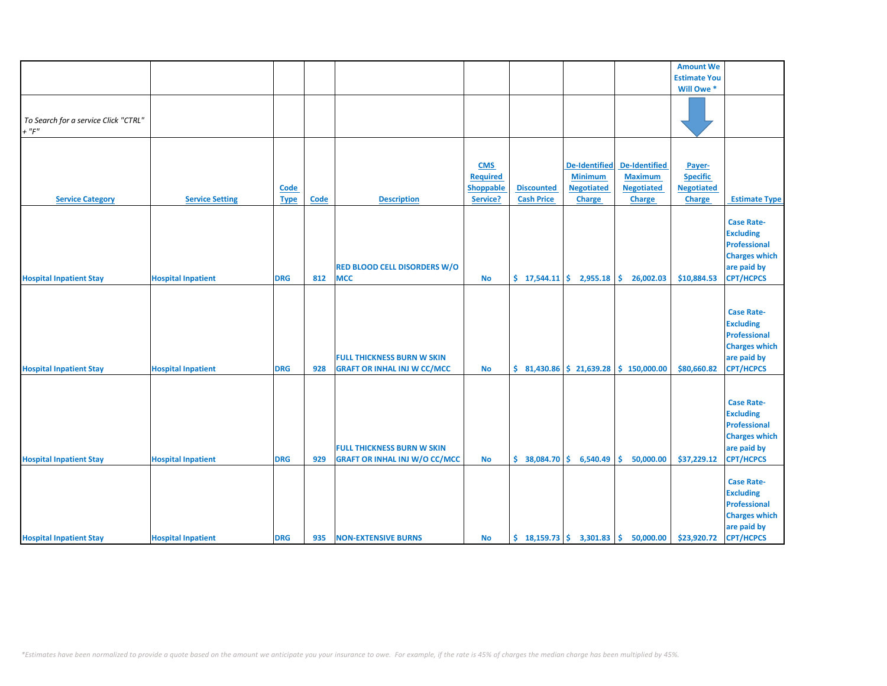| | | | | | | | | | Amount We Estimate You Will Owe * | |
|---|---|---|---|---|---|---|---|---|---|---|
| *To Search for a service Click "CTRL" + "F"* | | | | | | | | | | |
| **Service Category** | **Service Setting** | **Code Type** | **Code** | **Description** | **CMS Required Shoppable Service?** | **Discounted Cash Price** | **De-Identified Minimum Negotiated Charge** | **De-Identified Maximum Negotiated Charge** | **Payer-Specific Negotiated Charge** | **Estimate Type** |
| Hospital Inpatient Stay | Hospital Inpatient | DRG | 812 | RED BLOOD CELL DISORDERS W/O MCC | No | $ 17,544.11 | $ 2,955.18 | $ 26,002.03 | $10,884.53 | Case Rate-Excluding Professional Charges which are paid by CPT/HCPCS |
| Hospital Inpatient Stay | Hospital Inpatient | DRG | 928 | FULL THICKNESS BURN W SKIN GRAFT OR INHAL INJ W CC/MCC | No | $ 81,430.86 | $ 21,639.28 | $ 150,000.00 | $80,660.82 | Case Rate-Excluding Professional Charges which are paid by CPT/HCPCS |
| Hospital Inpatient Stay | Hospital Inpatient | DRG | 929 | FULL THICKNESS BURN W SKIN GRAFT OR INHAL INJ W/O CC/MCC | No | $ 38,084.70 | $ 6,540.49 | $ 50,000.00 | $37,229.12 | Case Rate-Excluding Professional Charges which are paid by CPT/HCPCS |
| Hospital Inpatient Stay | Hospital Inpatient | DRG | 935 | NON-EXTENSIVE BURNS | No | $ 18,159.73 | $ 3,301.83 | $ 50,000.00 | $23,920.72 | Case Rate-Excluding Professional Charges which are paid by CPT/HCPCS |

*\*Estimates have been normalized to provide a quote based on the amount we anticipate you your insurance to owe. For example, if the rate is 45% of charges the median charge has been multiplied by 45%.*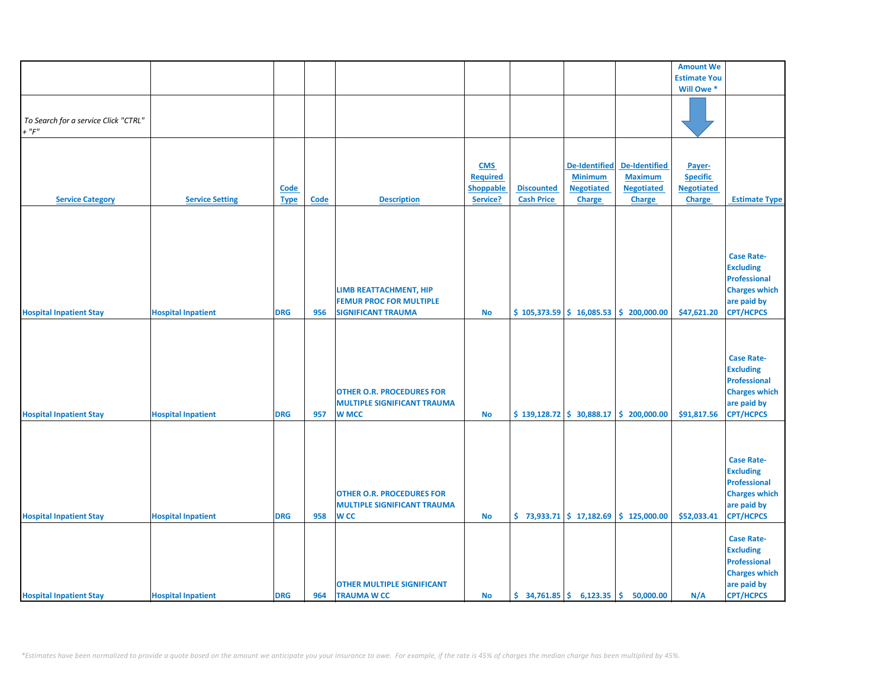| | | | | | | | | | Amount We Estimate You Will Owe * | |
|---|---|---|---|---|---|---|---|---|---|---|
| *To Search for a service Click "CTRL" + "F"* | | | | | | | | | | |
| Service Category | Service Setting | Code Type | Code | Description | CMS Required Shoppable Service? | Discounted Cash Price | De-Identified Minimum Negotiated Charge | De-Identified Maximum Negotiated Charge | Payer-Specific Negotiated Charge | Estimate Type |
| Hospital Inpatient Stay | Hospital Inpatient | DRG | 956 | LIMB REATTACHMENT, HIP FEMUR PROC FOR MULTIPLE SIGNIFICANT TRAUMA | No | $ 105,373.59 | $ 16,085.53 | $ 200,000.00 | $47,621.20 | Case Rate-Excluding Professional Charges which are paid by CPT/HCPCS |
| Hospital Inpatient Stay | Hospital Inpatient | DRG | 957 | OTHER O.R. PROCEDURES FOR MULTIPLE SIGNIFICANT TRAUMA W MCC | No | $ 139,128.72 | $ 30,888.17 | $ 200,000.00 | $91,817.56 | Case Rate-Excluding Professional Charges which are paid by CPT/HCPCS |
| Hospital Inpatient Stay | Hospital Inpatient | DRG | 958 | OTHER O.R. PROCEDURES FOR MULTIPLE SIGNIFICANT TRAUMA W CC | No | $ 73,933.71 | $ 17,182.69 | $ 125,000.00 | $52,033.41 | Case Rate-Excluding Professional Charges which are paid by CPT/HCPCS |
| Hospital Inpatient Stay | Hospital Inpatient | DRG | 964 | OTHER MULTIPLE SIGNIFICANT TRAUMA W CC | No | $ 34,761.85 | $ 6,123.35 | $ 50,000.00 | N/A | Case Rate-Excluding Professional Charges which are paid by CPT/HCPCS |

*\*Estimates have been normalized to provide a quote based on the amount we anticipate you your insurance to owe. For example, if the rate is 45% of charges the median charge has been multiplied by 45%.*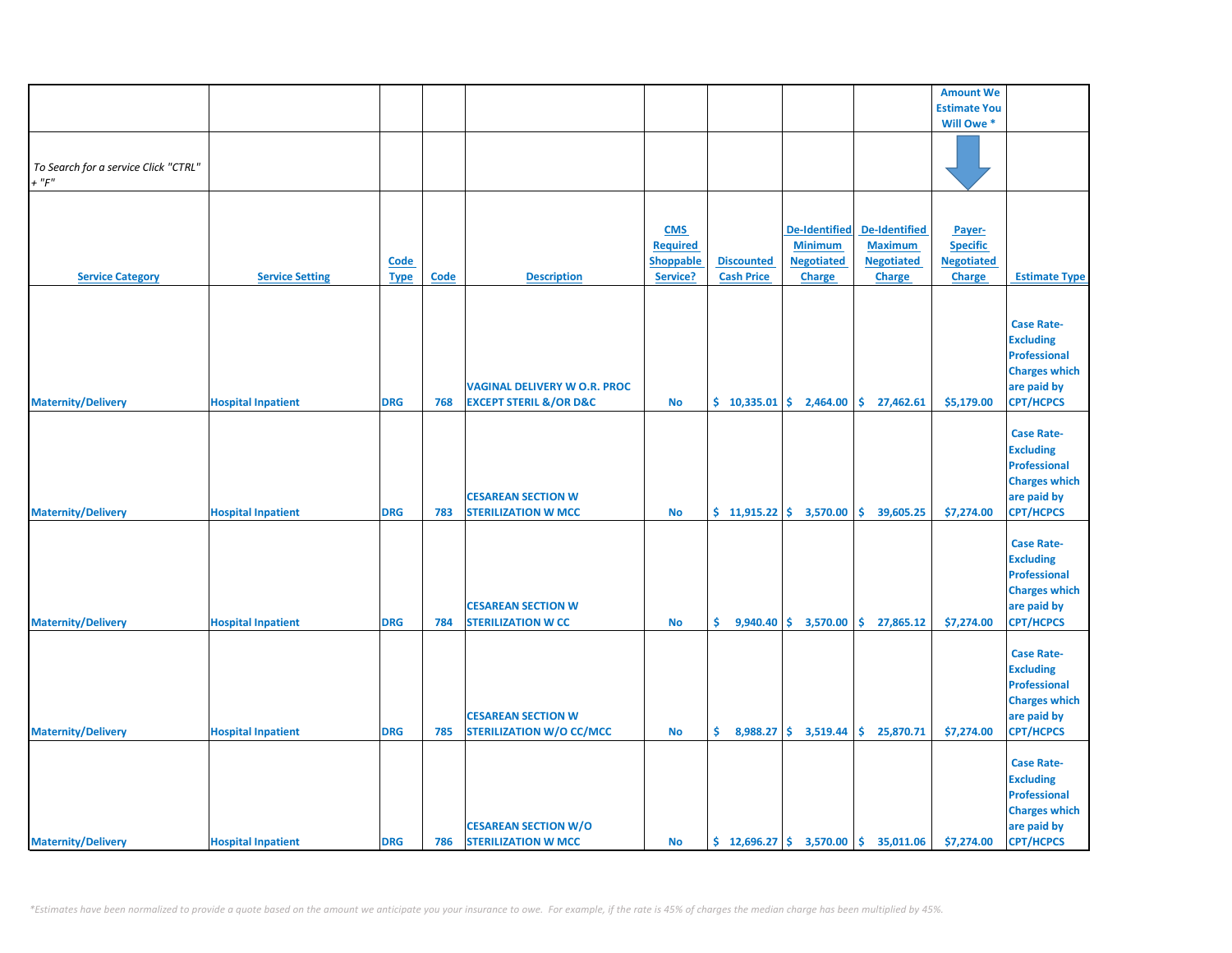| | | | | | | | | | Amount We Estimate You Will Owe * | |
|---|---|---|---|---|---|---|---|---|---|---|
| *To Search for a service Click "CTRL" + "F"* | | | | | | | | | | |
| **Service Category** | **Service Setting** | **Code Type** | **Code** | **Description** | **CMS Required Shoppable Service?** | **Discounted Cash Price** | **De-Identified Minimum Negotiated Charge** | **De-Identified Maximum Negotiated Charge** | **Payer-Specific Negotiated Charge** | **Estimate Type** |
| Maternity/Delivery | Hospital Inpatient | DRG | 768 | VAGINAL DELIVERY W O.R. PROC EXCEPT STERIL &/OR D&C | No | $ 10,335.01 | $ 2,464.00 | $ 27,462.61 | $5,179.00 | Case Rate- Excluding Professional Charges which are paid by CPT/HCPCS |
| Maternity/Delivery | Hospital Inpatient | DRG | 783 | CESAREAN SECTION W STERILIZATION W MCC | No | $ 11,915.22 | $ 3,570.00 | $ 39,605.25 | $7,274.00 | Case Rate- Excluding Professional Charges which are paid by CPT/HCPCS |
| Maternity/Delivery | Hospital Inpatient | DRG | 784 | CESAREAN SECTION W STERILIZATION W CC | No | $ 9,940.40 | $ 3,570.00 | $ 27,865.12 | $7,274.00 | Case Rate- Excluding Professional Charges which are paid by CPT/HCPCS |
| Maternity/Delivery | Hospital Inpatient | DRG | 785 | CESAREAN SECTION W STERILIZATION W/O CC/MCC | No | $ 8,988.27 | $ 3,519.44 | $ 25,870.71 | $7,274.00 | Case Rate- Excluding Professional Charges which are paid by CPT/HCPCS |
| Maternity/Delivery | Hospital Inpatient | DRG | 786 | CESAREAN SECTION W/O STERILIZATION W MCC | No | $ 12,696.27 | $ 3,570.00 | $ 35,011.06 | $7,274.00 | Case Rate- Excluding Professional Charges which are paid by CPT/HCPCS |

*\*Estimates have been normalized to provide a quote based on the amount we anticipate you your insurance to owe. For example, if the rate is 45% of charges the median charge has been multiplied by 45%.*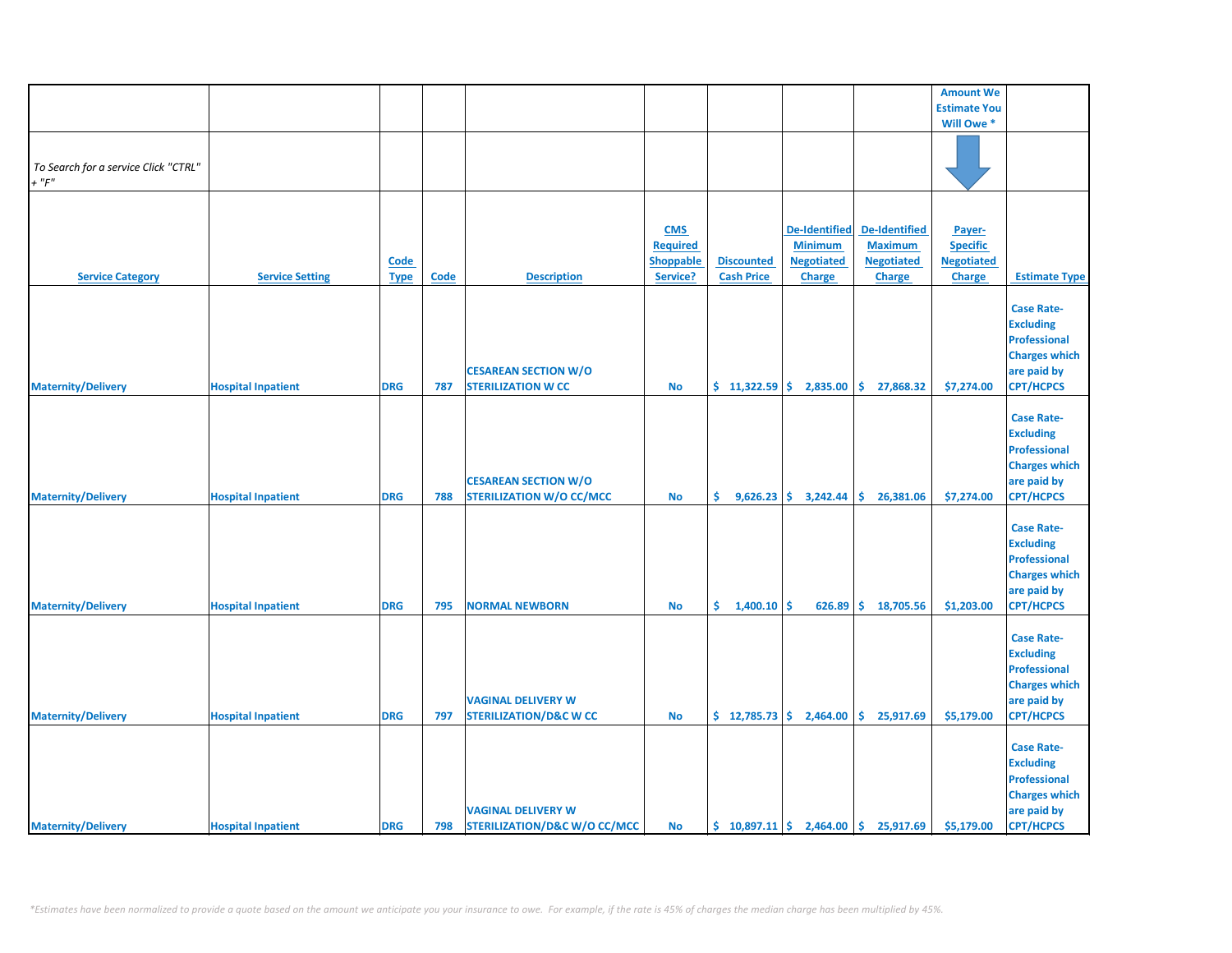| | | | | | | | | | Amount We Estimate You Will Owe * | |
|---|---|---|---|---|---|---|---|---|---|---|
| *To Search for a service Click "CTRL" + "F"* | | | | | | | | | | |
| Service Category | Service Setting | Code Type | Code | Description | CMS Required Shoppable Service? | Discounted Cash Price | De-Identified Minimum Negotiated Charge | De-Identified Maximum Negotiated Charge | Payer-Specific Negotiated Charge | Estimate Type |
| Maternity/Delivery | Hospital Inpatient | DRG | 787 | CESAREAN SECTION W/O STERILIZATION W CC | No | $ 11,322.59 | $ 2,835.00 | $ 27,868.32 | $7,274.00 | Case Rate-Excluding Professional Charges which are paid by CPT/HCPCS |
| Maternity/Delivery | Hospital Inpatient | DRG | 788 | CESAREAN SECTION W/O STERILIZATION W/O CC/MCC | No | $ 9,626.23 | $ 3,242.44 | $ 26,381.06 | $7,274.00 | Case Rate-Excluding Professional Charges which are paid by CPT/HCPCS |
| Maternity/Delivery | Hospital Inpatient | DRG | 795 | NORMAL NEWBORN | No | $ 1,400.10 | $ 626.89 | $ 18,705.56 | $1,203.00 | Case Rate-Excluding Professional Charges which are paid by CPT/HCPCS |
| Maternity/Delivery | Hospital Inpatient | DRG | 797 | VAGINAL DELIVERY W STERILIZATION/D&C W CC | No | $ 12,785.73 | $ 2,464.00 | $ 25,917.69 | $5,179.00 | Case Rate-Excluding Professional Charges which are paid by CPT/HCPCS |
| Maternity/Delivery | Hospital Inpatient | DRG | 798 | VAGINAL DELIVERY W STERILIZATION/D&C W/O CC/MCC | No | $ 10,897.11 | $ 2,464.00 | $ 25,917.69 | $5,179.00 | Case Rate-Excluding Professional Charges which are paid by CPT/HCPCS |

*\*Estimates have been normalized to provide a quote based on the amount we anticipate you your insurance to owe. For example, if the rate is 45% of charges the median charge has been multiplied by 45%.*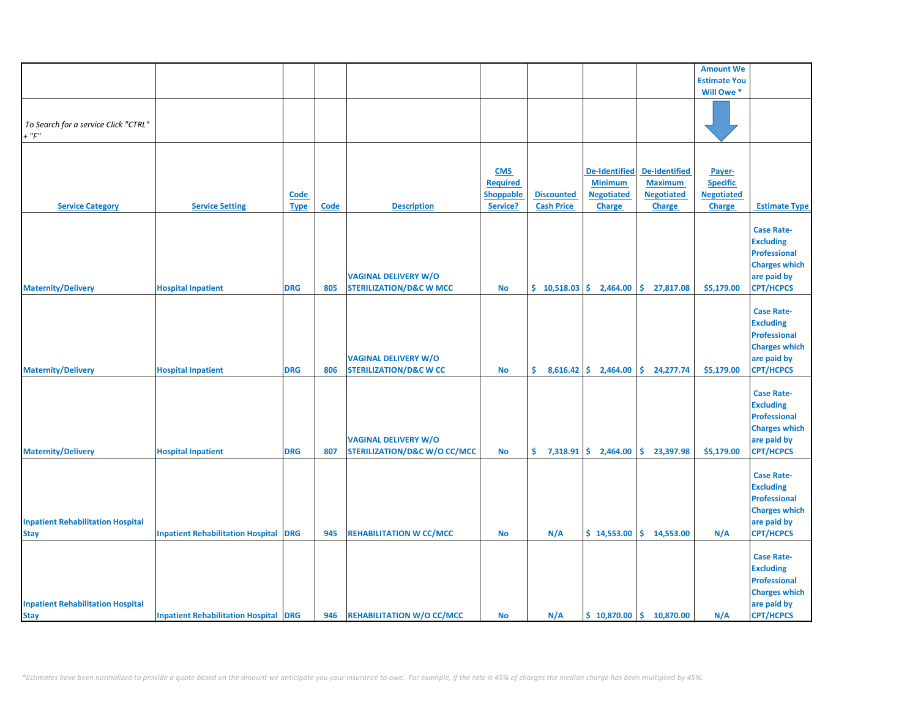| | | | | | | | | | Amount We Estimate You Will Owe * | |
|---|---|---|---|---|---|---|---|---|---|---|
| *To Search for a service Click "CTRL" + "F"* | | | | | | | | | | |
| **Service Category** | **Service Setting** | **Code Type** | **Code** | **Description** | **CMS Required Shoppable Service?** | **Discounted Cash Price** | **De-Identified Minimum Negotiated Charge** | **De-Identified Maximum Negotiated Charge** | **Payer-Specific Negotiated Charge** | **Estimate Type** |
| Maternity/Delivery | Hospital Inpatient | DRG | 805 | VAGINAL DELIVERY W/O STERILIZATION/D&C W MCC | No | $ 10,518.03 | $ 2,464.00 | $ 27,817.08 | $5,179.00 | Case Rate-Excluding Professional Charges which are paid by CPT/HCPCS |
| Maternity/Delivery | Hospital Inpatient | DRG | 806 | VAGINAL DELIVERY W/O STERILIZATION/D&C W CC | No | $ 8,616.42 | $ 2,464.00 | $ 24,277.74 | $5,179.00 | Case Rate-Excluding Professional Charges which are paid by CPT/HCPCS |
| Maternity/Delivery | Hospital Inpatient | DRG | 807 | VAGINAL DELIVERY W/O STERILIZATION/D&C W/O CC/MCC | No | $ 7,318.91 | $ 2,464.00 | $ 23,397.98 | $5,179.00 | Case Rate-Excluding Professional Charges which are paid by CPT/HCPCS |
| Inpatient Rehabilitation Hospital Stay | Inpatient Rehabilitation Hospital | DRG | 945 | REHABILITATION W CC/MCC | No | N/A | $ 14,553.00 | $ 14,553.00 | N/A | Case Rate-Excluding Professional Charges which are paid by CPT/HCPCS |
| Inpatient Rehabilitation Hospital Stay | Inpatient Rehabilitation Hospital | DRG | 946 | REHABILITATION W/O CC/MCC | No | N/A | $ 10,870.00 | $ 10,870.00 | N/A | Case Rate-Excluding Professional Charges which are paid by CPT/HCPCS |

*\*Estimates have been normalized to provide a quote based on the amount we anticipate you your insurance to owe. For example, if the rate is 45% of charges the median charge has been multiplied by 45%.*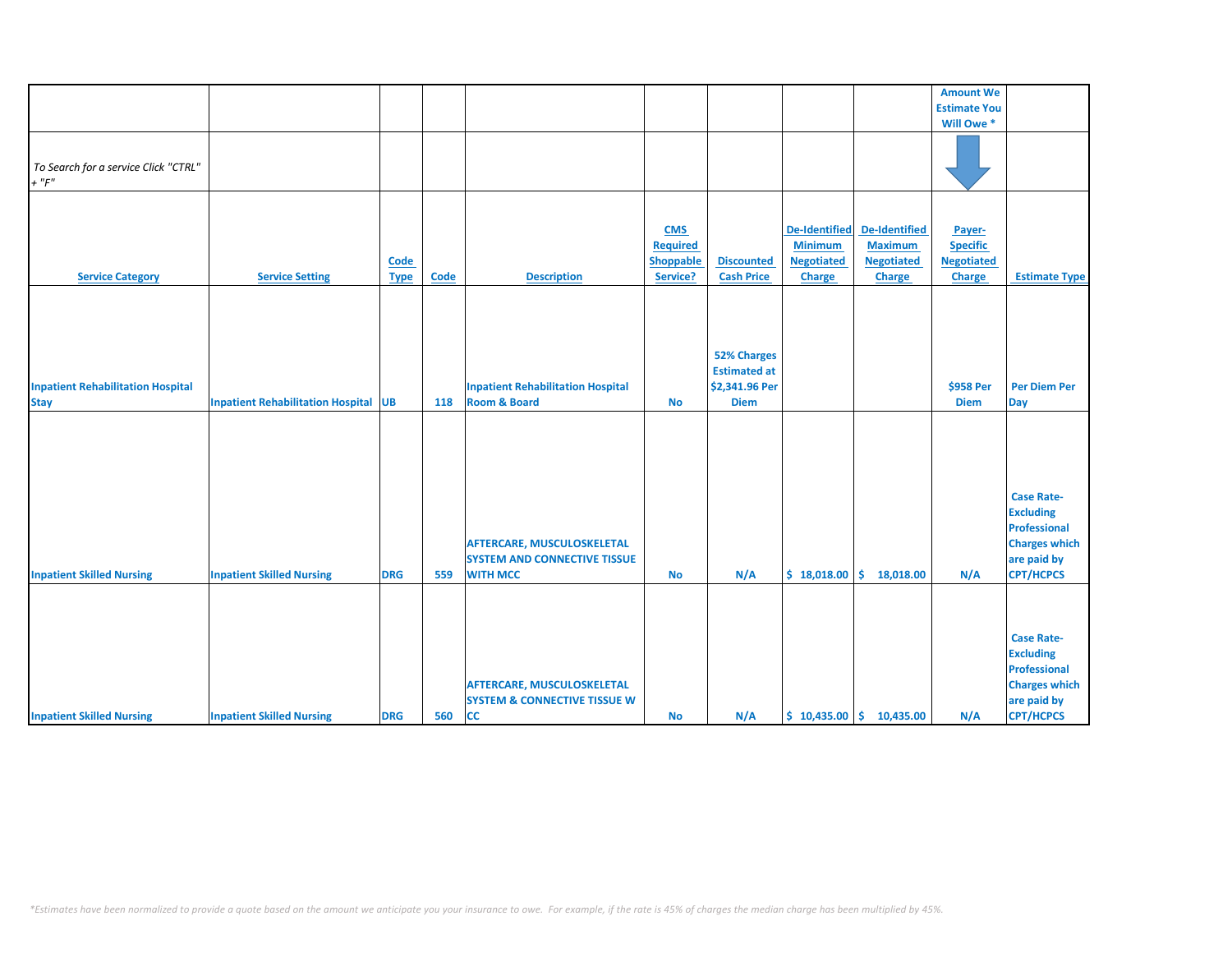| | | | | | | | | | Amount We Estimate You Will Owe * | |
|---|---|---|---|---|---|---|---|---|---|---|
| *To Search for a service Click "CTRL" + "F"* | | | | | | | | | | |
| Service Category | Service Setting | Code Type | Code | Description | CMS Required Shoppable Service? | Discounted Cash Price | De-Identified Minimum Negotiated Charge | De-Identified Maximum Negotiated Charge | Payer-Specific Negotiated Charge | Estimate Type |
| Inpatient Rehabilitation Hospital Stay | Inpatient Rehabilitation Hospital | UB | 118 | Inpatient Rehabilitation Hospital Room & Board | No | 52% Charges Estimated at $2,341.96 Per Diem | | | $958 Per Diem | Per Diem Per Day |
| Inpatient Skilled Nursing | Inpatient Skilled Nursing | DRG | 559 | AFTERCARE, MUSCULOSKELETAL SYSTEM AND CONNECTIVE TISSUE WITH MCC | No | N/A | $ 18,018.00 | $ 18,018.00 | N/A | Case Rate-Excluding Professional Charges which are paid by CPT/HCPCS |
| Inpatient Skilled Nursing | Inpatient Skilled Nursing | DRG | 560 | AFTERCARE, MUSCULOSKELETAL SYSTEM & CONNECTIVE TISSUE W CC | No | N/A | $ 10,435.00 | $ 10,435.00 | N/A | Case Rate-Excluding Professional Charges which are paid by CPT/HCPCS |

*\*Estimates have been normalized to provide a quote based on the amount we anticipate you your insurance to owe. For example, if the rate is 45% of charges the median charge has been multiplied by 45%.*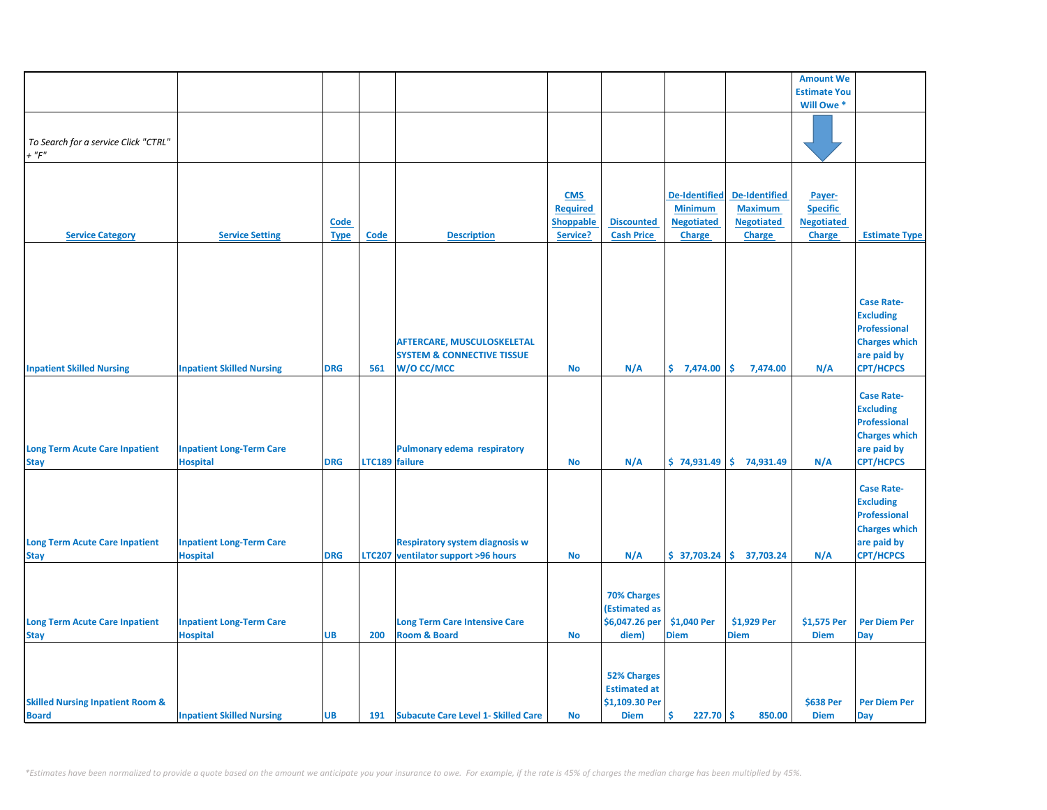| | | | | | | | | | Amount We Estimate You Will Owe * | |
|---|---|---|---|---|---|---|---|---|---|---|
| *To Search for a service Click "CTRL" + "F"* | | | | | | | | | | |
| **Service Category** | **Service Setting** | **Code Type** | **Code** | **Description** | **CMS Required Shoppable Service?** | **Discounted Cash Price** | **De-Identified Minimum Negotiated Charge** | **De-Identified Maximum Negotiated Charge** | **Payer-Specific Negotiated Charge** | **Estimate Type** |
| Inpatient Skilled Nursing | Inpatient Skilled Nursing | DRG | 561 | AFTERCARE, MUSCULOSKELETAL SYSTEM & CONNECTIVE TISSUE W/O CC/MCC | No | N/A | $ 7,474.00 | $ 7,474.00 | N/A | Case Rate- Excluding Professional Charges which are paid by CPT/HCPCS |
| Long Term Acute Care Inpatient Stay | Inpatient Long-Term Care Hospital | DRG | LTC189 | Pulmonary edema respiratory failure | No | N/A | $ 74,931.49 | $ 74,931.49 | N/A | Case Rate- Excluding Professional Charges which are paid by CPT/HCPCS |
| Long Term Acute Care Inpatient Stay | Inpatient Long-Term Care Hospital | DRG | LTC207 | Respiratory system diagnosis w ventilator support >96 hours | No | N/A | $ 37,703.24 | $ 37,703.24 | N/A | Case Rate- Excluding Professional Charges which are paid by CPT/HCPCS |
| Long Term Acute Care Inpatient Stay | Inpatient Long-Term Care Hospital | UB | 200 | Long Term Care Intensive Care Room & Board | No | 70% Charges (Estimated as $6,047.26 per diem) | $1,040 Per Diem | $1,929 Per Diem | $1,575 Per Diem | Per Diem Per Day |
| Skilled Nursing Inpatient Room & Board | Inpatient Skilled Nursing | UB | 191 | Subacute Care Level 1- Skilled Care | No | 52% Charges Estimated at $1,109.30 Per Diem | $ 227.70 | $ 850.00 | $638 Per Diem | Per Diem Per Day |

*\*Estimates have been normalized to provide a quote based on the amount we anticipate you your insurance to owe. For example, if the rate is 45% of charges the median charge has been multiplied by 45%.*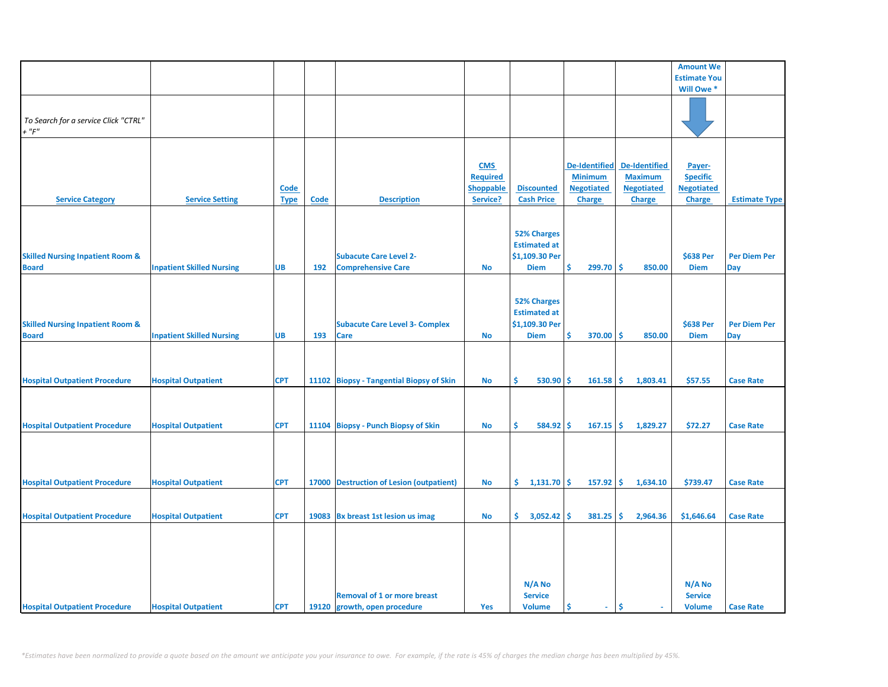| | | | | | | | | | Amount We Estimate You Will Owe * | |
|---|---|---|---|---|---|---|---|---|---|---|
| *To Search for a service Click "CTRL" + "F"* | | | | | | | | | | |
| **Service Category** | **Service Setting** | **Code Type** | **Code** | **Description** | **CMS Required Shoppable Service?** | **Discounted Cash Price** | **De-Identified Minimum Negotiated Charge** | **De-Identified Maximum Negotiated Charge** | **Payer-Specific Negotiated Charge** | **Estimate Type** |
| Skilled Nursing Inpatient Room & Board | Inpatient Skilled Nursing | UB | 192 | Subacute Care Level 2- Comprehensive Care | No | 52% Charges Estimated at $1,109.30 Per Diem | $ 299.70 | $ 850.00 | $638 Per Diem | Per Diem Per Day |
| Skilled Nursing Inpatient Room & Board | Inpatient Skilled Nursing | UB | 193 | Subacute Care Level 3- Complex Care | No | 52% Charges Estimated at $1,109.30 Per Diem | $ 370.00 | $ 850.00 | $638 Per Diem | Per Diem Per Day |
| Hospital Outpatient Procedure | Hospital Outpatient | CPT | 11102 | Biopsy - Tangential Biopsy of Skin | No | $ 530.90 | $ 161.58 | $ 1,803.41 | $57.55 | Case Rate |
| Hospital Outpatient Procedure | Hospital Outpatient | CPT | 11104 | Biopsy - Punch Biopsy of Skin | No | $ 584.92 | $ 167.15 | $ 1,829.27 | $72.27 | Case Rate |
| Hospital Outpatient Procedure | Hospital Outpatient | CPT | 17000 | Destruction of Lesion (outpatient) | No | $ 1,131.70 | $ 157.92 | $ 1,634.10 | $739.47 | Case Rate |
| Hospital Outpatient Procedure | Hospital Outpatient | CPT | 19083 | Bx breast 1st lesion us imag | No | $ 3,052.42 | $ 381.25 | $ 2,964.36 | $1,646.64 | Case Rate |
| Hospital Outpatient Procedure | Hospital Outpatient | CPT | 19120 | Removal of 1 or more breast growth, open procedure | Yes | N/A No Service Volume | $ - | $ - | N/A No Service Volume | Case Rate |

*\*Estimates have been normalized to provide a quote based on the amount we anticipate you your insurance to owe. For example, if the rate is 45% of charges the median charge has been multiplied by 45%.*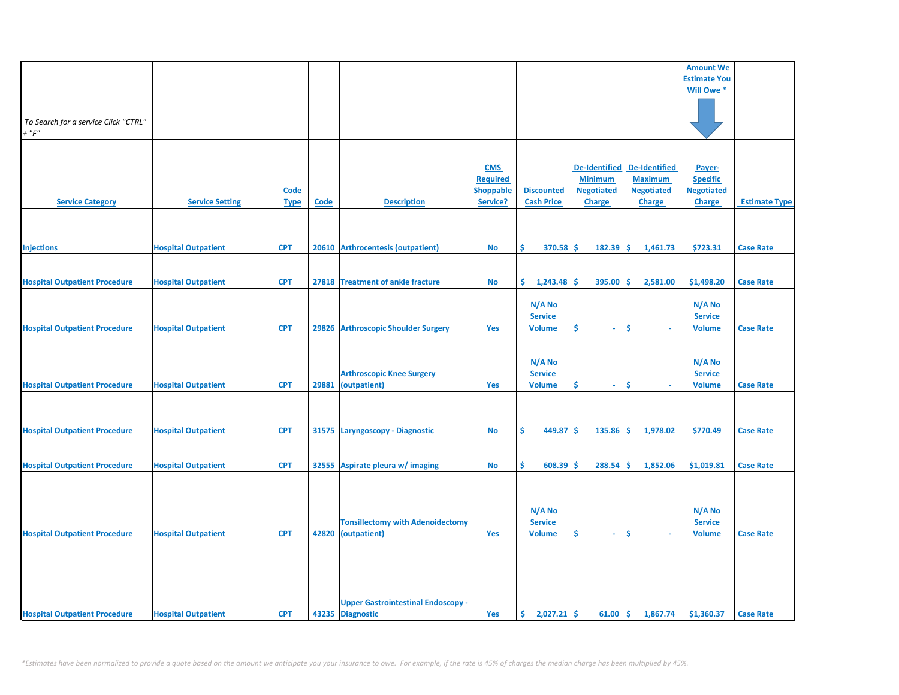| | | | | | | | | | Amount We Estimate You Will Owe * | |
|---|---|---|---|---|---|---|---|---|---|---|
| *To Search for a service Click "CTRL" + "F"* | | | | | | | | | | |
| **Service Category** | **Service Setting** | **Code Type** | **Code** | **Description** | **CMS Required Shoppable Service?** | **Discounted Cash Price** | **De-Identified Minimum Negotiated Charge** | **De-Identified Maximum Negotiated Charge** | **Payer-Specific Negotiated Charge** | **Estimate Type** |
| Injections | Hospital Outpatient | CPT | 20610 | Arthrocentesis (outpatient) | No | $ 370.58 | $ 182.39 | $ 1,461.73 | $723.31 | Case Rate |
| Hospital Outpatient Procedure | Hospital Outpatient | CPT | 27818 | Treatment of ankle fracture | No | $ 1,243.48 | $ 395.00 | $ 2,581.00 | $1,498.20 | Case Rate |
| Hospital Outpatient Procedure | Hospital Outpatient | CPT | 29826 | Arthroscopic Shoulder Surgery | Yes | N/A No Service Volume | $ - | $ - | N/A No Service Volume | Case Rate |
| Hospital Outpatient Procedure | Hospital Outpatient | CPT | 29881 | Arthroscopic Knee Surgery (outpatient) | Yes | N/A No Service Volume | $ - | $ - | N/A No Service Volume | Case Rate |
| Hospital Outpatient Procedure | Hospital Outpatient | CPT | 31575 | Laryngoscopy - Diagnostic | No | $ 449.87 | $ 135.86 | $ 1,978.02 | $770.49 | Case Rate |
| Hospital Outpatient Procedure | Hospital Outpatient | CPT | 32555 | Aspirate pleura w/ imaging | No | $ 608.39 | $ 288.54 | $ 1,852.06 | $1,019.81 | Case Rate |
| Hospital Outpatient Procedure | Hospital Outpatient | CPT | 42820 | Tonsillectomy with Adenoidectomy (outpatient) | Yes | N/A No Service Volume | $ - | $ - | N/A No Service Volume | Case Rate |
| Hospital Outpatient Procedure | Hospital Outpatient | CPT | 43235 | Upper Gastrointestinal Endoscopy - Diagnostic | Yes | $ 2,027.21 | $ 61.00 | $ 1,867.74 | $1,360.37 | Case Rate |

*\*Estimates have been normalized to provide a quote based on the amount we anticipate you your insurance to owe. For example, if the rate is 45% of charges the median charge has been multiplied by 45%.*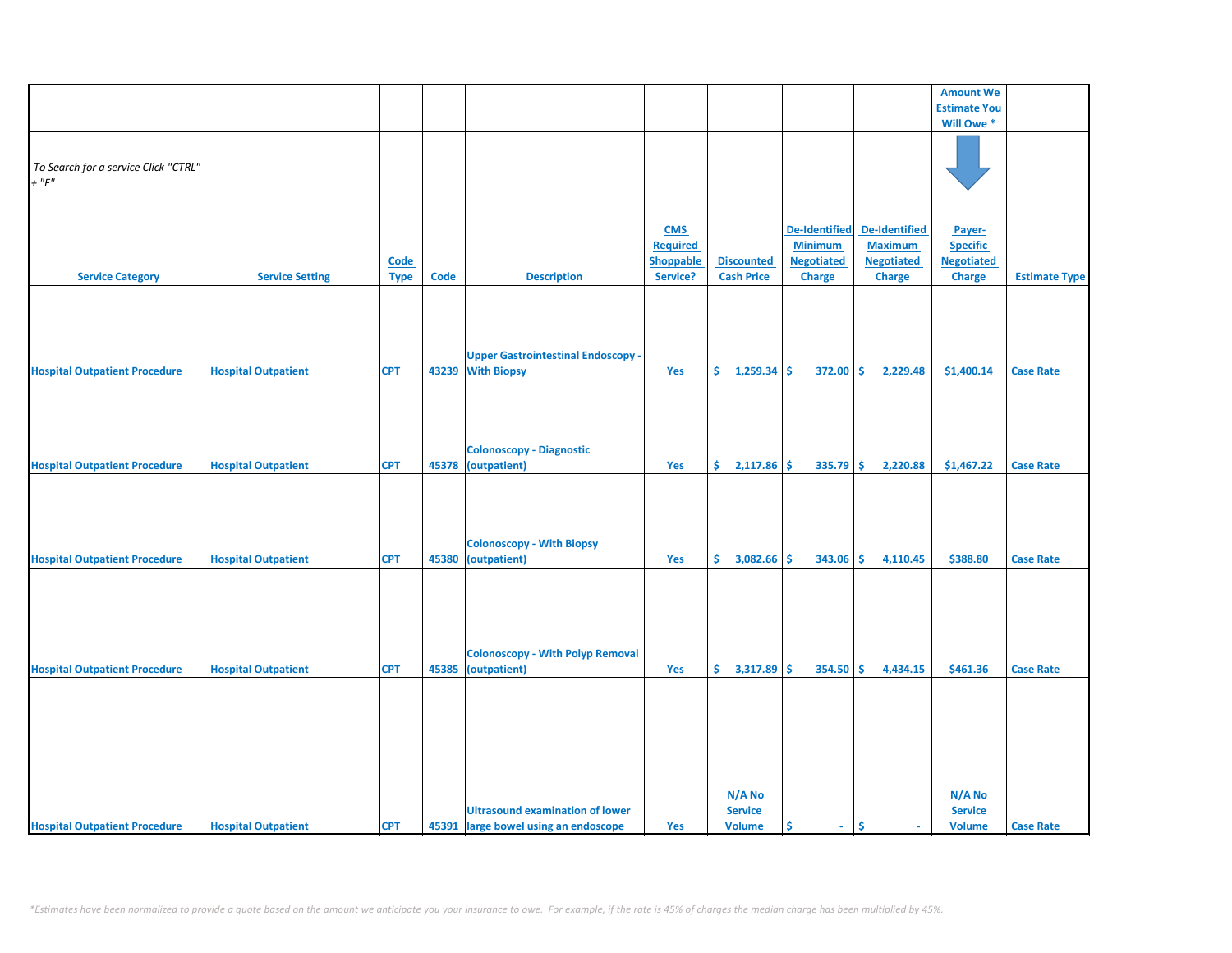| | | | | | | | | | Amount We Estimate You Will Owe * | |
|---|---|---|---|---|---|---|---|---|---|---|
| *To Search for a service Click "CTRL" + "F"* | | | | | | | | | | |
| **Service Category** | **Service Setting** | **Code Type** | **Code** | **Description** | **CMS Required Shoppable Service?** | **Discounted Cash Price** | **De-Identified Minimum Negotiated Charge** | **De-Identified Maximum Negotiated Charge** | **Payer-Specific Negotiated Charge** | **Estimate Type** |
| Hospital Outpatient Procedure | Hospital Outpatient | CPT | 43239 | Upper Gastrointestinal Endoscopy - With Biopsy | Yes | $ 1,259.34 | $ 372.00 | $ 2,229.48 | $1,400.14 | Case Rate |
| Hospital Outpatient Procedure | Hospital Outpatient | CPT | 45378 | Colonoscopy - Diagnostic (outpatient) | Yes | $ 2,117.86 | $ 335.79 | $ 2,220.88 | $1,467.22 | Case Rate |
| Hospital Outpatient Procedure | Hospital Outpatient | CPT | 45380 | Colonoscopy - With Biopsy (outpatient) | Yes | $ 3,082.66 | $ 343.06 | $ 4,110.45 | $388.80 | Case Rate |
| Hospital Outpatient Procedure | Hospital Outpatient | CPT | 45385 | Colonoscopy - With Polyp Removal (outpatient) | Yes | $ 3,317.89 | $ 354.50 | $ 4,434.15 | $461.36 | Case Rate |
| Hospital Outpatient Procedure | Hospital Outpatient | CPT | 45391 | Ultrasound examination of lower large bowel using an endoscope | Yes | N/A No Service Volume | $ - | $ - | N/A No Service Volume | Case Rate |

*\*Estimates have been normalized to provide a quote based on the amount we anticipate you your insurance to owe. For example, if the rate is 45% of charges the median charge has been multiplied by 45%.*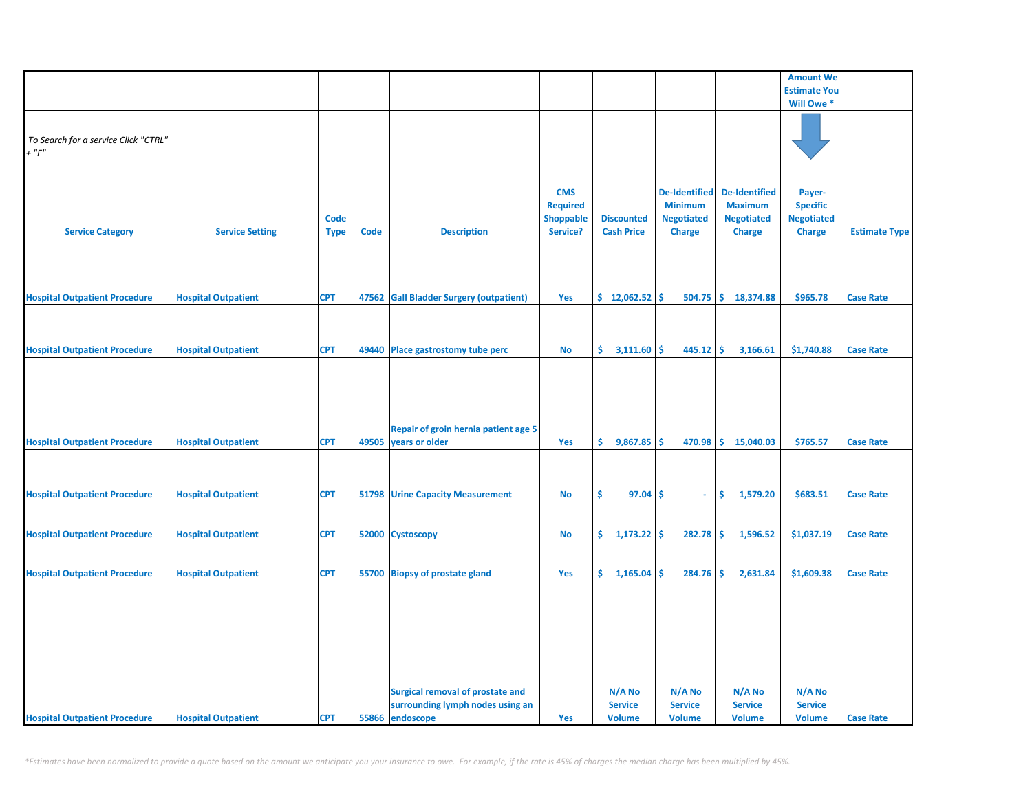| | | | | | | | | | Amount We Estimate You Will Owe * | |
|---|---|---|---|---|---|---|---|---|---|---|
| *To Search for a service Click "CTRL" + "F"* | | | | | | | | | | |
| **Service Category** | **Service Setting** | **Code Type** | **Code** | **Description** | **CMS Required Shoppable Service?** | **Discounted Cash Price** | **De-Identified Minimum Negotiated Charge** | **De-Identified Maximum Negotiated Charge** | **Payer-Specific Negotiated Charge** | **Estimate Type** |
| Hospital Outpatient Procedure | Hospital Outpatient | CPT | 47562 | Gall Bladder Surgery (outpatient) | Yes | $ 12,062.52 | $ 504.75 | $ 18,374.88 | $965.78 | Case Rate |
| Hospital Outpatient Procedure | Hospital Outpatient | CPT | 49440 | Place gastrostomy tube perc | No | $ 3,111.60 | $ 445.12 | $ 3,166.61 | $1,740.88 | Case Rate |
| Hospital Outpatient Procedure | Hospital Outpatient | CPT | 49505 | Repair of groin hernia patient age 5 years or older | Yes | $ 9,867.85 | $ 470.98 | $ 15,040.03 | $765.57 | Case Rate |
| Hospital Outpatient Procedure | Hospital Outpatient | CPT | 51798 | Urine Capacity Measurement | No | $ 97.04 | $ - | $ 1,579.20 | $683.51 | Case Rate |
| Hospital Outpatient Procedure | Hospital Outpatient | CPT | 52000 | Cystoscopy | No | $ 1,173.22 | $ 282.78 | $ 1,596.52 | $1,037.19 | Case Rate |
| Hospital Outpatient Procedure | Hospital Outpatient | CPT | 55700 | Biopsy of prostate gland | Yes | $ 1,165.04 | $ 284.76 | $ 2,631.84 | $1,609.38 | Case Rate |
| Hospital Outpatient Procedure | Hospital Outpatient | CPT | 55866 | Surgical removal of prostate and surrounding lymph nodes using an endoscope | Yes | N/A No Service Volume | N/A No Service Volume | N/A No Service Volume | N/A No Service Volume | Case Rate |

*\*Estimates have been normalized to provide a quote based on the amount we anticipate you your insurance to owe. For example, if the rate is 45% of charges the median charge has been multiplied by 45%.*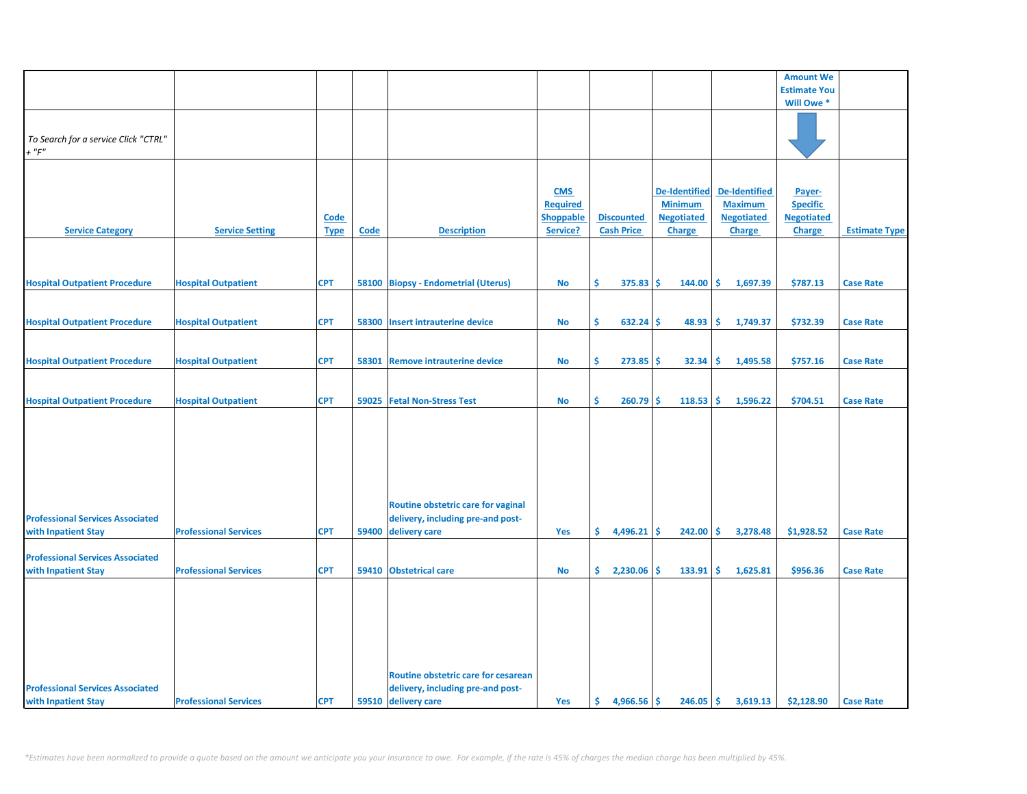| | | | | | | | | | Amount We Estimate You Will Owe * | |
|---|---|---|---|---|---|---|---|---|---|---|
| *To Search for a service Click "CTRL" + "F"* | | | | | | | | | | |
| Service Category | Service Setting | Code Type | Code | Description | CMS Required Shoppable Service? | Discounted Cash Price | De-Identified Minimum Negotiated Charge | De-Identified Maximum Negotiated Charge | Payer-Specific Negotiated Charge | Estimate Type |
| Hospital Outpatient Procedure | Hospital Outpatient | CPT | 58100 | Biopsy - Endometrial (Uterus) | No | $ 375.83 | $ 144.00 | $ 1,697.39 | $787.13 | Case Rate |
| Hospital Outpatient Procedure | Hospital Outpatient | CPT | 58300 | Insert intrauterine device | No | $ 632.24 | $ 48.93 | $ 1,749.37 | $732.39 | Case Rate |
| Hospital Outpatient Procedure | Hospital Outpatient | CPT | 58301 | Remove intrauterine device | No | $ 273.85 | $ 32.34 | $ 1,495.58 | $757.16 | Case Rate |
| Hospital Outpatient Procedure | Hospital Outpatient | CPT | 59025 | Fetal Non-Stress Test | No | $ 260.79 | $ 118.53 | $ 1,596.22 | $704.51 | Case Rate |
| Professional Services Associated with Inpatient Stay | Professional Services | CPT | 59400 | Routine obstetric care for vaginal delivery, including pre-and post-delivery care | Yes | $ 4,496.21 | $ 242.00 | $ 3,278.48 | $1,928.52 | Case Rate |
| Professional Services Associated with Inpatient Stay | Professional Services | CPT | 59410 | Obstetrical care | No | $ 2,230.06 | $ 133.91 | $ 1,625.81 | $956.36 | Case Rate |
| Professional Services Associated with Inpatient Stay | Professional Services | CPT | 59510 | Routine obstetric care for cesarean delivery, including pre-and post-delivery care | Yes | $ 4,966.56 | $ 246.05 | $ 3,619.13 | $2,128.90 | Case Rate |

*\*Estimates have been normalized to provide a quote based on the amount we anticipate you your insurance to owe. For example, if the rate is 45% of charges the median charge has been multiplied by 45%.*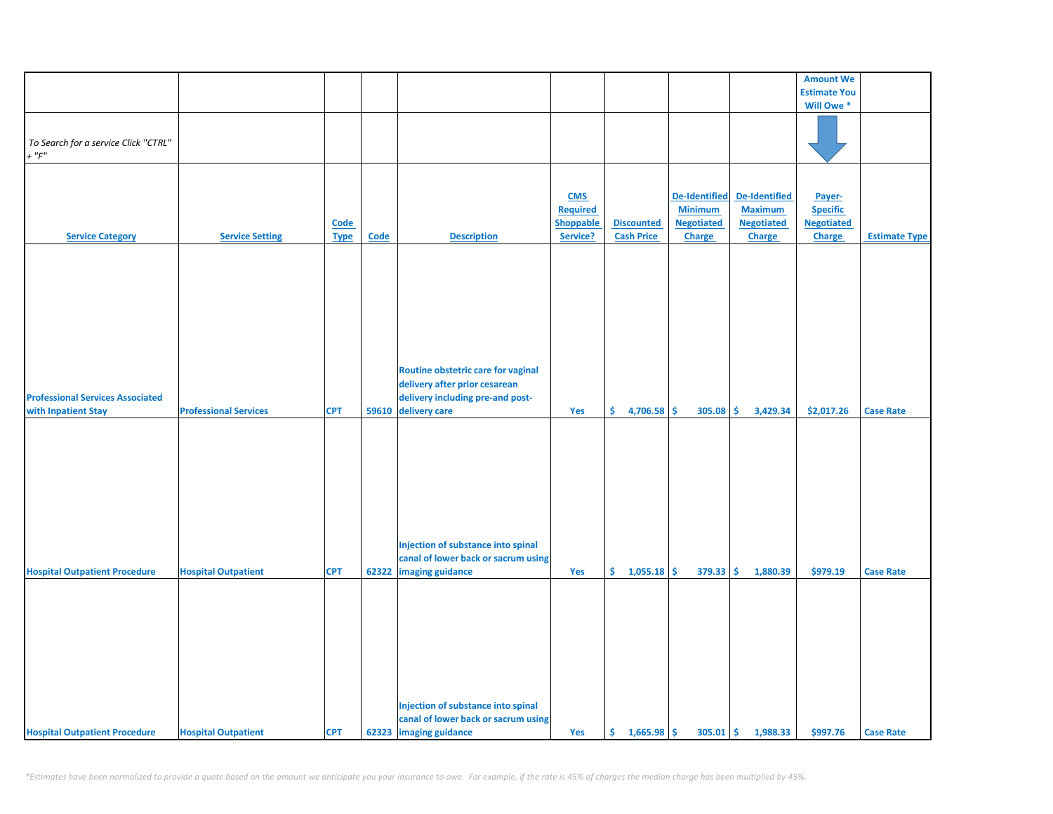| | | | | | | | | | Amount We Estimate You Will Owe * | |
|---|---|---|---|---|---|---|---|---|---|---|
| *To Search for a service Click "CTRL" + "F"* | | | | | | | | | | |
| **Service Category** | **Service Setting** | **Code Type** | **Code** | **Description** | **CMS Required Shoppable Service?** | **Discounted Cash Price** | **De-Identified Minimum Negotiated Charge** | **De-Identified Maximum Negotiated Charge** | **Payer-Specific Negotiated Charge** | **Estimate Type** |
| Professional Services Associated with Inpatient Stay | Professional Services | CPT | 59610 | Routine obstetric care for vaginal delivery after prior cesarean delivery including pre-and post-delivery care | Yes | $ 4,706.58 | $ 305.08 | $ 3,429.34 | $2,017.26 | Case Rate |
| Hospital Outpatient Procedure | Hospital Outpatient | CPT | 62322 | Injection of substance into spinal canal of lower back or sacrum using imaging guidance | Yes | $ 1,055.18 | $ 379.33 | $ 1,880.39 | $979.19 | Case Rate |
| Hospital Outpatient Procedure | Hospital Outpatient | CPT | 62323 | Injection of substance into spinal canal of lower back or sacrum using imaging guidance | Yes | $ 1,665.98 | $ 305.01 | $ 1,988.33 | $997.76 | Case Rate |

*\*Estimates have been normalized to provide a quote based on the amount we anticipate you your insurance to owe. For example, if the rate is 45% of charges the median charge has been multiplied by 45%.*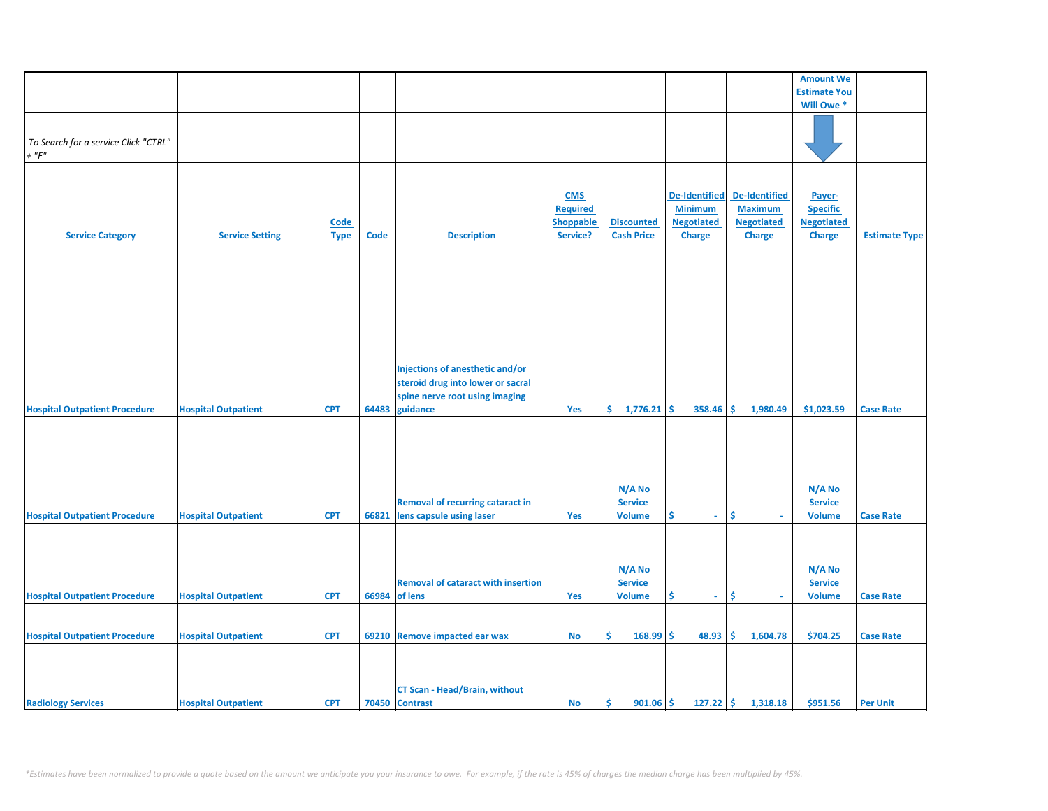| | | | | | | | | | Amount We Estimate You Will Owe * | |
|---|---|---|---|---|---|---|---|---|---|---|
| *To Search for a service Click "CTRL" + "F"* | | | | | | | | | | |
| Service Category | Service Setting | Code Type | Code | Description | CMS Required Shoppable Service? | Discounted Cash Price | De-Identified Minimum Negotiated Charge | De-Identified Maximum Negotiated Charge | Payer-Specific Negotiated Charge | Estimate Type |
| Hospital Outpatient Procedure | Hospital Outpatient | CPT | 64483 | Injections of anesthetic and/or steroid drug into lower or sacral spine nerve root using imaging guidance | Yes | $ 1,776.21 | $ 358.46 | $ 1,980.49 | $1,023.59 | Case Rate |
| Hospital Outpatient Procedure | Hospital Outpatient | CPT | 66821 | Removal of recurring cataract in lens capsule using laser | Yes | N/A No Service Volume | $ - | $ - | N/A No Service Volume | Case Rate |
| Hospital Outpatient Procedure | Hospital Outpatient | CPT | 66984 | Removal of cataract with insertion of lens | Yes | N/A No Service Volume | $ - | $ - | N/A No Service Volume | Case Rate |
| Hospital Outpatient Procedure | Hospital Outpatient | CPT | 69210 | Remove impacted ear wax | No | $ 168.99 | $ 48.93 | $ 1,604.78 | $704.25 | Case Rate |
| Radiology Services | Hospital Outpatient | CPT | 70450 | CT Scan - Head/Brain, without Contrast | No | $ 901.06 | $ 127.22 | $ 1,318.18 | $951.56 | Per Unit |

*\*Estimates have been normalized to provide a quote based on the amount we anticipate you your insurance to owe. For example, if the rate is 45% of charges the median charge has been multiplied by 45%.*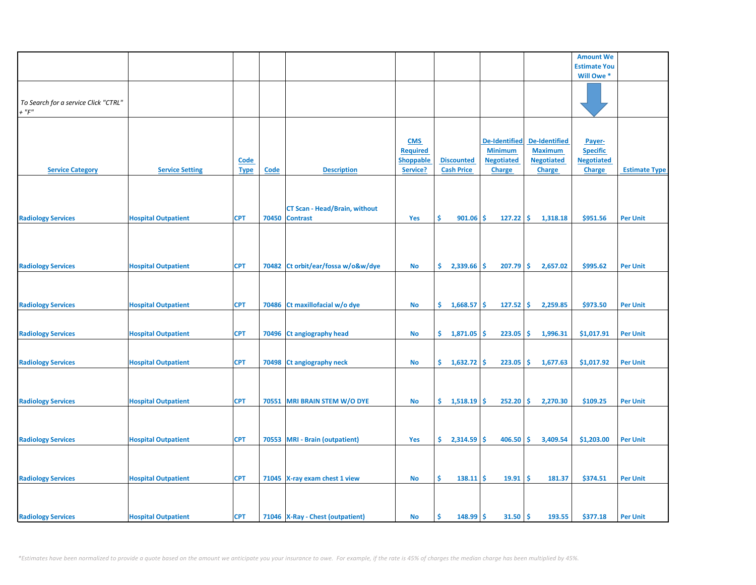| | | | | | | | | | Amount We Estimate You Will Owe * | |
|---|---|---|---|---|---|---|---|---|---|---|
| *To Search for a service Click "CTRL" + "F"* | | | | | | | | | | |
| Service Category | Service Setting | Code Type | Code | Description | CMS Required Shoppable Service? | Discounted Cash Price | De-Identified Minimum Negotiated Charge | De-Identified Maximum Negotiated Charge | Payer-Specific Negotiated Charge | Estimate Type |
| Radiology Services | Hospital Outpatient | CPT | 70450 | CT Scan - Head/Brain, without Contrast | Yes | $ 901.06 | $ 127.22 | $ 1,318.18 | $951.56 | Per Unit |
| Radiology Services | Hospital Outpatient | CPT | 70482 | Ct orbit/ear/fossa w/o&w/dye | No | $ 2,339.66 | $ 207.79 | $ 2,657.02 | $995.62 | Per Unit |
| Radiology Services | Hospital Outpatient | CPT | 70486 | Ct maxillofacial w/o dye | No | $ 1,668.57 | $ 127.52 | $ 2,259.85 | $973.50 | Per Unit |
| Radiology Services | Hospital Outpatient | CPT | 70496 | Ct angiography head | No | $ 1,871.05 | $ 223.05 | $ 1,996.31 | $1,017.91 | Per Unit |
| Radiology Services | Hospital Outpatient | CPT | 70498 | Ct angiography neck | No | $ 1,632.72 | $ 223.05 | $ 1,677.63 | $1,017.92 | Per Unit |
| Radiology Services | Hospital Outpatient | CPT | 70551 | MRI BRAIN STEM W/O DYE | No | $ 1,518.19 | $ 252.20 | $ 2,270.30 | $109.25 | Per Unit |
| Radiology Services | Hospital Outpatient | CPT | 70553 | MRI - Brain (outpatient) | Yes | $ 2,314.59 | $ 406.50 | $ 3,409.54 | $1,203.00 | Per Unit |
| Radiology Services | Hospital Outpatient | CPT | 71045 | X-ray exam chest 1 view | No | $ 138.11 | $ 19.91 | $ 181.37 | $374.51 | Per Unit |
| Radiology Services | Hospital Outpatient | CPT | 71046 | X-Ray - Chest (outpatient) | No | $ 148.99 | $ 31.50 | $ 193.55 | $377.18 | Per Unit |

*\*Estimates have been normalized to provide a quote based on the amount we anticipate you your insurance to owe. For example, if the rate is 45% of charges the median charge has been multiplied by 45%.*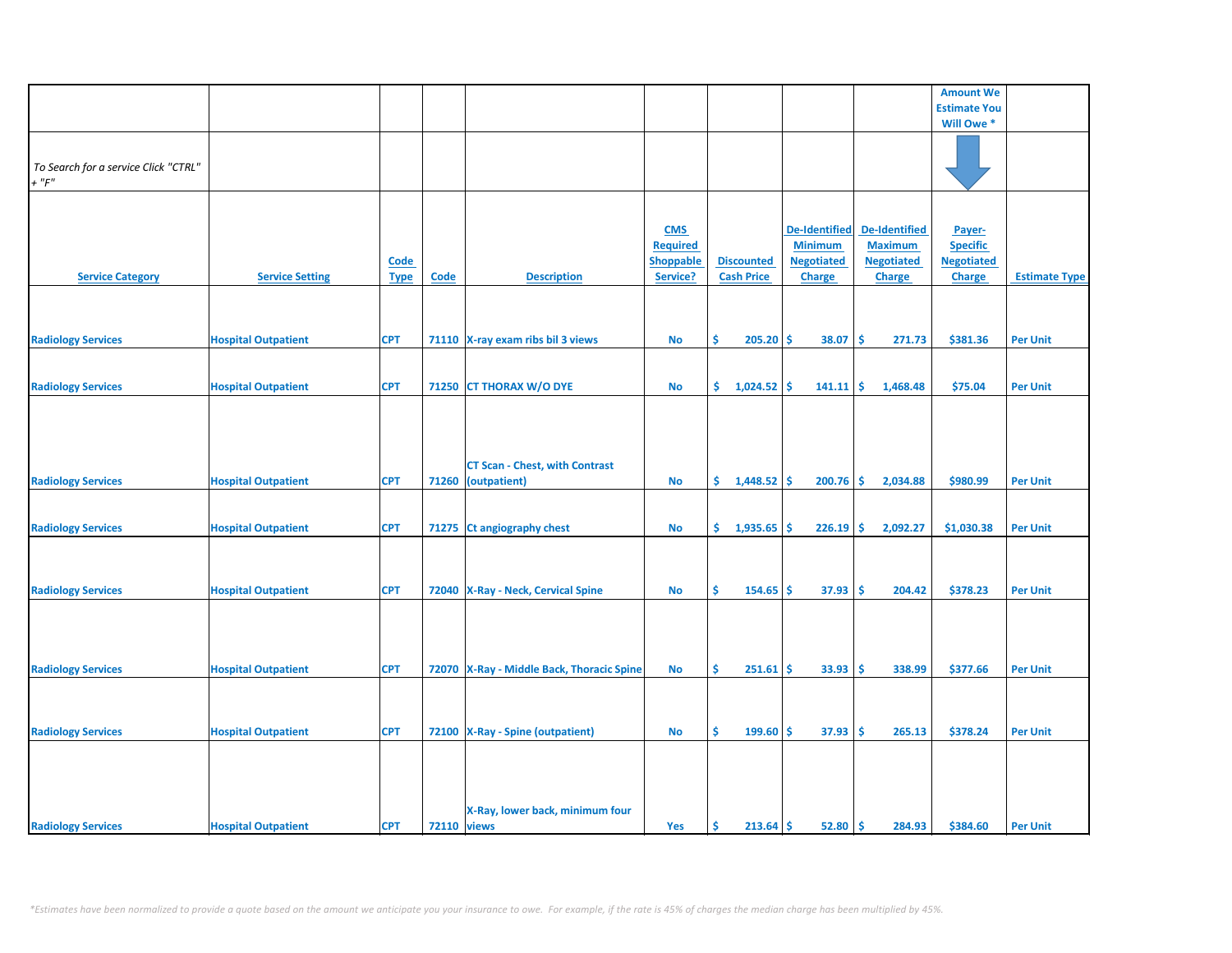| | | | | | | | | | Amount We Estimate You Will Owe * | |
|---|---|---|---|---|---|---|---|---|---|---|
| *To Search for a service Click "CTRL" + "F"* | | | | | | | | | | |
| **Service Category** | **Service Setting** | **Code Type** | **Code** | **Description** | **CMS Required Shoppable Service?** | **Discounted Cash Price** | **De-Identified Minimum Negotiated Charge** | **De-Identified Maximum Negotiated Charge** | **Payer-Specific Negotiated Charge** | **Estimate Type** |
| Radiology Services | Hospital Outpatient | CPT | 71110 | X-ray exam ribs bil 3 views | No | $ 205.20 | $ 38.07 | $ 271.73 | $381.36 | Per Unit |
| Radiology Services | Hospital Outpatient | CPT | 71250 | CT THORAX W/O DYE | No | $ 1,024.52 | $ 141.11 | $ 1,468.48 | $75.04 | Per Unit |
| Radiology Services | Hospital Outpatient | CPT | 71260 | CT Scan - Chest, with Contrast (outpatient) | No | $ 1,448.52 | $ 200.76 | $ 2,034.88 | $980.99 | Per Unit |
| Radiology Services | Hospital Outpatient | CPT | 71275 | Ct angiography chest | No | $ 1,935.65 | $ 226.19 | $ 2,092.27 | $1,030.38 | Per Unit |
| Radiology Services | Hospital Outpatient | CPT | 72040 | X-Ray - Neck, Cervical Spine | No | $ 154.65 | $ 37.93 | $ 204.42 | $378.23 | Per Unit |
| Radiology Services | Hospital Outpatient | CPT | 72070 | X-Ray - Middle Back, Thoracic Spine | No | $ 251.61 | $ 33.93 | $ 338.99 | $377.66 | Per Unit |
| Radiology Services | Hospital Outpatient | CPT | 72100 | X-Ray - Spine (outpatient) | No | $ 199.60 | $ 37.93 | $ 265.13 | $378.24 | Per Unit |
| Radiology Services | Hospital Outpatient | CPT | 72110 | X-Ray, lower back, minimum four views | Yes | $ 213.64 | $ 52.80 | $ 284.93 | $384.60 | Per Unit |

*\*Estimates have been normalized to provide a quote based on the amount we anticipate you your insurance to owe. For example, if the rate is 45% of charges the median charge has been multiplied by 45%.*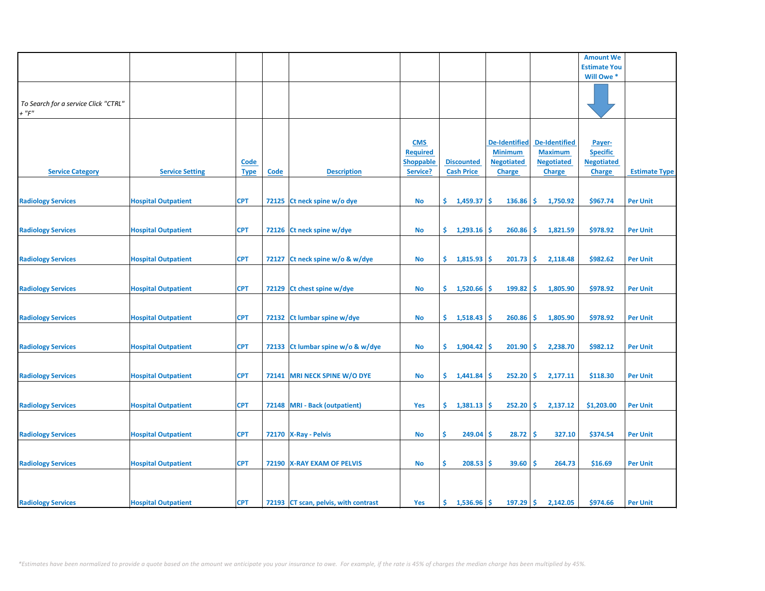| | | | | | | | | | Amount We Estimate You Will Owe * | |
|---|---|---|---|---|---|---|---|---|---|---|
| *To Search for a service Click "CTRL" + "F"* | | | | | | | | | | |
| Service Category | Service Setting | Code Type | Code | Description | CMS Required Shoppable Service? | Discounted Cash Price | De-Identified Minimum Negotiated Charge | De-Identified Maximum Negotiated Charge | Payer-Specific Negotiated Charge | Estimate Type |
| Radiology Services | Hospital Outpatient | CPT | 72125 | Ct neck spine w/o dye | No | $ 1,459.37 | $ 136.86 | $ 1,750.92 | $967.74 | Per Unit |
| Radiology Services | Hospital Outpatient | CPT | 72126 | Ct neck spine w/dye | No | $ 1,293.16 | $ 260.86 | $ 1,821.59 | $978.92 | Per Unit |
| Radiology Services | Hospital Outpatient | CPT | 72127 | Ct neck spine w/o & w/dye | No | $ 1,815.93 | $ 201.73 | $ 2,118.48 | $982.62 | Per Unit |
| Radiology Services | Hospital Outpatient | CPT | 72129 | Ct chest spine w/dye | No | $ 1,520.66 | $ 199.82 | $ 1,805.90 | $978.92 | Per Unit |
| Radiology Services | Hospital Outpatient | CPT | 72132 | Ct lumbar spine w/dye | No | $ 1,518.43 | $ 260.86 | $ 1,805.90 | $978.92 | Per Unit |
| Radiology Services | Hospital Outpatient | CPT | 72133 | Ct lumbar spine w/o & w/dye | No | $ 1,904.42 | $ 201.90 | $ 2,238.70 | $982.12 | Per Unit |
| Radiology Services | Hospital Outpatient | CPT | 72141 | MRI NECK SPINE W/O DYE | No | $ 1,441.84 | $ 252.20 | $ 2,177.11 | $118.30 | Per Unit |
| Radiology Services | Hospital Outpatient | CPT | 72148 | MRI - Back (outpatient) | Yes | $ 1,381.13 | $ 252.20 | $ 2,137.12 | $1,203.00 | Per Unit |
| Radiology Services | Hospital Outpatient | CPT | 72170 | X-Ray - Pelvis | No | $ 249.04 | $ 28.72 | $ 327.10 | $374.54 | Per Unit |
| Radiology Services | Hospital Outpatient | CPT | 72190 | X-RAY EXAM OF PELVIS | No | $ 208.53 | $ 39.60 | $ 264.73 | $16.69 | Per Unit |
| Radiology Services | Hospital Outpatient | CPT | 72193 | CT scan, pelvis, with contrast | Yes | $ 1,536.96 | $ 197.29 | $ 2,142.05 | $974.66 | Per Unit |

*\*Estimates have been normalized to provide a quote based on the amount we anticipate you your insurance to owe. For example, if the rate is 45% of charges the median charge has been multiplied by 45%.*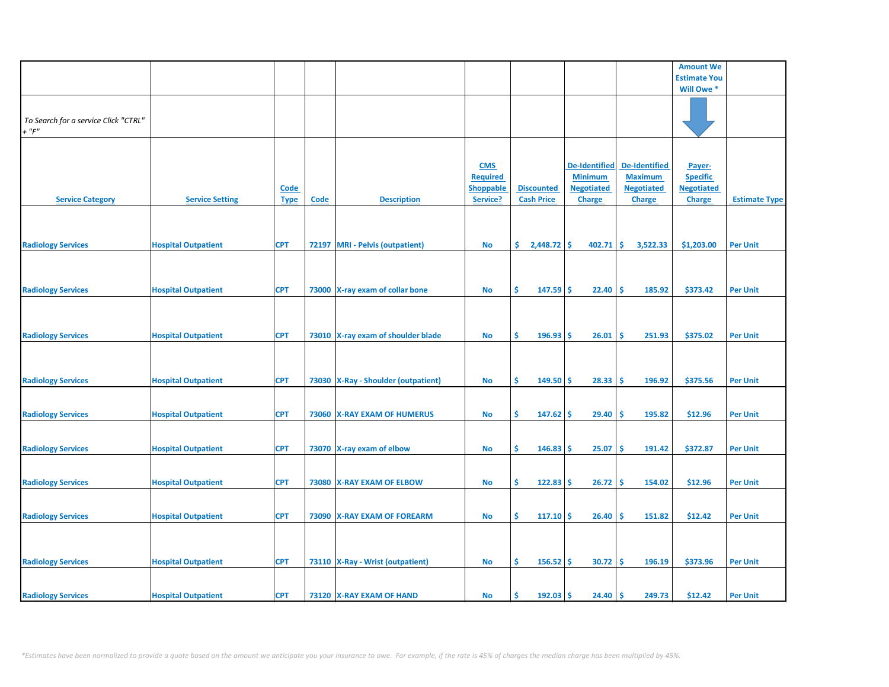| | | | | | | | | | Amount We Estimate You Will Owe * | |
|---|---|---|---|---|---|---|---|---|---|---|
| *To Search for a service Click "CTRL" + "F"* | | | | | | | | | | |
| Service Category | Service Setting | Code Type | Code | Description | CMS Required Shoppable Service? | Discounted Cash Price | De-Identified Minimum Negotiated Charge | De-Identified Maximum Negotiated Charge | Payer-Specific Negotiated Charge | Estimate Type |
| Radiology Services | Hospital Outpatient | CPT | 72197 | MRI - Pelvis (outpatient) | No | $ 2,448.72 | $ 402.71 | $ 3,522.33 | $1,203.00 | Per Unit |
| Radiology Services | Hospital Outpatient | CPT | 73000 | X-ray exam of collar bone | No | $ 147.59 | $ 22.40 | $ 185.92 | $373.42 | Per Unit |
| Radiology Services | Hospital Outpatient | CPT | 73010 | X-ray exam of shoulder blade | No | $ 196.93 | $ 26.01 | $ 251.93 | $375.02 | Per Unit |
| Radiology Services | Hospital Outpatient | CPT | 73030 | X-Ray - Shoulder (outpatient) | No | $ 149.50 | $ 28.33 | $ 196.92 | $375.56 | Per Unit |
| Radiology Services | Hospital Outpatient | CPT | 73060 | X-RAY EXAM OF HUMERUS | No | $ 147.62 | $ 29.40 | $ 195.82 | $12.96 | Per Unit |
| Radiology Services | Hospital Outpatient | CPT | 73070 | X-ray exam of elbow | No | $ 146.83 | $ 25.07 | $ 191.42 | $372.87 | Per Unit |
| Radiology Services | Hospital Outpatient | CPT | 73080 | X-RAY EXAM OF ELBOW | No | $ 122.83 | $ 26.72 | $ 154.02 | $12.96 | Per Unit |
| Radiology Services | Hospital Outpatient | CPT | 73090 | X-RAY EXAM OF FOREARM | No | $ 117.10 | $ 26.40 | $ 151.82 | $12.42 | Per Unit |
| Radiology Services | Hospital Outpatient | CPT | 73110 | X-Ray - Wrist (outpatient) | No | $ 156.52 | $ 30.72 | $ 196.19 | $373.96 | Per Unit |
| Radiology Services | Hospital Outpatient | CPT | 73120 | X-RAY EXAM OF HAND | No | $ 192.03 | $ 24.40 | $ 249.73 | $12.42 | Per Unit |

*\*Estimates have been normalized to provide a quote based on the amount we anticipate you your insurance to owe. For example, if the rate is 45% of charges the median charge has been multiplied by 45%.*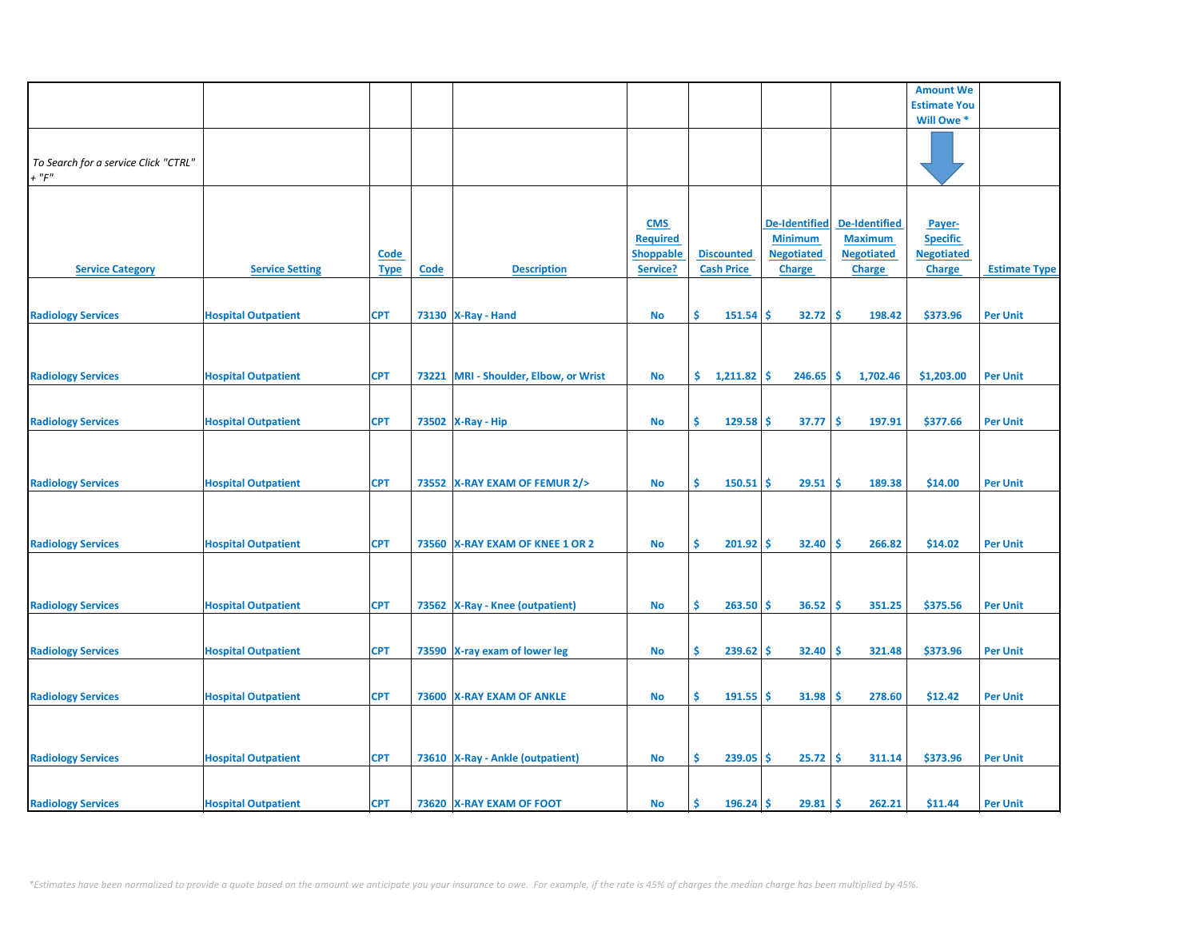| | | | | | | | | | Amount We Estimate You Will Owe * | |
|---|---|---|---|---|---|---|---|---|---|---|
| *To Search for a service Click "CTRL" + "F"* | | | | | | | | | | |
| **Service Category** | **Service Setting** | **Code Type** | **Code** | **Description** | **CMS Required Shoppable Service?** | **Discounted Cash Price** | **De-Identified Minimum Negotiated Charge** | **De-Identified Maximum Negotiated Charge** | **Payer-Specific Negotiated Charge** | **Estimate Type** |
| Radiology Services | Hospital Outpatient | CPT | 73130 | X-Ray - Hand | No | $ 151.54 | $ 32.72 | $ 198.42 | $373.96 | Per Unit |
| Radiology Services | Hospital Outpatient | CPT | 73221 | MRI - Shoulder, Elbow, or Wrist | No | $ 1,211.82 | $ 246.65 | $ 1,702.46 | $1,203.00 | Per Unit |
| Radiology Services | Hospital Outpatient | CPT | 73502 | X-Ray - Hip | No | $ 129.58 | $ 37.77 | $ 197.91 | $377.66 | Per Unit |
| Radiology Services | Hospital Outpatient | CPT | 73552 | X-RAY EXAM OF FEMUR 2/> | No | $ 150.51 | $ 29.51 | $ 189.38 | $14.00 | Per Unit |
| Radiology Services | Hospital Outpatient | CPT | 73560 | X-RAY EXAM OF KNEE 1 OR 2 | No | $ 201.92 | $ 32.40 | $ 266.82 | $14.02 | Per Unit |
| Radiology Services | Hospital Outpatient | CPT | 73562 | X-Ray - Knee (outpatient) | No | $ 263.50 | $ 36.52 | $ 351.25 | $375.56 | Per Unit |
| Radiology Services | Hospital Outpatient | CPT | 73590 | X-ray exam of lower leg | No | $ 239.62 | $ 32.40 | $ 321.48 | $373.96 | Per Unit |
| Radiology Services | Hospital Outpatient | CPT | 73600 | X-RAY EXAM OF ANKLE | No | $ 191.55 | $ 31.98 | $ 278.60 | $12.42 | Per Unit |
| Radiology Services | Hospital Outpatient | CPT | 73610 | X-Ray - Ankle (outpatient) | No | $ 239.05 | $ 25.72 | $ 311.14 | $373.96 | Per Unit |
| Radiology Services | Hospital Outpatient | CPT | 73620 | X-RAY EXAM OF FOOT | No | $ 196.24 | $ 29.81 | $ 262.21 | $11.44 | Per Unit |

*\*Estimates have been normalized to provide a quote based on the amount we anticipate you your insurance to owe. For example, if the rate is 45% of charges the median charge has been multiplied by 45%.*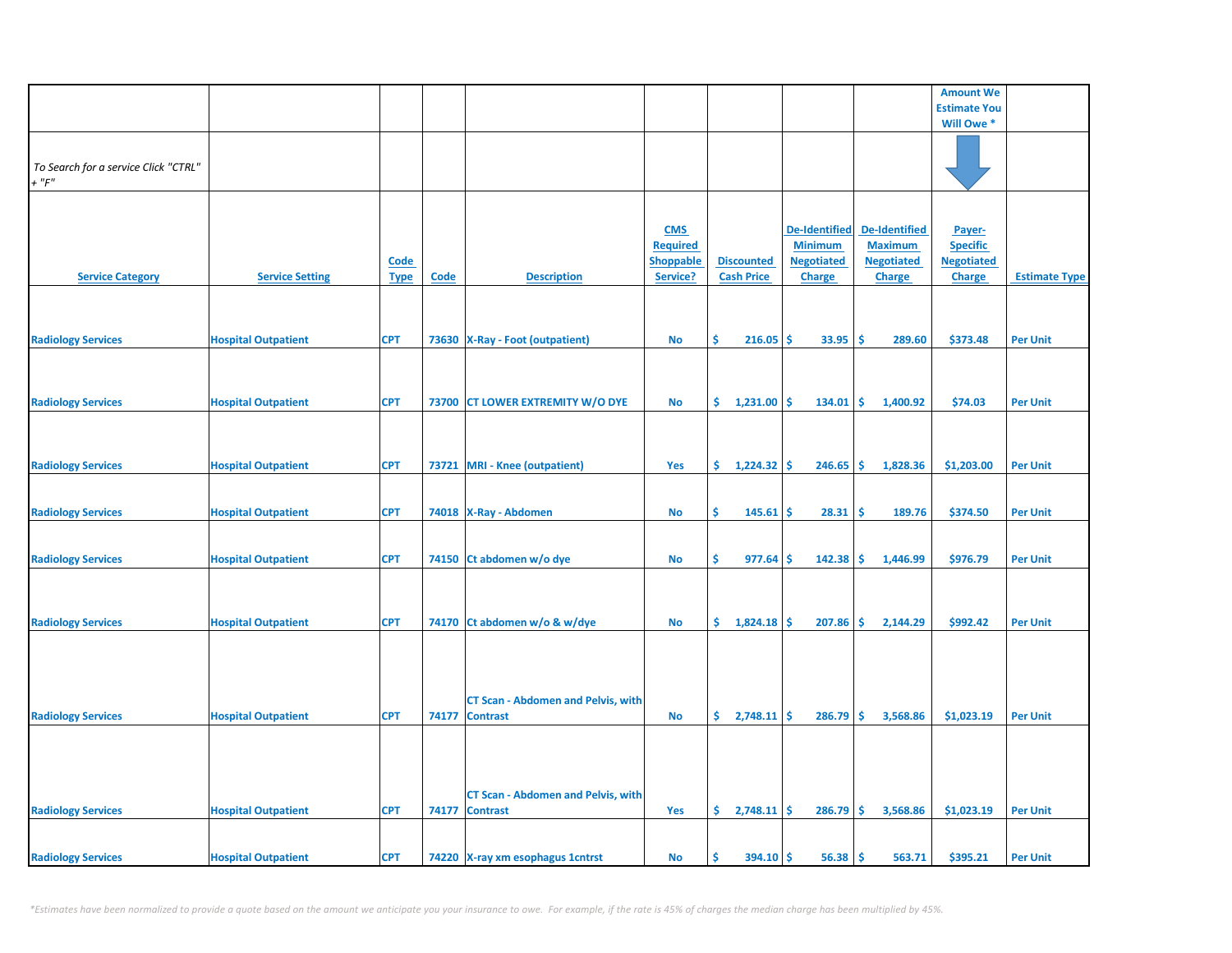| | | | | | | | | | Amount We Estimate You Will Owe * | |
|---|---|---|---|---|---|---|---|---|---|---|
| *To Search for a service Click "CTRL" + "F"* | | | | | | | | | | |
| **Service Category** | **Service Setting** | **Code Type** | **Code** | **Description** | **CMS Required Shoppable Service?** | **Discounted Cash Price** | **De-Identified Minimum Negotiated Charge** | **De-Identified Maximum Negotiated Charge** | **Payer-Specific Negotiated Charge** | **Estimate Type** |
| Radiology Services | Hospital Outpatient | CPT | 73630 | X-Ray - Foot (outpatient) | No | $ 216.05 | $ 33.95 | $ 289.60 | $373.48 | Per Unit |
| Radiology Services | Hospital Outpatient | CPT | 73700 | CT LOWER EXTREMITY W/O DYE | No | $ 1,231.00 | $ 134.01 | $ 1,400.92 | $74.03 | Per Unit |
| Radiology Services | Hospital Outpatient | CPT | 73721 | MRI - Knee (outpatient) | Yes | $ 1,224.32 | $ 246.65 | $ 1,828.36 | $1,203.00 | Per Unit |
| Radiology Services | Hospital Outpatient | CPT | 74018 | X-Ray - Abdomen | No | $ 145.61 | $ 28.31 | $ 189.76 | $374.50 | Per Unit |
| Radiology Services | Hospital Outpatient | CPT | 74150 | Ct abdomen w/o dye | No | $ 977.64 | $ 142.38 | $ 1,446.99 | $976.79 | Per Unit |
| Radiology Services | Hospital Outpatient | CPT | 74170 | Ct abdomen w/o & w/dye | No | $ 1,824.18 | $ 207.86 | $ 2,144.29 | $992.42 | Per Unit |
| Radiology Services | Hospital Outpatient | CPT | 74177 | CT Scan - Abdomen and Pelvis, with Contrast | No | $ 2,748.11 | $ 286.79 | $ 3,568.86 | $1,023.19 | Per Unit |
| Radiology Services | Hospital Outpatient | CPT | 74177 | CT Scan - Abdomen and Pelvis, with Contrast | Yes | $ 2,748.11 | $ 286.79 | $ 3,568.86 | $1,023.19 | Per Unit |
| Radiology Services | Hospital Outpatient | CPT | 74220 | X-ray xm esophagus 1cntrst | No | $ 394.10 | $ 56.38 | $ 563.71 | $395.21 | Per Unit |

*\*Estimates have been normalized to provide a quote based on the amount we anticipate you your insurance to owe. For example, if the rate is 45% of charges the median charge has been multiplied by 45%.*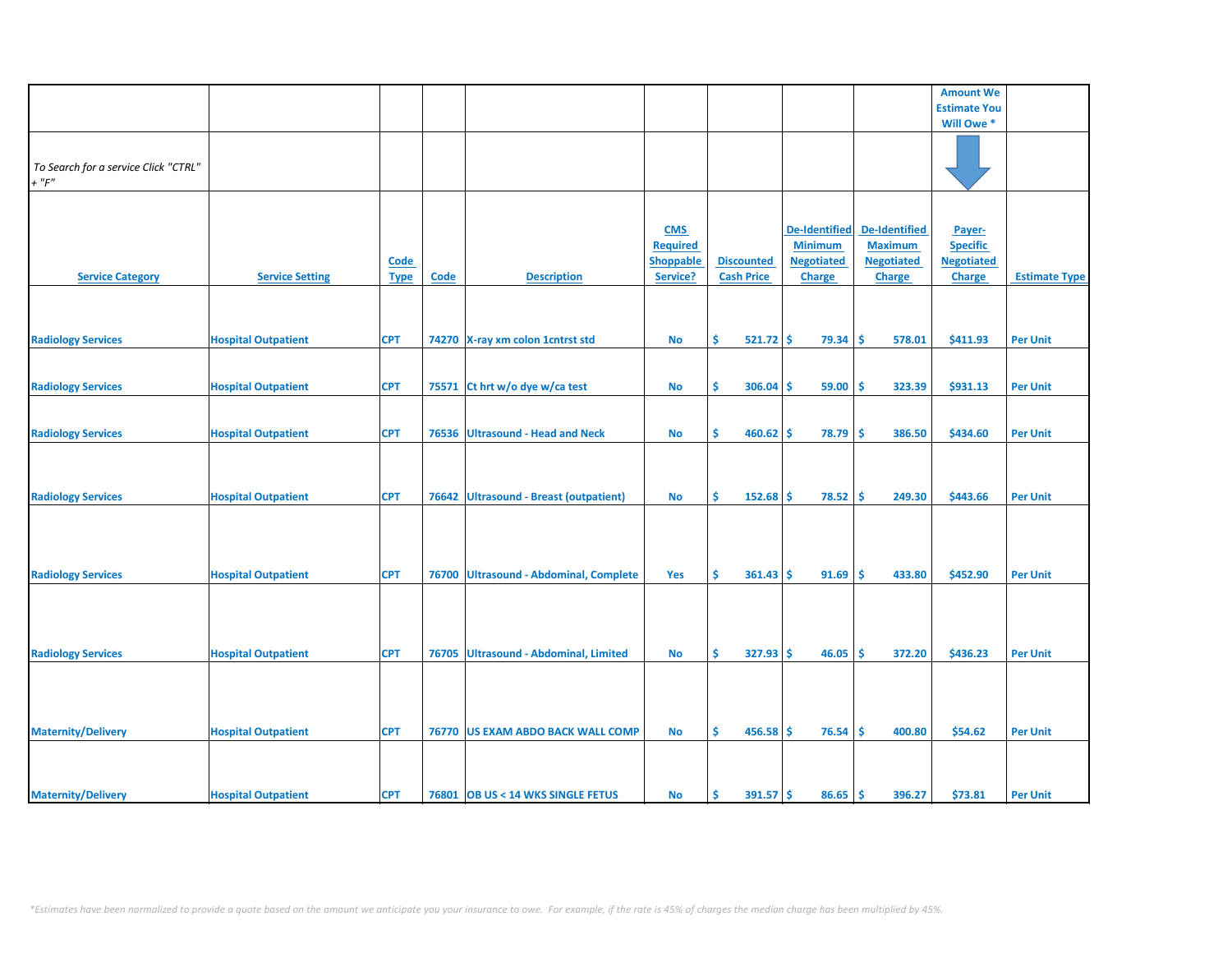| | | | | | | | | | Amount We Estimate You Will Owe * | |
|---|---|---|---|---|---|---|---|---|---|---|
| To Search for a service Click "CTRL" + "F" | | | | | | | | | | |
| Service Category | Service Setting | Code Type | Code | Description | CMS Required Shoppable Service? | Discounted Cash Price | De-Identified Minimum Negotiated Charge | De-Identified Maximum Negotiated Charge | Payer-Specific Negotiated Charge | Estimate Type |
| Radiology Services | Hospital Outpatient | CPT | 74270 | X-ray xm colon 1cntrst std | No | $ 521.72 | $ 79.34 | $ 578.01 | $411.93 | Per Unit |
| Radiology Services | Hospital Outpatient | CPT | 75571 | Ct hrt w/o dye w/ca test | No | $ 306.04 | $ 59.00 | $ 323.39 | $931.13 | Per Unit |
| Radiology Services | Hospital Outpatient | CPT | 76536 | Ultrasound - Head and Neck | No | $ 460.62 | $ 78.79 | $ 386.50 | $434.60 | Per Unit |
| Radiology Services | Hospital Outpatient | CPT | 76642 | Ultrasound - Breast (outpatient) | No | $ 152.68 | $ 78.52 | $ 249.30 | $443.66 | Per Unit |
| Radiology Services | Hospital Outpatient | CPT | 76700 | Ultrasound - Abdominal, Complete | Yes | $ 361.43 | $ 91.69 | $ 433.80 | $452.90 | Per Unit |
| Radiology Services | Hospital Outpatient | CPT | 76705 | Ultrasound - Abdominal, Limited | No | $ 327.93 | $ 46.05 | $ 372.20 | $436.23 | Per Unit |
| Maternity/Delivery | Hospital Outpatient | CPT | 76770 | US EXAM ABDO BACK WALL COMP | No | $ 456.58 | $ 76.54 | $ 400.80 | $54.62 | Per Unit |
| Maternity/Delivery | Hospital Outpatient | CPT | 76801 | OB US < 14 WKS SINGLE FETUS | No | $ 391.57 | $ 86.65 | $ 396.27 | $73.81 | Per Unit |

*Estimates have been normalized to provide a quote based on the amount we anticipate you your insurance to owe. For example, if the rate is 45% of charges the median charge has been multiplied by 45%.*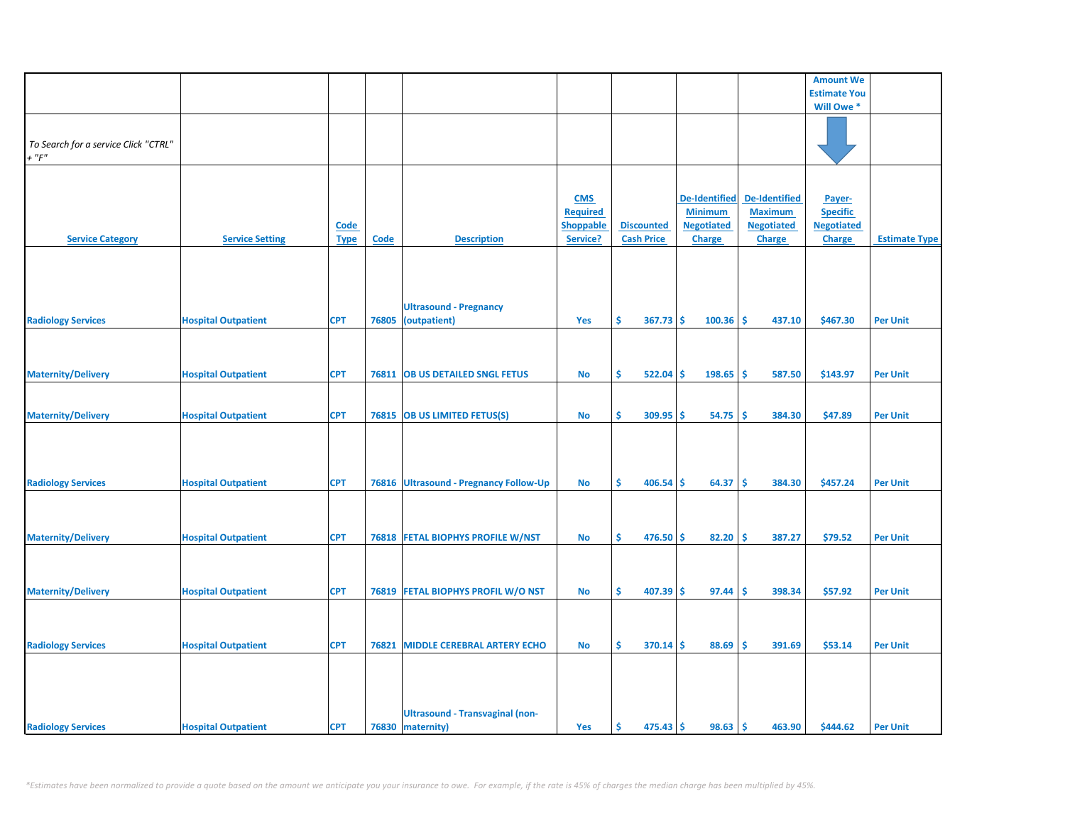| | | | | | | | | | Amount We Estimate You Will Owe * | |
|---|---|---|---|---|---|---|---|---|---|---|
| *To Search for a service Click "CTRL" + "F"* | | | | | | | | | | |
| **Service Category** | **Service Setting** | **Code Type** | **Code** | **Description** | **CMS Required Shoppable Service?** | **Discounted Cash Price** | **De-Identified Minimum Negotiated Charge** | **De-Identified Maximum Negotiated Charge** | **Payer-Specific Negotiated Charge** | **Estimate Type** |
| Radiology Services | Hospital Outpatient | CPT | 76805 | Ultrasound - Pregnancy (outpatient) | Yes | $ 367.73 | $ 100.36 | $ 437.10 | $467.30 | Per Unit |
| Maternity/Delivery | Hospital Outpatient | CPT | 76811 | OB US DETAILED SNGL FETUS | No | $ 522.04 | $ 198.65 | $ 587.50 | $143.97 | Per Unit |
| Maternity/Delivery | Hospital Outpatient | CPT | 76815 | OB US LIMITED FETUS(S) | No | $ 309.95 | $ 54.75 | $ 384.30 | $47.89 | Per Unit |
| Radiology Services | Hospital Outpatient | CPT | 76816 | Ultrasound - Pregnancy Follow-Up | No | $ 406.54 | $ 64.37 | $ 384.30 | $457.24 | Per Unit |
| Maternity/Delivery | Hospital Outpatient | CPT | 76818 | FETAL BIOPHYS PROFILE W/NST | No | $ 476.50 | $ 82.20 | $ 387.27 | $79.52 | Per Unit |
| Maternity/Delivery | Hospital Outpatient | CPT | 76819 | FETAL BIOPHYS PROFIL W/O NST | No | $ 407.39 | $ 97.44 | $ 398.34 | $57.92 | Per Unit |
| Radiology Services | Hospital Outpatient | CPT | 76821 | MIDDLE CEREBRAL ARTERY ECHO | No | $ 370.14 | $ 88.69 | $ 391.69 | $53.14 | Per Unit |
| Radiology Services | Hospital Outpatient | CPT | 76830 | Ultrasound - Transvaginal (non-maternity) | Yes | $ 475.43 | $ 98.63 | $ 463.90 | $444.62 | Per Unit |

*\*Estimates have been normalized to provide a quote based on the amount we anticipate you your insurance to owe. For example, if the rate is 45% of charges the median charge has been multiplied by 45%.*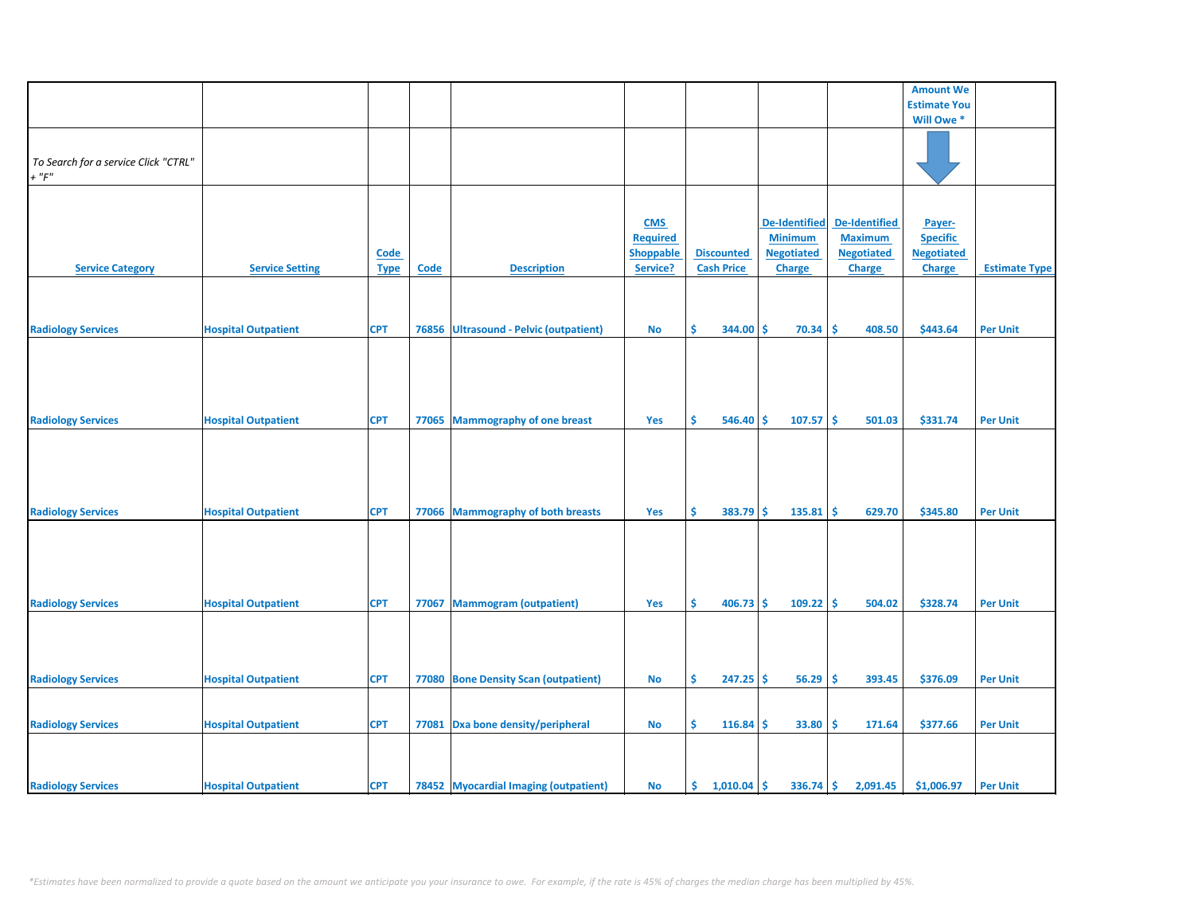| | | | | | | | | | Amount We Estimate You Will Owe * | |
|---|---|---|---|---|---|---|---|---|---|---|
| *To Search for a service Click "CTRL" + "F"* | | | | | | | | | | |
| **Service Category** | **Service Setting** | **Code Type** | **Code** | **Description** | **CMS Required Shoppable Service?** | **Discounted Cash Price** | **De-Identified Minimum Negotiated Charge** | **De-Identified Maximum Negotiated Charge** | **Payer-Specific Negotiated Charge** | **Estimate Type** |
| Radiology Services | Hospital Outpatient | CPT | 76856 | Ultrasound - Pelvic (outpatient) | No | $ 344.00 | $ 70.34 | $ 408.50 | $443.64 | Per Unit |
| Radiology Services | Hospital Outpatient | CPT | 77065 | Mammography of one breast | Yes | $ 546.40 | $ 107.57 | $ 501.03 | $331.74 | Per Unit |
| Radiology Services | Hospital Outpatient | CPT | 77066 | Mammography of both breasts | Yes | $ 383.79 | $ 135.81 | $ 629.70 | $345.80 | Per Unit |
| Radiology Services | Hospital Outpatient | CPT | 77067 | Mammogram (outpatient) | Yes | $ 406.73 | $ 109.22 | $ 504.02 | $328.74 | Per Unit |
| Radiology Services | Hospital Outpatient | CPT | 77080 | Bone Density Scan (outpatient) | No | $ 247.25 | $ 56.29 | $ 393.45 | $376.09 | Per Unit |
| Radiology Services | Hospital Outpatient | CPT | 77081 | Dxa bone density/peripheral | No | $ 116.84 | $ 33.80 | $ 171.64 | $377.66 | Per Unit |
| Radiology Services | Hospital Outpatient | CPT | 78452 | Myocardial Imaging (outpatient) | No | $ 1,010.04 | $ 336.74 | $ 2,091.45 | $1,006.97 | Per Unit |

*\*Estimates have been normalized to provide a quote based on the amount we anticipate you your insurance to owe. For example, if the rate is 45% of charges the median charge has been multiplied by 45%.*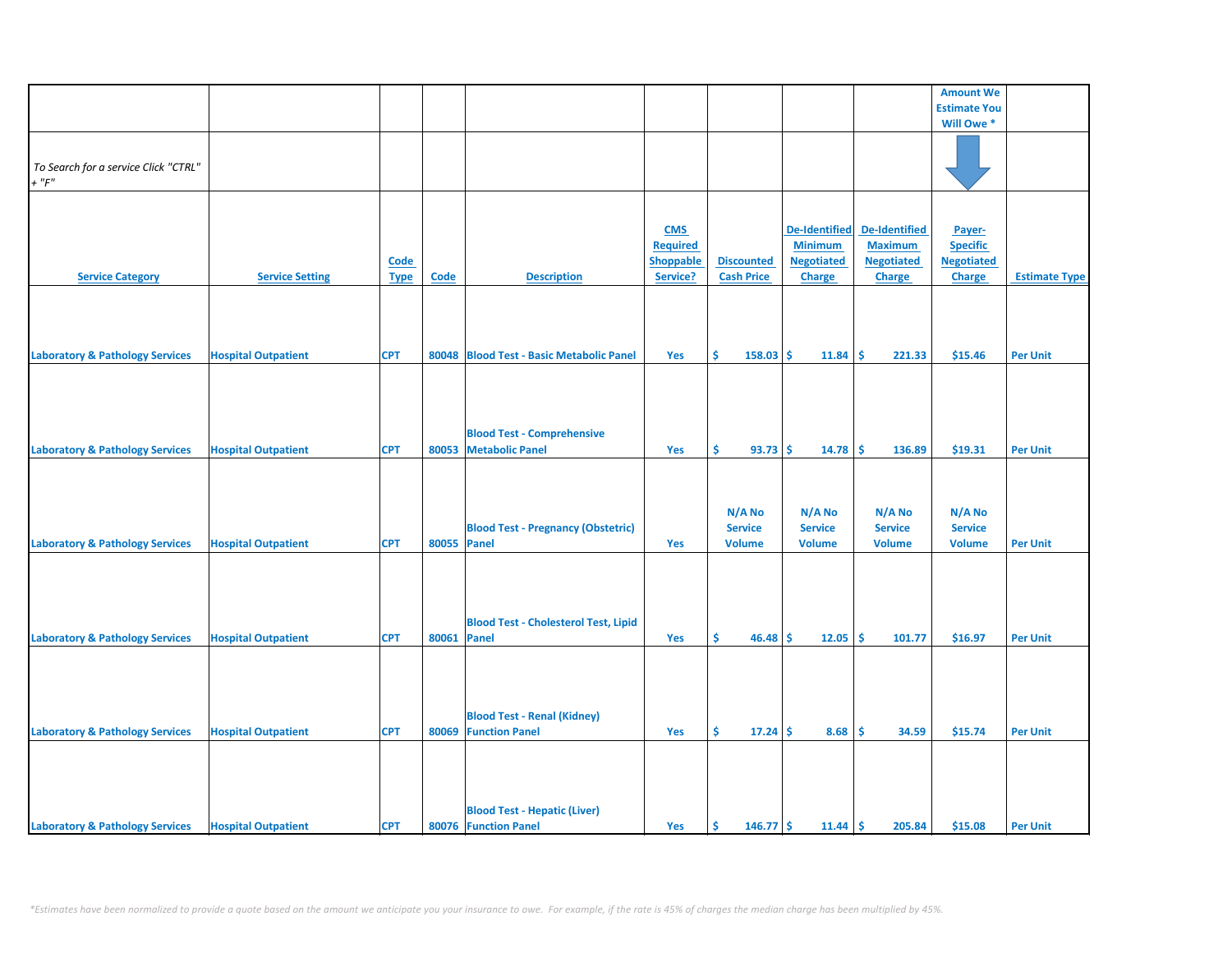| | | | | | | | | | Amount We Estimate You Will Owe * | |
|---|---|---|---|---|---|---|---|---|---|---|
| *To Search for a service Click "CTRL" + "F"* | | | | | | | | | | |
| **Service Category** | **Service Setting** | **Code Type** | **Code** | **Description** | **CMS Required Shoppable Service?** | **Discounted Cash Price** | **De-Identified Minimum Negotiated Charge** | **De-Identified Maximum Negotiated Charge** | **Payer-Specific Negotiated Charge** | **Estimate Type** |
| Laboratory & Pathology Services | Hospital Outpatient | CPT | 80048 | Blood Test - Basic Metabolic Panel | Yes | $ 158.03 | $ 11.84 | $ 221.33 | $15.46 | Per Unit |
| Laboratory & Pathology Services | Hospital Outpatient | CPT | 80053 | Blood Test - Comprehensive Metabolic Panel | Yes | $ 93.73 | $ 14.78 | $ 136.89 | $19.31 | Per Unit |
| Laboratory & Pathology Services | Hospital Outpatient | CPT | 80055 | Blood Test - Pregnancy (Obstetric) Panel | Yes | N/A No Service Volume | N/A No Service Volume | N/A No Service Volume | N/A No Service Volume | Per Unit |
| Laboratory & Pathology Services | Hospital Outpatient | CPT | 80061 | Blood Test - Cholesterol Test, Lipid Panel | Yes | $ 46.48 | $ 12.05 | $ 101.77 | $16.97 | Per Unit |
| Laboratory & Pathology Services | Hospital Outpatient | CPT | 80069 | Blood Test - Renal (Kidney) Function Panel | Yes | $ 17.24 | $ 8.68 | $ 34.59 | $15.74 | Per Unit |
| Laboratory & Pathology Services | Hospital Outpatient | CPT | 80076 | Blood Test - Hepatic (Liver) Function Panel | Yes | $ 146.77 | $ 11.44 | $ 205.84 | $15.08 | Per Unit |

*\*Estimates have been normalized to provide a quote based on the amount we anticipate you your insurance to owe. For example, if the rate is 45% of charges the median charge has been multiplied by 45%.*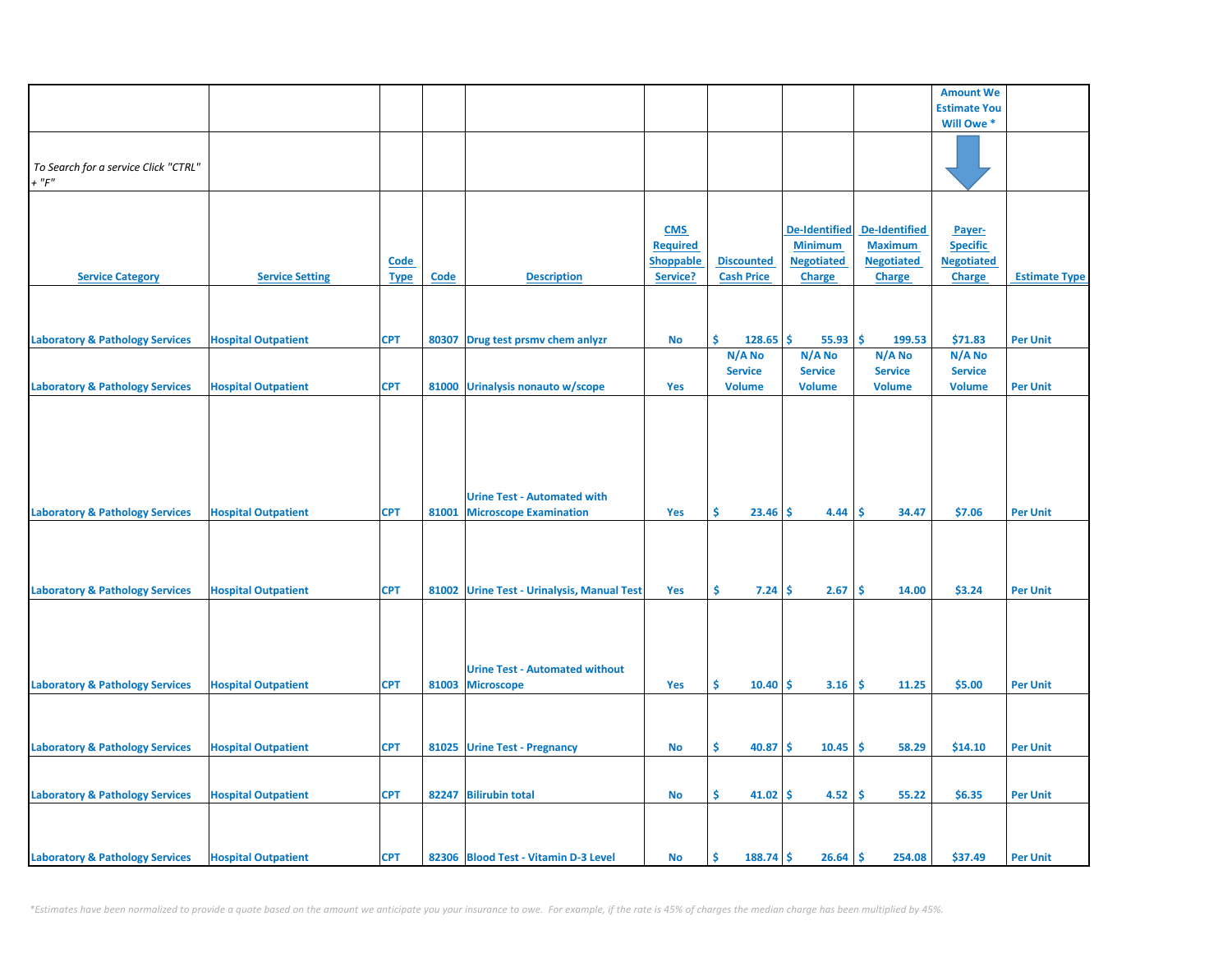| | | | | | | | | | Amount We Estimate You Will Owe * | |
|---|---|---|---|---|---|---|---|---|---|---|
| *To Search for a service Click "CTRL" + "F"* | | | | | | | | | | |
| **Service Category** | **Service Setting** | **Code Type** | **Code** | **Description** | **CMS Required Shoppable Service?** | **Discounted Cash Price** | **De-Identified Minimum Negotiated Charge** | **De-Identified Maximum Negotiated Charge** | **Payer-Specific Negotiated Charge** | **Estimate Type** |
| Laboratory & Pathology Services | Hospital Outpatient | CPT | 80307 | Drug test prsmv chem anlyzr | No | $ 128.65 | $ 55.93 | $ 199.53 | $71.83 | Per Unit |
| Laboratory & Pathology Services | Hospital Outpatient | CPT | 81000 | Urinalysis nonauto w/scope | Yes | N/A No Service Volume | N/A No Service Volume | N/A No Service Volume | N/A No Service Volume | Per Unit |
| Laboratory & Pathology Services | Hospital Outpatient | CPT | 81001 | Urine Test - Automated with Microscope Examination | Yes | $ 23.46 | $ 4.44 | $ 34.47 | $7.06 | Per Unit |
| Laboratory & Pathology Services | Hospital Outpatient | CPT | 81002 | Urine Test - Urinalysis, Manual Test | Yes | $ 7.24 | $ 2.67 | $ 14.00 | $3.24 | Per Unit |
| Laboratory & Pathology Services | Hospital Outpatient | CPT | 81003 | Urine Test - Automated without Microscope | Yes | $ 10.40 | $ 3.16 | $ 11.25 | $5.00 | Per Unit |
| Laboratory & Pathology Services | Hospital Outpatient | CPT | 81025 | Urine Test - Pregnancy | No | $ 40.87 | $ 10.45 | $ 58.29 | $14.10 | Per Unit |
| Laboratory & Pathology Services | Hospital Outpatient | CPT | 82247 | Bilirubin total | No | $ 41.02 | $ 4.52 | $ 55.22 | $6.35 | Per Unit |
| Laboratory & Pathology Services | Hospital Outpatient | CPT | 82306 | Blood Test - Vitamin D-3 Level | No | $ 188.74 | $ 26.64 | $ 254.08 | $37.49 | Per Unit |

*\*Estimates have been normalized to provide a quote based on the amount we anticipate you your insurance to owe. For example, if the rate is 45% of charges the median charge has been multiplied by 45%.*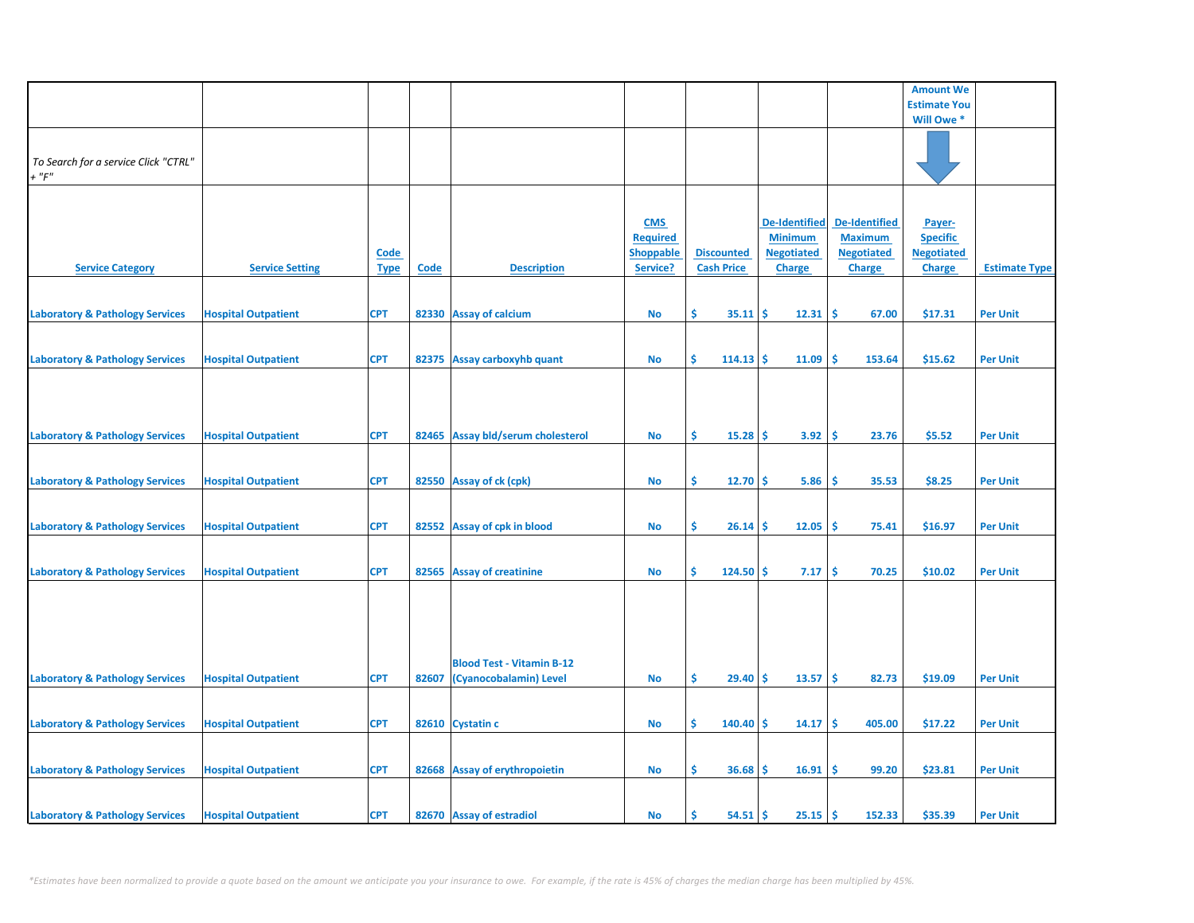| Service Category | Service Setting | Code Type | Code | Description | CMS Required Shoppable Service? | Discounted Cash Price | De-Identified Minimum Negotiated Charge | De-Identified Maximum Negotiated Charge | Payer-Specific Negotiated Charge | Estimate Type |
|---|---|---|---|---|---|---|---|---|---|---|
| | | | | | | | | | Amount We Estimate You Will Owe * | |
| To Search for a service Click "CTRL" + "F" | | | | | | | | | | |
| Laboratory & Pathology Services | Hospital Outpatient | CPT | 82330 | Assay of calcium | No | $ 35.11 | $ 12.31 | $ 67.00 | $17.31 | Per Unit |
| Laboratory & Pathology Services | Hospital Outpatient | CPT | 82375 | Assay carboxyhb quant | No | $ 114.13 | $ 11.09 | $ 153.64 | $15.62 | Per Unit |
| Laboratory & Pathology Services | Hospital Outpatient | CPT | 82465 | Assay bld/serum cholesterol | No | $ 15.28 | $ 3.92 | $ 23.76 | $5.52 | Per Unit |
| Laboratory & Pathology Services | Hospital Outpatient | CPT | 82550 | Assay of ck (cpk) | No | $ 12.70 | $ 5.86 | $ 35.53 | $8.25 | Per Unit |
| Laboratory & Pathology Services | Hospital Outpatient | CPT | 82552 | Assay of cpk in blood | No | $ 26.14 | $ 12.05 | $ 75.41 | $16.97 | Per Unit |
| Laboratory & Pathology Services | Hospital Outpatient | CPT | 82565 | Assay of creatinine | No | $ 124.50 | $ 7.17 | $ 70.25 | $10.02 | Per Unit |
| Laboratory & Pathology Services | Hospital Outpatient | CPT | 82607 | Blood Test - Vitamin B-12 (Cyanocobalamin) Level | No | $ 29.40 | $ 13.57 | $ 82.73 | $19.09 | Per Unit |
| Laboratory & Pathology Services | Hospital Outpatient | CPT | 82610 | Cystatin c | No | $ 140.40 | $ 14.17 | $ 405.00 | $17.22 | Per Unit |
| Laboratory & Pathology Services | Hospital Outpatient | CPT | 82668 | Assay of erythropoietin | No | $ 36.68 | $ 16.91 | $ 99.20 | $23.81 | Per Unit |
| Laboratory & Pathology Services | Hospital Outpatient | CPT | 82670 | Assay of estradiol | No | $ 54.51 | $ 25.15 | $ 152.33 | $35.39 | Per Unit |

*Estimates have been normalized to provide a quote based on the amount we anticipate you your insurance to owe. For example, if the rate is 45% of charges the median charge has been multiplied by 45%.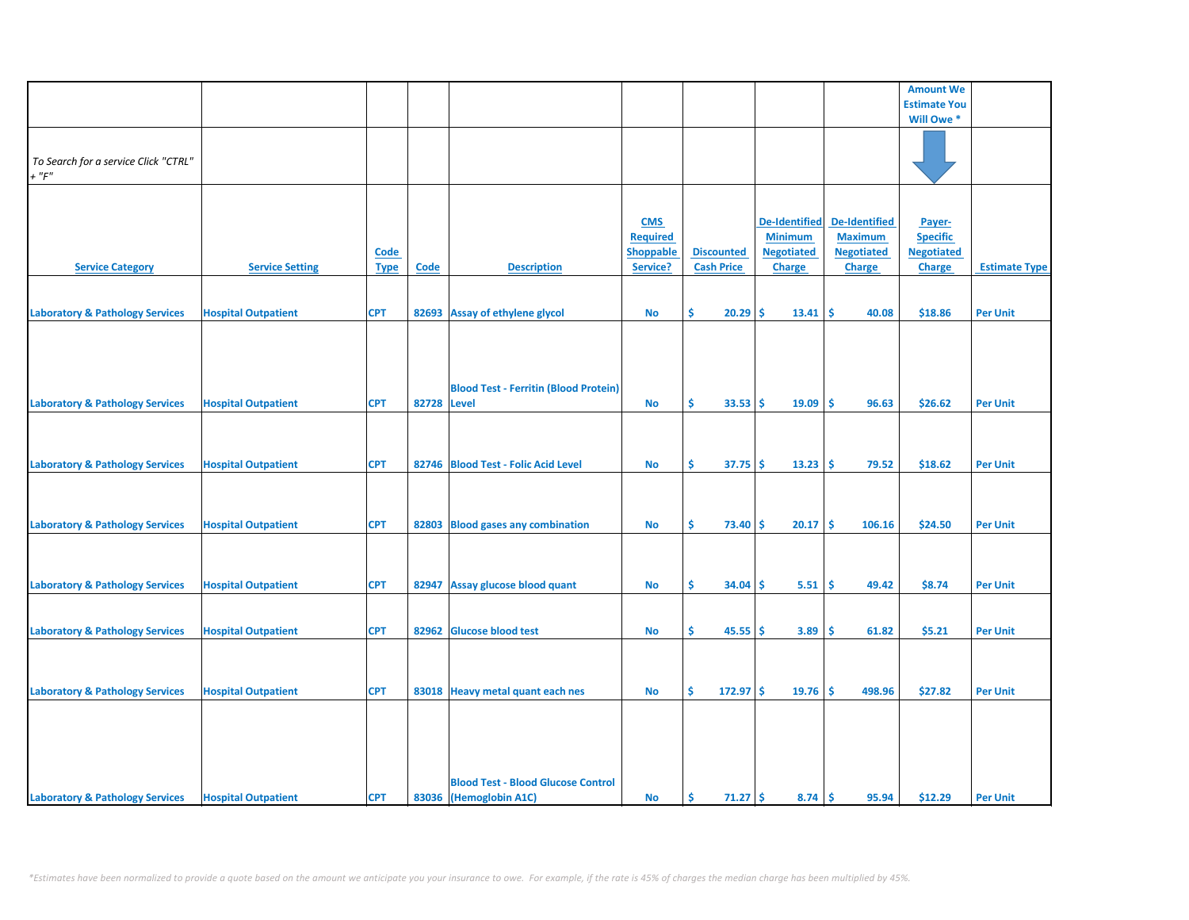| | | | | | | | | | Amount We Estimate You Will Owe * | |
|---|---|---|---|---|---|---|---|---|---|---|
| *To Search for a service Click "CTRL" + "F"* | | | | | | | | | | |
| **Service Category** | **Service Setting** | **Code Type** | **Code** | **Description** | **CMS Required Shoppable Service?** | **Discounted Cash Price** | **De-Identified Minimum Negotiated Charge** | **De-Identified Maximum Negotiated Charge** | **Payer-Specific Negotiated Charge** | **Estimate Type** |
| Laboratory & Pathology Services | Hospital Outpatient | CPT | 82693 | Assay of ethylene glycol | No | $ 20.29 | $ 13.41 | $ 40.08 | $18.86 | Per Unit |
| Laboratory & Pathology Services | Hospital Outpatient | CPT | 82728 | Blood Test - Ferritin (Blood Protein) Level | No | $ 33.53 | $ 19.09 | $ 96.63 | $26.62 | Per Unit |
| Laboratory & Pathology Services | Hospital Outpatient | CPT | 82746 | Blood Test - Folic Acid Level | No | $ 37.75 | $ 13.23 | $ 79.52 | $18.62 | Per Unit |
| Laboratory & Pathology Services | Hospital Outpatient | CPT | 82803 | Blood gases any combination | No | $ 73.40 | $ 20.17 | $ 106.16 | $24.50 | Per Unit |
| Laboratory & Pathology Services | Hospital Outpatient | CPT | 82947 | Assay glucose blood quant | No | $ 34.04 | $ 5.51 | $ 49.42 | $8.74 | Per Unit |
| Laboratory & Pathology Services | Hospital Outpatient | CPT | 82962 | Glucose blood test | No | $ 45.55 | $ 3.89 | $ 61.82 | $5.21 | Per Unit |
| Laboratory & Pathology Services | Hospital Outpatient | CPT | 83018 | Heavy metal quant each nes | No | $ 172.97 | $ 19.76 | $ 498.96 | $27.82 | Per Unit |
| Laboratory & Pathology Services | Hospital Outpatient | CPT | 83036 | Blood Test - Blood Glucose Control (Hemoglobin A1C) | No | $ 71.27 | $ 8.74 | $ 95.94 | $12.29 | Per Unit |

*\*Estimates have been normalized to provide a quote based on the amount we anticipate you your insurance to owe. For example, if the rate is 45% of charges the median charge has been multiplied by 45%.*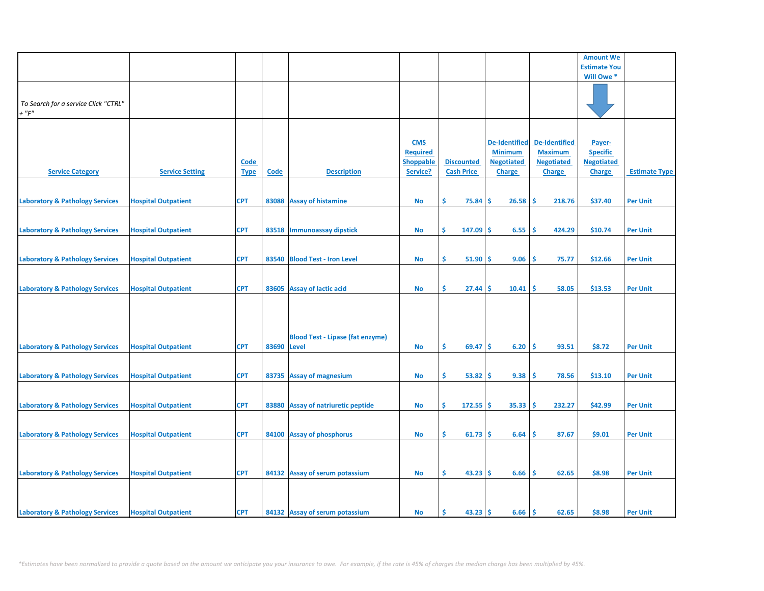| | | | | | | | | | Amount We Estimate You Will Owe * | |
|---|---|---|---|---|---|---|---|---|---|---|
| To Search for a service Click "CTRL" + "F" | | | | | | | | | | |
| Service Category | Service Setting | Code Type | Code | Description | CMS Required Shoppable Service? | Discounted Cash Price | De-Identified Minimum Negotiated Charge | De-Identified Maximum Negotiated Charge | Payer-Specific Negotiated Charge | Estimate Type |
| Laboratory & Pathology Services | Hospital Outpatient | CPT | 83088 | Assay of histamine | No | $ 75.84 | $ 26.58 | $ 218.76 | $37.40 | Per Unit |
| Laboratory & Pathology Services | Hospital Outpatient | CPT | 83518 | Immunoassay dipstick | No | $ 147.09 | $ 6.55 | $ 424.29 | $10.74 | Per Unit |
| Laboratory & Pathology Services | Hospital Outpatient | CPT | 83540 | Blood Test - Iron Level | No | $ 51.90 | $ 9.06 | $ 75.77 | $12.66 | Per Unit |
| Laboratory & Pathology Services | Hospital Outpatient | CPT | 83605 | Assay of lactic acid | No | $ 27.44 | $ 10.41 | $ 58.05 | $13.53 | Per Unit |
| Laboratory & Pathology Services | Hospital Outpatient | CPT | 83690 | Blood Test - Lipase (fat enzyme) Level | No | $ 69.47 | $ 6.20 | $ 93.51 | $8.72 | Per Unit |
| Laboratory & Pathology Services | Hospital Outpatient | CPT | 83735 | Assay of magnesium | No | $ 53.82 | $ 9.38 | $ 78.56 | $13.10 | Per Unit |
| Laboratory & Pathology Services | Hospital Outpatient | CPT | 83880 | Assay of natriuretic peptide | No | $ 172.55 | $ 35.33 | $ 232.27 | $42.99 | Per Unit |
| Laboratory & Pathology Services | Hospital Outpatient | CPT | 84100 | Assay of phosphorus | No | $ 61.73 | $ 6.64 | $ 87.67 | $9.01 | Per Unit |
| Laboratory & Pathology Services | Hospital Outpatient | CPT | 84132 | Assay of serum potassium | No | $ 43.23 | $ 6.66 | $ 62.65 | $8.98 | Per Unit |
| Laboratory & Pathology Services | Hospital Outpatient | CPT | 84132 | Assay of serum potassium | No | $ 43.23 | $ 6.66 | $ 62.65 | $8.98 | Per Unit |

*Estimates have been normalized to provide a quote based on the amount we anticipate you your insurance to owe. For example, if the rate is 45% of charges the median charge has been multiplied by 45%.*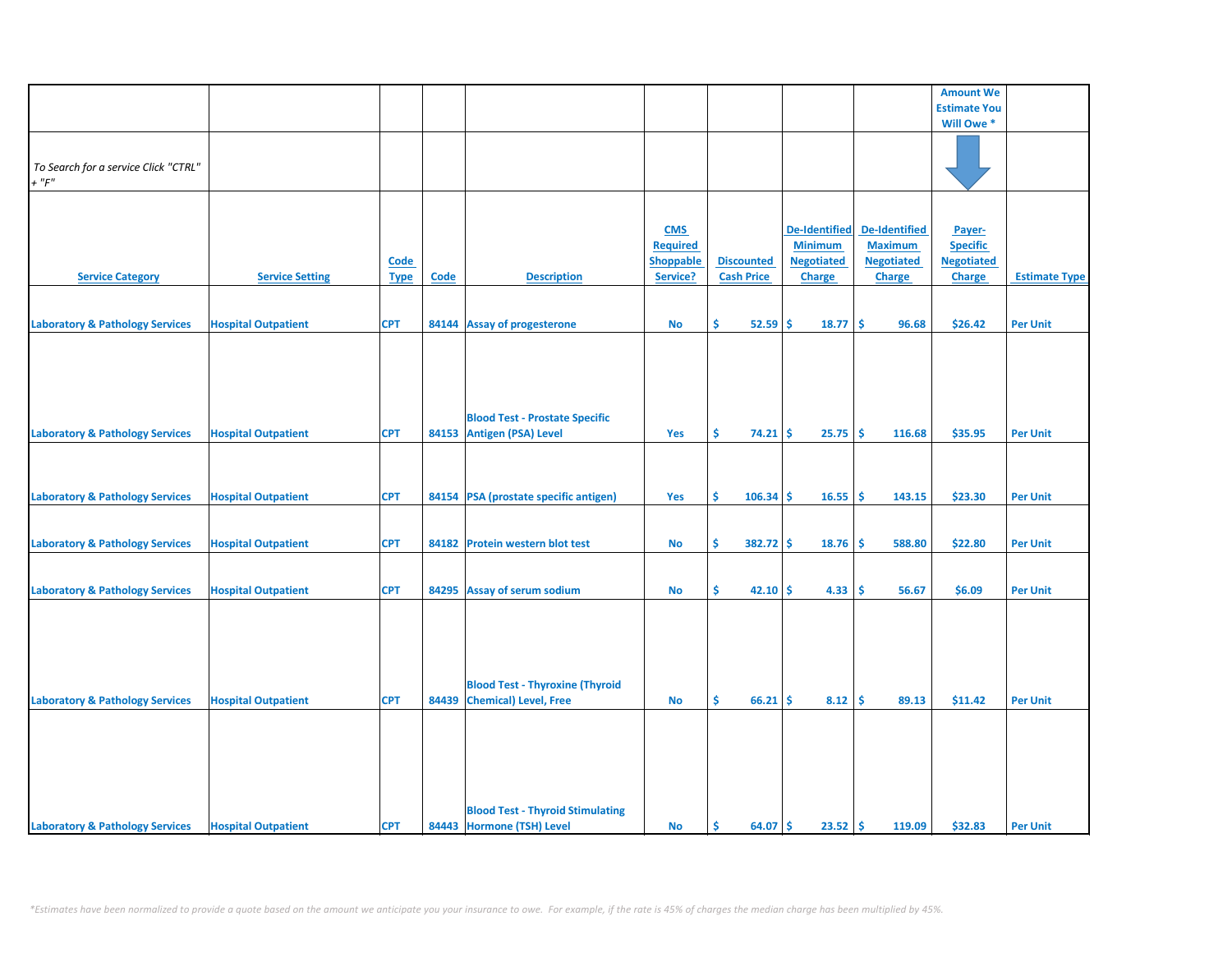| | | | | | | | | | Amount We Estimate You Will Owe * | |
|---|---|---|---|---|---|---|---|---|---|---|
| *To Search for a service Click "CTRL" + "F"* | | | | | | | | | | |
| Service Category | Service Setting | Code Type | Code | Description | CMS Required Shoppable Service? | Discounted Cash Price | De-Identified Minimum Negotiated Charge | De-Identified Maximum Negotiated Charge | Payer-Specific Negotiated Charge | Estimate Type |
| Laboratory & Pathology Services | Hospital Outpatient | CPT | 84144 | Assay of progesterone | No | $ 52.59 | $ 18.77 | $ 96.68 | $26.42 | Per Unit |
| Laboratory & Pathology Services | Hospital Outpatient | CPT | 84153 | Blood Test - Prostate Specific Antigen (PSA) Level | Yes | $ 74.21 | $ 25.75 | $ 116.68 | $35.95 | Per Unit |
| Laboratory & Pathology Services | Hospital Outpatient | CPT | 84154 | PSA (prostate specific antigen) | Yes | $ 106.34 | $ 16.55 | $ 143.15 | $23.30 | Per Unit |
| Laboratory & Pathology Services | Hospital Outpatient | CPT | 84182 | Protein western blot test | No | $ 382.72 | $ 18.76 | $ 588.80 | $22.80 | Per Unit |
| Laboratory & Pathology Services | Hospital Outpatient | CPT | 84295 | Assay of serum sodium | No | $ 42.10 | $ 4.33 | $ 56.67 | $6.09 | Per Unit |
| Laboratory & Pathology Services | Hospital Outpatient | CPT | 84439 | Blood Test - Thyroxine (Thyroid Chemical) Level, Free | No | $ 66.21 | $ 8.12 | $ 89.13 | $11.42 | Per Unit |
| Laboratory & Pathology Services | Hospital Outpatient | CPT | 84443 | Blood Test - Thyroid Stimulating Hormone (TSH) Level | No | $ 64.07 | $ 23.52 | $ 119.09 | $32.83 | Per Unit |

*\*Estimates have been normalized to provide a quote based on the amount we anticipate you your insurance to owe. For example, if the rate is 45% of charges the median charge has been multiplied by 45%.*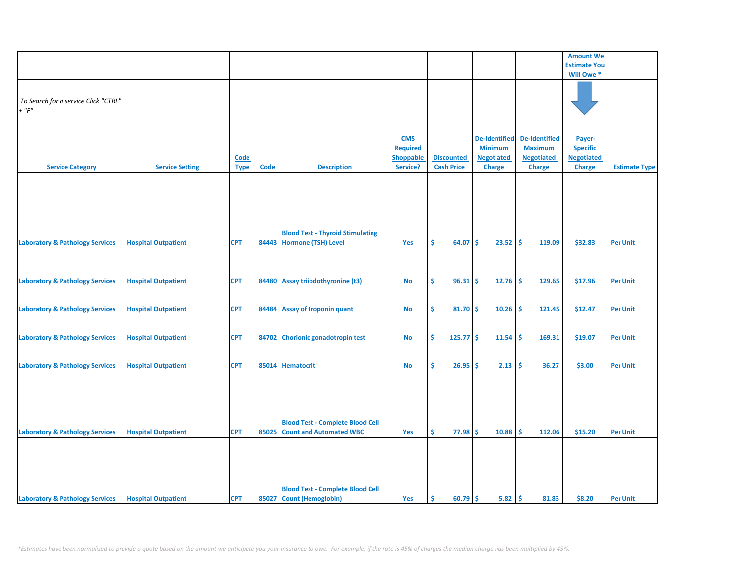| | | | | | | | | | Amount We Estimate You Will Owe * | |
|---|---|---|---|---|---|---|---|---|---|---|
| *To Search for a service Click "CTRL" + "F"* | | | | | | | | | | |
| **Service Category** | **Service Setting** | **Code Type** | **Code** | **Description** | **CMS Required Shoppable Service?** | **Discounted Cash Price** | **De-Identified Minimum Negotiated Charge** | **De-Identified Maximum Negotiated Charge** | **Payer-Specific Negotiated Charge** | **Estimate Type** |
| Laboratory & Pathology Services | Hospital Outpatient | CPT | 84443 | Blood Test - Thyroid Stimulating Hormone (TSH) Level | Yes | $ 64.07 | $ 23.52 | $ 119.09 | $32.83 | Per Unit |
| Laboratory & Pathology Services | Hospital Outpatient | CPT | 84480 | Assay triiodothyronine (t3) | No | $ 96.31 | $ 12.76 | $ 129.65 | $17.96 | Per Unit |
| Laboratory & Pathology Services | Hospital Outpatient | CPT | 84484 | Assay of troponin quant | No | $ 81.70 | $ 10.26 | $ 121.45 | $12.47 | Per Unit |
| Laboratory & Pathology Services | Hospital Outpatient | CPT | 84702 | Chorionic gonadotropin test | No | $ 125.77 | $ 11.54 | $ 169.31 | $19.07 | Per Unit |
| Laboratory & Pathology Services | Hospital Outpatient | CPT | 85014 | Hematocrit | No | $ 26.95 | $ 2.13 | $ 36.27 | $3.00 | Per Unit |
| Laboratory & Pathology Services | Hospital Outpatient | CPT | 85025 | Blood Test - Complete Blood Cell Count and Automated WBC | Yes | $ 77.98 | $ 10.88 | $ 112.06 | $15.20 | Per Unit |
| Laboratory & Pathology Services | Hospital Outpatient | CPT | 85027 | Blood Test - Complete Blood Cell Count (Hemoglobin) | Yes | $ 60.79 | $ 5.82 | $ 81.83 | $8.20 | Per Unit |

*\*Estimates have been normalized to provide a quote based on the amount we anticipate you your insurance to owe. For example, if the rate is 45% of charges the median charge has been multiplied by 45%.*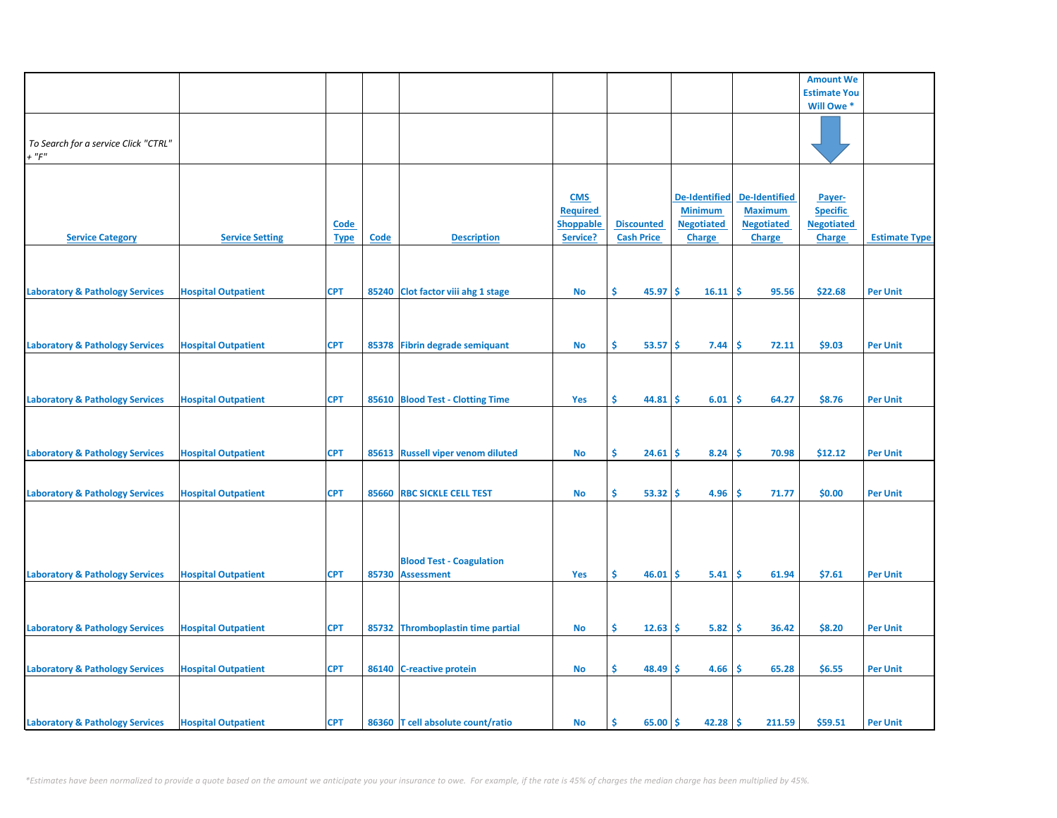| | | | | | | | | | Amount We Estimate You Will Owe * | |
|---|---|---|---|---|---|---|---|---|---|---|
| *To Search for a service Click "CTRL" + "F"* | | | | | | | | | | |
| Service Category | Service Setting | Code Type | Code | Description | CMS Required Shoppable Service? | Discounted Cash Price | De-Identified Minimum Negotiated Charge | De-Identified Maximum Negotiated Charge | Payer-Specific Negotiated Charge | Estimate Type |
| Laboratory & Pathology Services | Hospital Outpatient | CPT | 85240 | Clot factor viii ahg 1 stage | No | $ 45.97 | $ 16.11 | $ 95.56 | $22.68 | Per Unit |
| Laboratory & Pathology Services | Hospital Outpatient | CPT | 85378 | Fibrin degrade semiquant | No | $ 53.57 | $ 7.44 | $ 72.11 | $9.03 | Per Unit |
| Laboratory & Pathology Services | Hospital Outpatient | CPT | 85610 | Blood Test - Clotting Time | Yes | $ 44.81 | $ 6.01 | $ 64.27 | $8.76 | Per Unit |
| Laboratory & Pathology Services | Hospital Outpatient | CPT | 85613 | Russell viper venom diluted | No | $ 24.61 | $ 8.24 | $ 70.98 | $12.12 | Per Unit |
| Laboratory & Pathology Services | Hospital Outpatient | CPT | 85660 | RBC SICKLE CELL TEST | No | $ 53.32 | $ 4.96 | $ 71.77 | $0.00 | Per Unit |
| Laboratory & Pathology Services | Hospital Outpatient | CPT | 85730 | Blood Test - Coagulation Assessment | Yes | $ 46.01 | $ 5.41 | $ 61.94 | $7.61 | Per Unit |
| Laboratory & Pathology Services | Hospital Outpatient | CPT | 85732 | Thromboplastin time partial | No | $ 12.63 | $ 5.82 | $ 36.42 | $8.20 | Per Unit |
| Laboratory & Pathology Services | Hospital Outpatient | CPT | 86140 | C-reactive protein | No | $ 48.49 | $ 4.66 | $ 65.28 | $6.55 | Per Unit |
| Laboratory & Pathology Services | Hospital Outpatient | CPT | 86360 | T cell absolute count/ratio | No | $ 65.00 | $ 42.28 | $ 211.59 | $59.51 | Per Unit |

*\*Estimates have been normalized to provide a quote based on the amount we anticipate you your insurance to owe. For example, if the rate is 45% of charges the median charge has been multiplied by 45%.*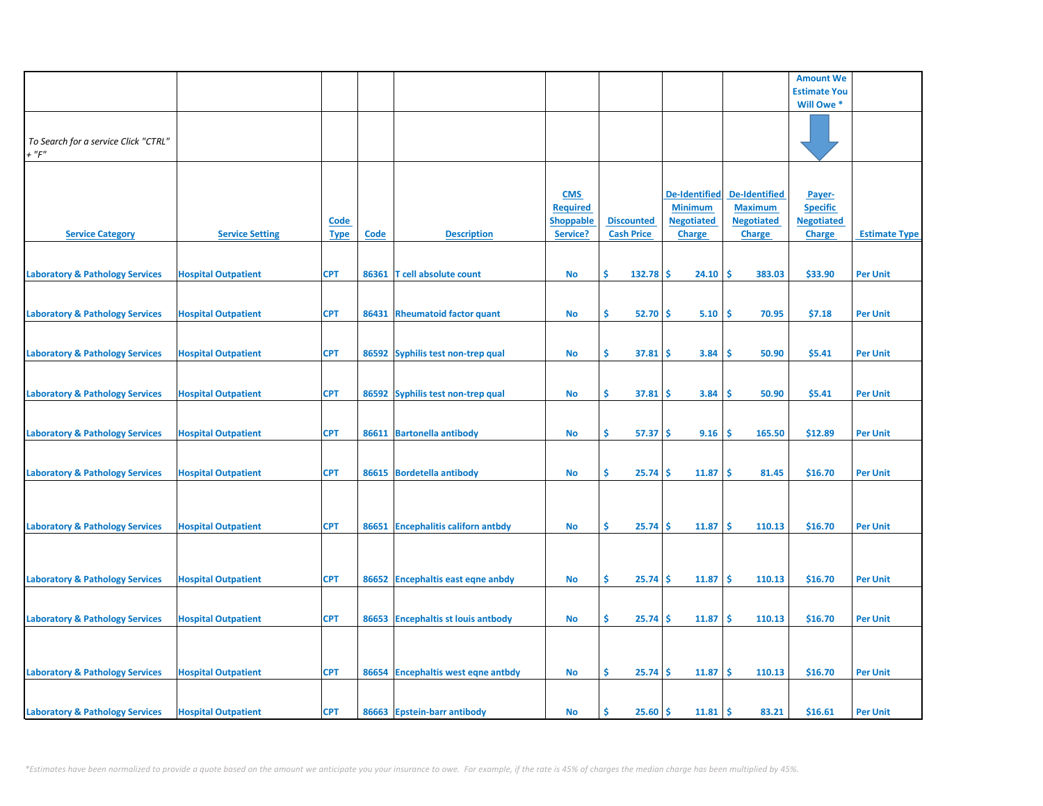| | | | | | | | | | Amount We Estimate You Will Owe * | |
|---|---|---|---|---|---|---|---|---|---|---|
| *To Search for a service Click "CTRL" + "F"* | | | | | | | | | | |
| **Service Category** | **Service Setting** | **Code Type** | **Code** | **Description** | **CMS Required Shoppable Service?** | **Discounted Cash Price** | **De-Identified Minimum Negotiated Charge** | **De-Identified Maximum Negotiated Charge** | **Payer-Specific Negotiated Charge** | **Estimate Type** |
| Laboratory & Pathology Services | Hospital Outpatient | CPT | 86361 | T cell absolute count | No | $ 132.78 | $ 24.10 | $ 383.03 | $33.90 | Per Unit |
| Laboratory & Pathology Services | Hospital Outpatient | CPT | 86431 | Rheumatoid factor quant | No | $ 52.70 | $ 5.10 | $ 70.95 | $7.18 | Per Unit |
| Laboratory & Pathology Services | Hospital Outpatient | CPT | 86592 | Syphilis test non-trep qual | No | $ 37.81 | $ 3.84 | $ 50.90 | $5.41 | Per Unit |
| Laboratory & Pathology Services | Hospital Outpatient | CPT | 86592 | Syphilis test non-trep qual | No | $ 37.81 | $ 3.84 | $ 50.90 | $5.41 | Per Unit |
| Laboratory & Pathology Services | Hospital Outpatient | CPT | 86611 | Bartonella antibody | No | $ 57.37 | $ 9.16 | $ 165.50 | $12.89 | Per Unit |
| Laboratory & Pathology Services | Hospital Outpatient | CPT | 86615 | Bordetella antibody | No | $ 25.74 | $ 11.87 | $ 81.45 | $16.70 | Per Unit |
| Laboratory & Pathology Services | Hospital Outpatient | CPT | 86651 | Encephalitis californ antbdy | No | $ 25.74 | $ 11.87 | $ 110.13 | $16.70 | Per Unit |
| Laboratory & Pathology Services | Hospital Outpatient | CPT | 86652 | Encephaltis east eqne anbdy | No | $ 25.74 | $ 11.87 | $ 110.13 | $16.70 | Per Unit |
| Laboratory & Pathology Services | Hospital Outpatient | CPT | 86653 | Encephaltis st louis antbody | No | $ 25.74 | $ 11.87 | $ 110.13 | $16.70 | Per Unit |
| Laboratory & Pathology Services | Hospital Outpatient | CPT | 86654 | Encephaltis west eqne antbdy | No | $ 25.74 | $ 11.87 | $ 110.13 | $16.70 | Per Unit |
| Laboratory & Pathology Services | Hospital Outpatient | CPT | 86663 | Epstein-barr antibody | No | $ 25.60 | $ 11.81 | $ 83.21 | $16.61 | Per Unit |

*\*Estimates have been normalized to provide a quote based on the amount we anticipate you your insurance to owe. For example, if the rate is 45% of charges the median charge has been multiplied by 45%.*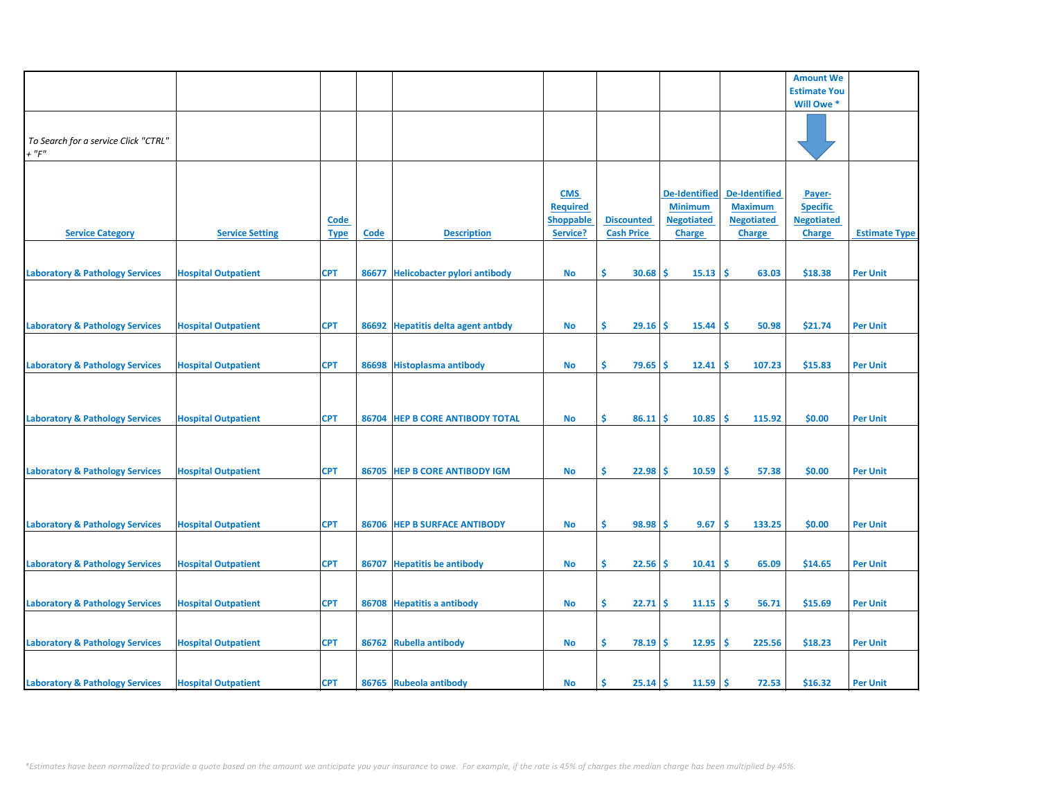| | | | | | | | | | Amount We Estimate You Will Owe * | |
|---|---|---|---|---|---|---|---|---|---|---|
| *To Search for a service Click "CTRL" + "F"* | | | | | | | | | | |
| **Service Category** | **Service Setting** | **Code Type** | **Code** | **Description** | **CMS Required Shoppable Service?** | **Discounted Cash Price** | **De-Identified Minimum Negotiated Charge** | **De-Identified Maximum Negotiated Charge** | **Payer-Specific Negotiated Charge** | **Estimate Type** |
| Laboratory & Pathology Services | Hospital Outpatient | CPT | 86677 | Helicobacter pylori antibody | No | $ 30.68 | $ 15.13 | $ 63.03 | $18.38 | Per Unit |
| Laboratory & Pathology Services | Hospital Outpatient | CPT | 86692 | Hepatitis delta agent antbdy | No | $ 29.16 | $ 15.44 | $ 50.98 | $21.74 | Per Unit |
| Laboratory & Pathology Services | Hospital Outpatient | CPT | 86698 | Histoplasma antibody | No | $ 79.65 | $ 12.41 | $ 107.23 | $15.83 | Per Unit |
| Laboratory & Pathology Services | Hospital Outpatient | CPT | 86704 | HEP B CORE ANTIBODY TOTAL | No | $ 86.11 | $ 10.85 | $ 115.92 | $0.00 | Per Unit |
| Laboratory & Pathology Services | Hospital Outpatient | CPT | 86705 | HEP B CORE ANTIBODY IGM | No | $ 22.98 | $ 10.59 | $ 57.38 | $0.00 | Per Unit |
| Laboratory & Pathology Services | Hospital Outpatient | CPT | 86706 | HEP B SURFACE ANTIBODY | No | $ 98.98 | $ 9.67 | $ 133.25 | $0.00 | Per Unit |
| Laboratory & Pathology Services | Hospital Outpatient | CPT | 86707 | Hepatitis be antibody | No | $ 22.56 | $ 10.41 | $ 65.09 | $14.65 | Per Unit |
| Laboratory & Pathology Services | Hospital Outpatient | CPT | 86708 | Hepatitis a antibody | No | $ 22.71 | $ 11.15 | $ 56.71 | $15.69 | Per Unit |
| Laboratory & Pathology Services | Hospital Outpatient | CPT | 86762 | Rubella antibody | No | $ 78.19 | $ 12.95 | $ 225.56 | $18.23 | Per Unit |
| Laboratory & Pathology Services | Hospital Outpatient | CPT | 86765 | Rubeola antibody | No | $ 25.14 | $ 11.59 | $ 72.53 | $16.32 | Per Unit |

*\*Estimates have been normalized to provide a quote based on the amount we anticipate you your insurance to owe. For example, if the rate is 45% of charges the median charge has been multiplied by 45%.*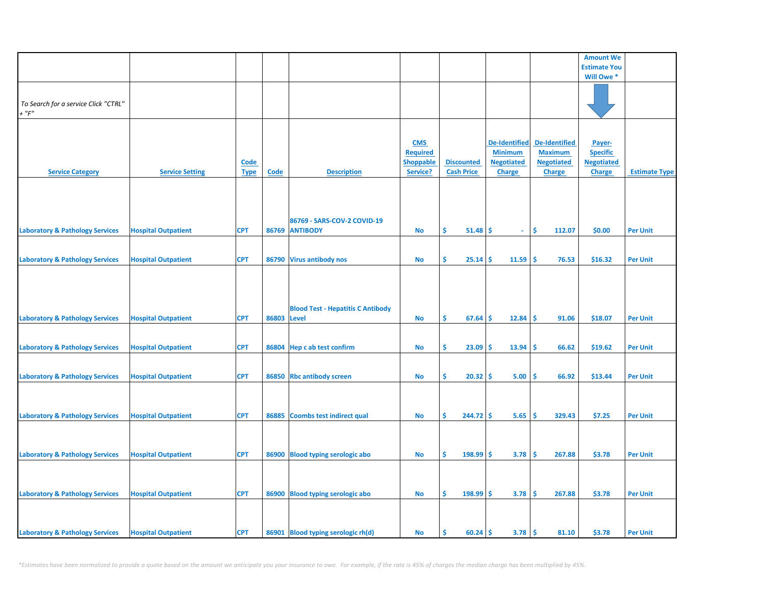| | | | | | | | | | Amount We Estimate You Will Owe * | |
|---|---|---|---|---|---|---|---|---|---|---|
| To Search for a service Click "CTRL" + "F" | | | | | | | | | | |
| Service Category | Service Setting | Code Type | Code | Description | CMS Required Shoppable Service? | Discounted Cash Price | De-Identified Minimum Negotiated Charge | De-Identified Maximum Negotiated Charge | Payer-Specific Negotiated Charge | Estimate Type |
| Laboratory & Pathology Services | Hospital Outpatient | CPT | 86769 | 86769 - SARS-COV-2 COVID-19 ANTIBODY | No | $ 51.48 | $ - | $ 112.07 | $0.00 | Per Unit |
| Laboratory & Pathology Services | Hospital Outpatient | CPT | 86790 | Virus antibody nos | No | $ 25.14 | $ 11.59 | $ 76.53 | $16.32 | Per Unit |
| Laboratory & Pathology Services | Hospital Outpatient | CPT | 86803 | Blood Test - Hepatitis C Antibody Level | No | $ 67.64 | $ 12.84 | $ 91.06 | $18.07 | Per Unit |
| Laboratory & Pathology Services | Hospital Outpatient | CPT | 86804 | Hep c ab test confirm | No | $ 23.09 | $ 13.94 | $ 66.62 | $19.62 | Per Unit |
| Laboratory & Pathology Services | Hospital Outpatient | CPT | 86850 | Rbc antibody screen | No | $ 20.32 | $ 5.00 | $ 66.92 | $13.44 | Per Unit |
| Laboratory & Pathology Services | Hospital Outpatient | CPT | 86885 | Coombs test indirect qual | No | $ 244.72 | $ 5.65 | $ 329.43 | $7.25 | Per Unit |
| Laboratory & Pathology Services | Hospital Outpatient | CPT | 86900 | Blood typing serologic abo | No | $ 198.99 | $ 3.78 | $ 267.88 | $3.78 | Per Unit |
| Laboratory & Pathology Services | Hospital Outpatient | CPT | 86900 | Blood typing serologic abo | No | $ 198.99 | $ 3.78 | $ 267.88 | $3.78 | Per Unit |
| Laboratory & Pathology Services | Hospital Outpatient | CPT | 86901 | Blood typing serologic rh(d) | No | $ 60.24 | $ 3.78 | $ 81.10 | $3.78 | Per Unit |

*Estimates have been normalized to provide a quote based on the amount we anticipate you your insurance to owe. For example, if the rate is 45% of charges the median charge has been multiplied by 45%.*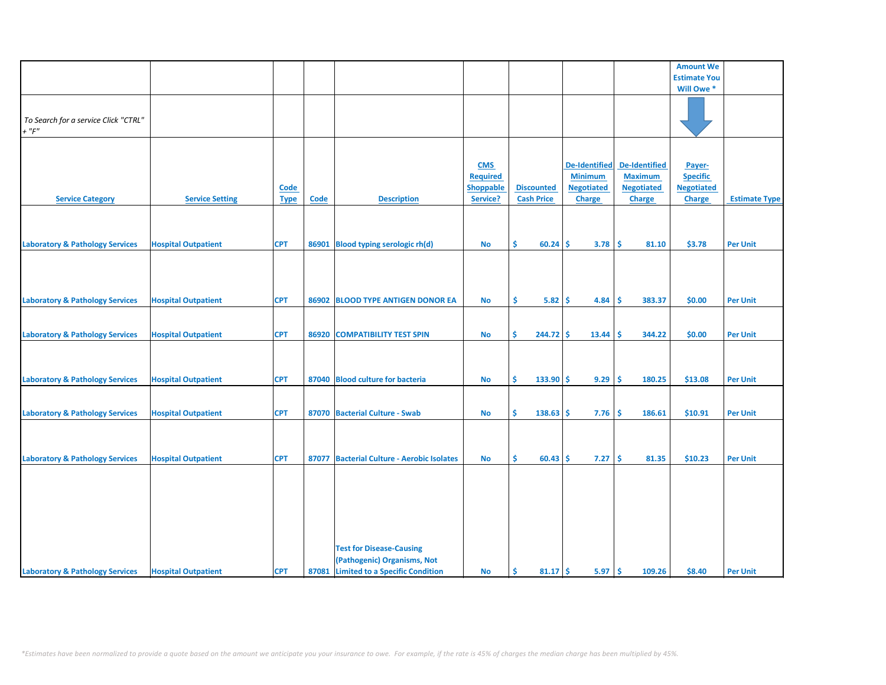| | | | | | | | | | Amount We Estimate You Will Owe * | |
|---|---|---|---|---|---|---|---|---|---|---|
| *To Search for a service Click "CTRL" + "F"* | | | | | | | | | | |
| Service Category | Service Setting | Code Type | Code | Description | CMS Required Shoppable Service? | Discounted Cash Price | De-Identified Minimum Negotiated Charge | De-Identified Maximum Negotiated Charge | Payer-Specific Negotiated Charge | Estimate Type |
| Laboratory & Pathology Services | Hospital Outpatient | CPT | 86901 | Blood typing serologic rh(d) | No | $ 60.24 | $ 3.78 | $ 81.10 | $3.78 | Per Unit |
| Laboratory & Pathology Services | Hospital Outpatient | CPT | 86902 | BLOOD TYPE ANTIGEN DONOR EA | No | $ 5.82 | $ 4.84 | $ 383.37 | $0.00 | Per Unit |
| Laboratory & Pathology Services | Hospital Outpatient | CPT | 86920 | COMPATIBILITY TEST SPIN | No | $ 244.72 | $ 13.44 | $ 344.22 | $0.00 | Per Unit |
| Laboratory & Pathology Services | Hospital Outpatient | CPT | 87040 | Blood culture for bacteria | No | $ 133.90 | $ 9.29 | $ 180.25 | $13.08 | Per Unit |
| Laboratory & Pathology Services | Hospital Outpatient | CPT | 87070 | Bacterial Culture - Swab | No | $ 138.63 | $ 7.76 | $ 186.61 | $10.91 | Per Unit |
| Laboratory & Pathology Services | Hospital Outpatient | CPT | 87077 | Bacterial Culture - Aerobic Isolates | No | $ 60.43 | $ 7.27 | $ 81.35 | $10.23 | Per Unit |
| Laboratory & Pathology Services | Hospital Outpatient | CPT | 87081 | Test for Disease-Causing (Pathogenic) Organisms, Not Limited to a Specific Condition | No | $ 81.17 | $ 5.97 | $ 109.26 | $8.40 | Per Unit |

*Estimates have been normalized to provide a quote based on the amount we anticipate you your insurance to owe. For example, if the rate is 45% of charges the median charge has been multiplied by 45%.*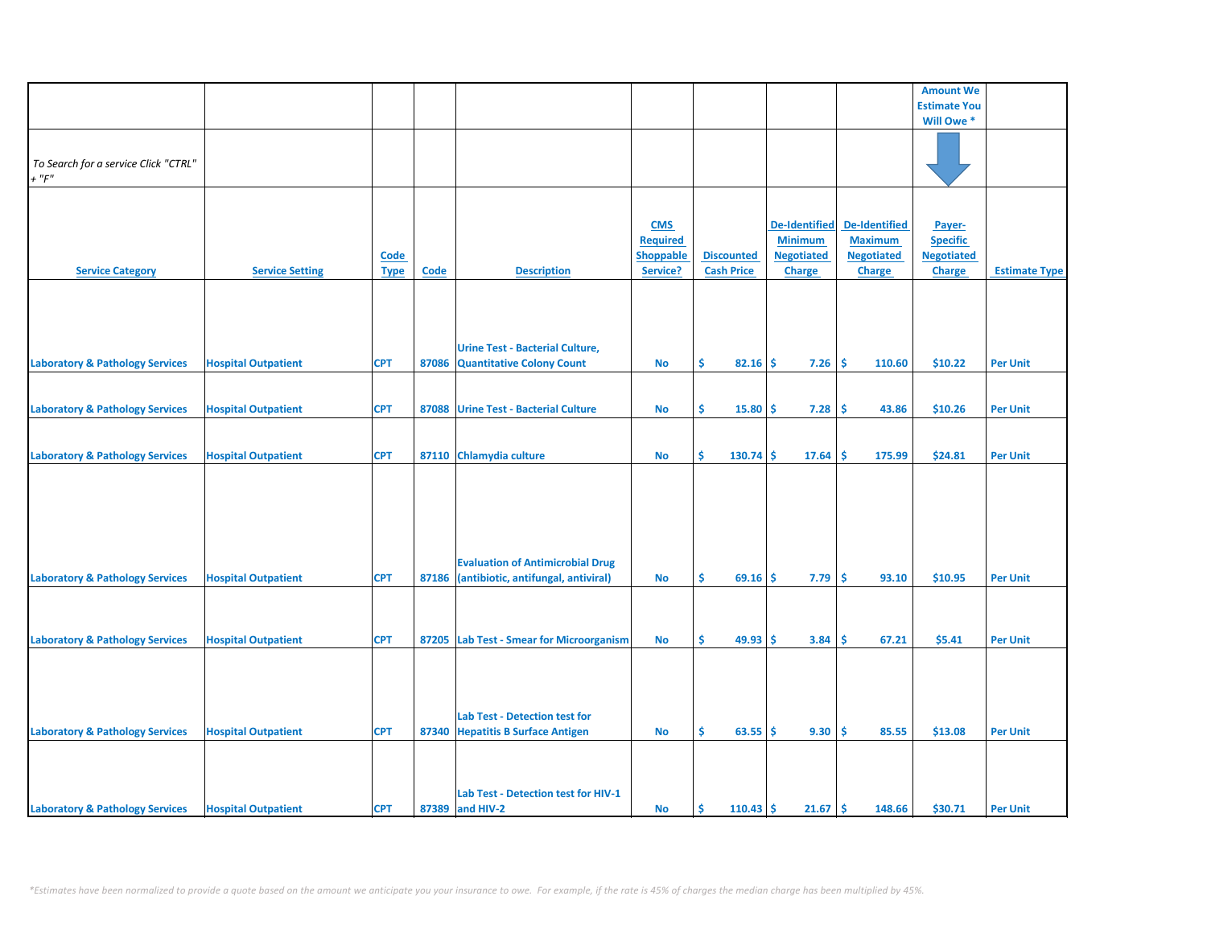| | | | | | | | | | Amount We Estimate You Will Owe * | |
|---|---|---|---|---|---|---|---|---|---|---|
| *To Search for a service Click "CTRL" + "F"* | | | | | | | | | | |
| Service Category | Service Setting | Code Type | Code | Description | CMS Required Shoppable Service? | Discounted Cash Price | De-Identified Minimum Negotiated Charge | De-Identified Maximum Negotiated Charge | Payer-Specific Negotiated Charge | Estimate Type |
| Laboratory & Pathology Services | Hospital Outpatient | CPT | 87086 | Urine Test - Bacterial Culture, Quantitative Colony Count | No | $ 82.16 | $ 7.26 | $ 110.60 | $10.22 | Per Unit |
| Laboratory & Pathology Services | Hospital Outpatient | CPT | 87088 | Urine Test - Bacterial Culture | No | $ 15.80 | $ 7.28 | $ 43.86 | $10.26 | Per Unit |
| Laboratory & Pathology Services | Hospital Outpatient | CPT | 87110 | Chlamydia culture | No | $ 130.74 | $ 17.64 | $ 175.99 | $24.81 | Per Unit |
| Laboratory & Pathology Services | Hospital Outpatient | CPT | 87186 | Evaluation of Antimicrobial Drug (antibiotic, antifungal, antiviral) | No | $ 69.16 | $ 7.79 | $ 93.10 | $10.95 | Per Unit |
| Laboratory & Pathology Services | Hospital Outpatient | CPT | 87205 | Lab Test - Smear for Microorganism | No | $ 49.93 | $ 3.84 | $ 67.21 | $5.41 | Per Unit |
| Laboratory & Pathology Services | Hospital Outpatient | CPT | 87340 | Lab Test - Detection test for Hepatitis B Surface Antigen | No | $ 63.55 | $ 9.30 | $ 85.55 | $13.08 | Per Unit |
| Laboratory & Pathology Services | Hospital Outpatient | CPT | 87389 | Lab Test - Detection test for HIV-1 and HIV-2 | No | $ 110.43 | $ 21.67 | $ 148.66 | $30.71 | Per Unit |

*\*Estimates have been normalized to provide a quote based on the amount we anticipate you your insurance to owe. For example, if the rate is 45% of charges the median charge has been multiplied by 45%.*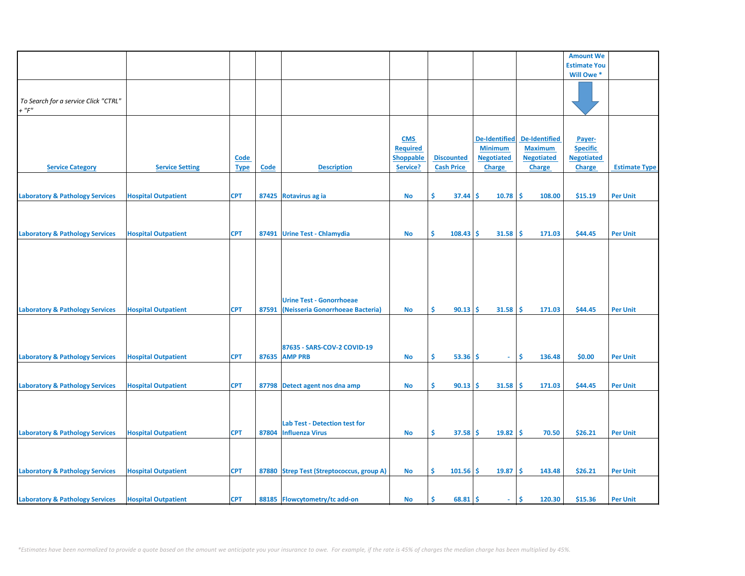| | | | | | | | | | Amount We Estimate You Will Owe * | |
|---|---|---|---|---|---|---|---|---|---|---|
| *To Search for a service Click "CTRL" + "F"* | | | | | | | | | | |
| Service Category | Service Setting | Code Type | Code | Description | CMS Required Shoppable Service? | Discounted Cash Price | De-Identified Minimum Negotiated Charge | De-Identified Maximum Negotiated Charge | Payer-Specific Negotiated Charge | Estimate Type |
| Laboratory & Pathology Services | Hospital Outpatient | CPT | 87425 | Rotavirus ag ia | No | $ 37.44 | $ 10.78 | $ 108.00 | $15.19 | Per Unit |
| Laboratory & Pathology Services | Hospital Outpatient | CPT | 87491 | Urine Test - Chlamydia | No | $ 108.43 | $ 31.58 | $ 171.03 | $44.45 | Per Unit |
| Laboratory & Pathology Services | Hospital Outpatient | CPT | 87591 | Urine Test - Gonorrhoeae (Neisseria Gonorrhoeae Bacteria) | No | $ 90.13 | $ 31.58 | $ 171.03 | $44.45 | Per Unit |
| Laboratory & Pathology Services | Hospital Outpatient | CPT | 87635 | 87635 - SARS-COV-2 COVID-19 AMP PRB | No | $ 53.36 | $ - | $ 136.48 | $0.00 | Per Unit |
| Laboratory & Pathology Services | Hospital Outpatient | CPT | 87798 | Detect agent nos dna amp | No | $ 90.13 | $ 31.58 | $ 171.03 | $44.45 | Per Unit |
| Laboratory & Pathology Services | Hospital Outpatient | CPT | 87804 | Lab Test - Detection test for Influenza Virus | No | $ 37.58 | $ 19.82 | $ 70.50 | $26.21 | Per Unit |
| Laboratory & Pathology Services | Hospital Outpatient | CPT | 87880 | Strep Test (Streptococcus, group A) | No | $ 101.56 | $ 19.87 | $ 143.48 | $26.21 | Per Unit |
| Laboratory & Pathology Services | Hospital Outpatient | CPT | 88185 | Flowcytometry/tc add-on | No | $ 68.81 | $ - | $ 120.30 | $15.36 | Per Unit |

*\*Estimates have been normalized to provide a quote based on the amount we anticipate you your insurance to owe. For example, if the rate is 45% of charges the median charge has been multiplied by 45%.*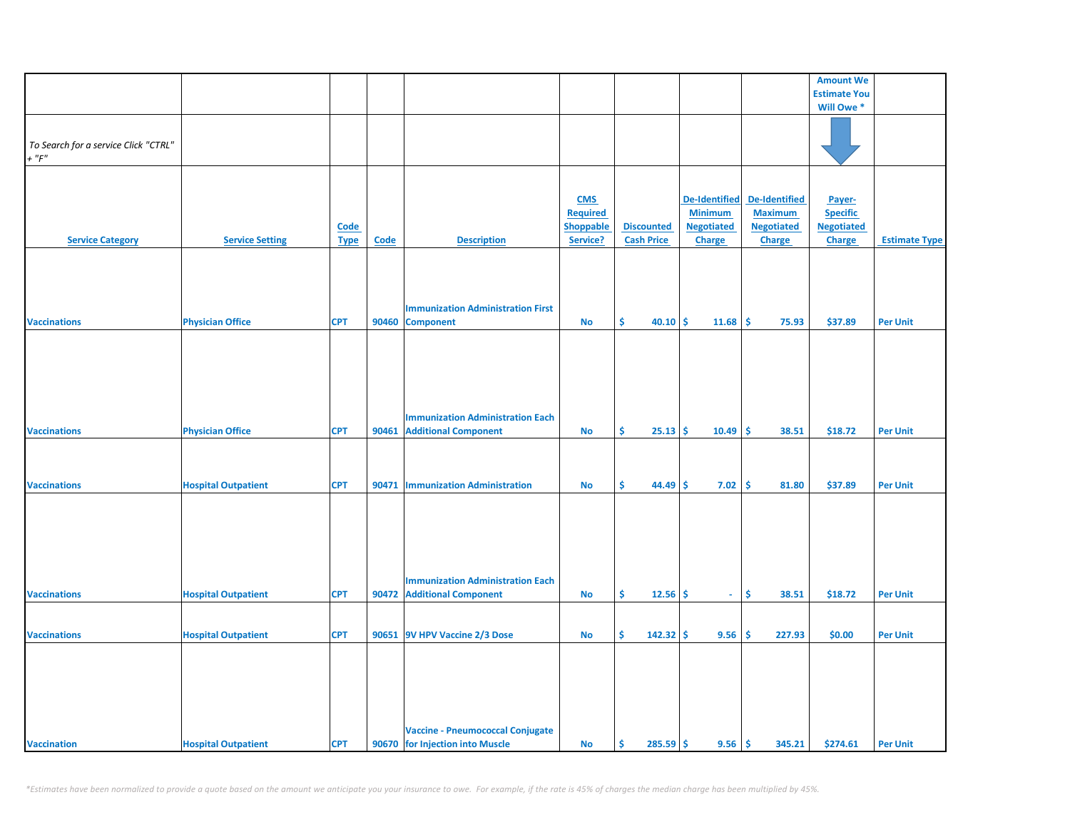| | | | | | | | | | Amount We Estimate You Will Owe * | |
|---|---|---|---|---|---|---|---|---|---|---|
| To Search for a service Click "CTRL" + "F" | | | | | | | | | | |
| **Service Category** | **Service Setting** | **Code Type** | **Code** | **Description** | **CMS Required Shoppable Service?** | **Discounted Cash Price** | **De-Identified Minimum Negotiated Charge** | **De-Identified Maximum Negotiated Charge** | **Payer-Specific Negotiated Charge** | **Estimate Type** |
| Vaccinations | Physician Office | CPT | 90460 | Immunization Administration First Component | No | $ 40.10 | $ 11.68 | $ 75.93 | $37.89 | Per Unit |
| Vaccinations | Physician Office | CPT | 90461 | Immunization Administration Each Additional Component | No | $ 25.13 | $ 10.49 | $ 38.51 | $18.72 | Per Unit |
| Vaccinations | Hospital Outpatient | CPT | 90471 | Immunization Administration | No | $ 44.49 | $ 7.02 | $ 81.80 | $37.89 | Per Unit |
| Vaccinations | Hospital Outpatient | CPT | 90472 | Immunization Administration Each Additional Component | No | $ 12.56 | $ - | $ 38.51 | $18.72 | Per Unit |
| Vaccinations | Hospital Outpatient | CPT | 90651 | 9V HPV Vaccine 2/3 Dose | No | $ 142.32 | $ 9.56 | $ 227.93 | $0.00 | Per Unit |
| Vaccination | Hospital Outpatient | CPT | 90670 | Vaccine - Pneumococcal Conjugate for Injection into Muscle | No | $ 285.59 | $ 9.56 | $ 345.21 | $274.61 | Per Unit |

*Estimates have been normalized to provide a quote based on the amount we anticipate you your insurance to owe. For example, if the rate is 45% of charges the median charge has been multiplied by 45%.*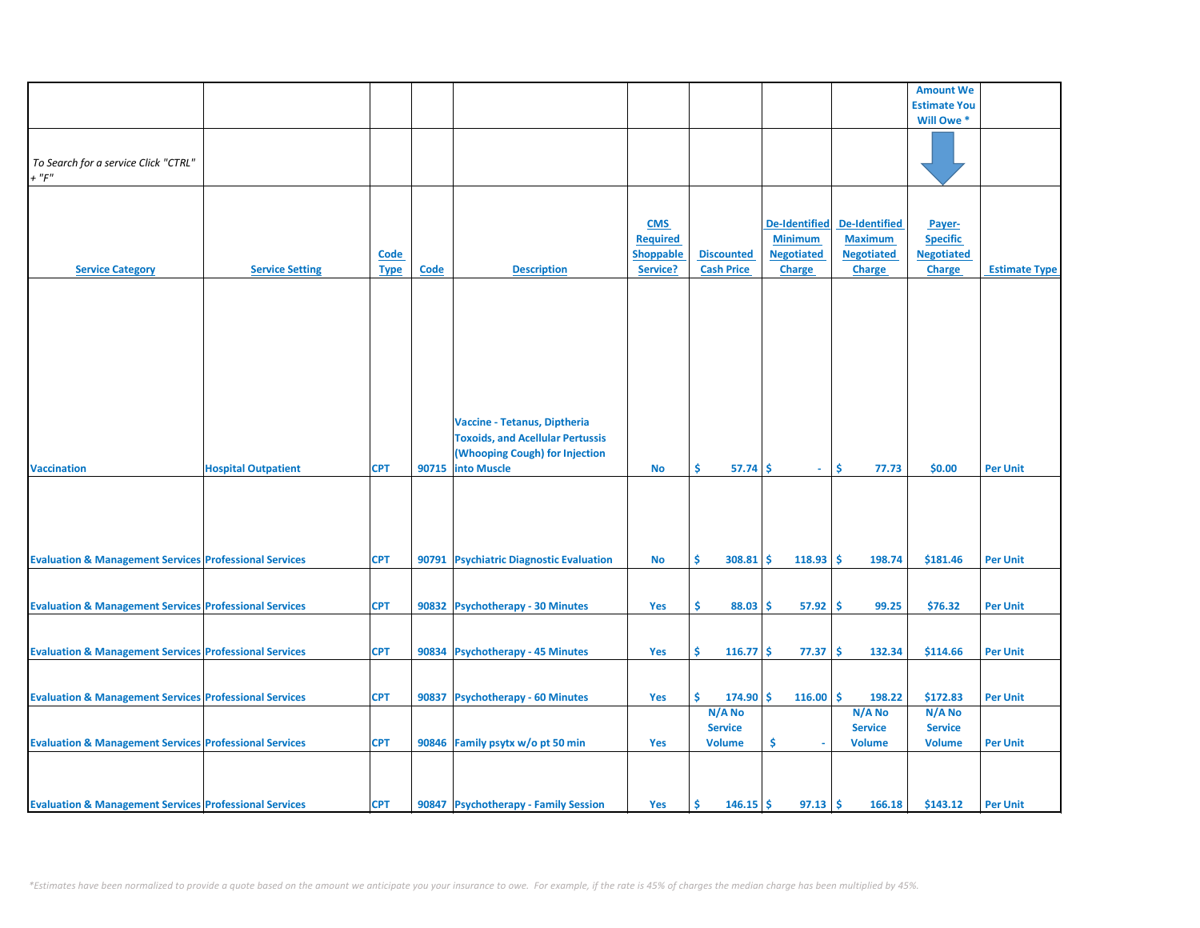| | | | | | | | | | Amount We Estimate You Will Owe * | |
|---|---|---|---|---|---|---|---|---|---|---|
| *To Search for a service Click "CTRL" + "F"* | | | | | | | | | | |
| Service Category | Service Setting | Code Type | Code | Description | CMS Required Shoppable Service? | Discounted Cash Price | De-Identified Minimum Negotiated Charge | De-Identified Maximum Negotiated Charge | Payer-Specific Negotiated Charge | Estimate Type |
| Vaccination | Hospital Outpatient | CPT | 90715 | Vaccine - Tetanus, Diptheria Toxoids, and Acellular Pertussis (Whooping Cough) for Injection into Muscle | No | $ 57.74 | $ - | $ 77.73 | $0.00 | Per Unit |
| Evaluation & Management Services | Professional Services | CPT | 90791 | Psychiatric Diagnostic Evaluation | No | $ 308.81 | $ 118.93 | $ 198.74 | $181.46 | Per Unit |
| Evaluation & Management Services | Professional Services | CPT | 90832 | Psychotherapy - 30 Minutes | Yes | $ 88.03 | $ 57.92 | $ 99.25 | $76.32 | Per Unit |
| Evaluation & Management Services | Professional Services | CPT | 90834 | Psychotherapy - 45 Minutes | Yes | $ 116.77 | $ 77.37 | $ 132.34 | $114.66 | Per Unit |
| Evaluation & Management Services | Professional Services | CPT | 90837 | Psychotherapy - 60 Minutes | Yes | $ 174.90 | $ 116.00 | $ 198.22 | $172.83 | Per Unit |
| Evaluation & Management Services | Professional Services | CPT | 90846 | Family psytx w/o pt 50 min | Yes | N/A No Service Volume | $ - | N/A No Service Volume | N/A No Service Volume | Per Unit |
| Evaluation & Management Services | Professional Services | CPT | 90847 | Psychotherapy - Family Session | Yes | $ 146.15 | $ 97.13 | $ 166.18 | $143.12 | Per Unit |

*\*Estimates have been normalized to provide a quote based on the amount we anticipate you your insurance to owe. For example, if the rate is 45% of charges the median charge has been multiplied by 45%.*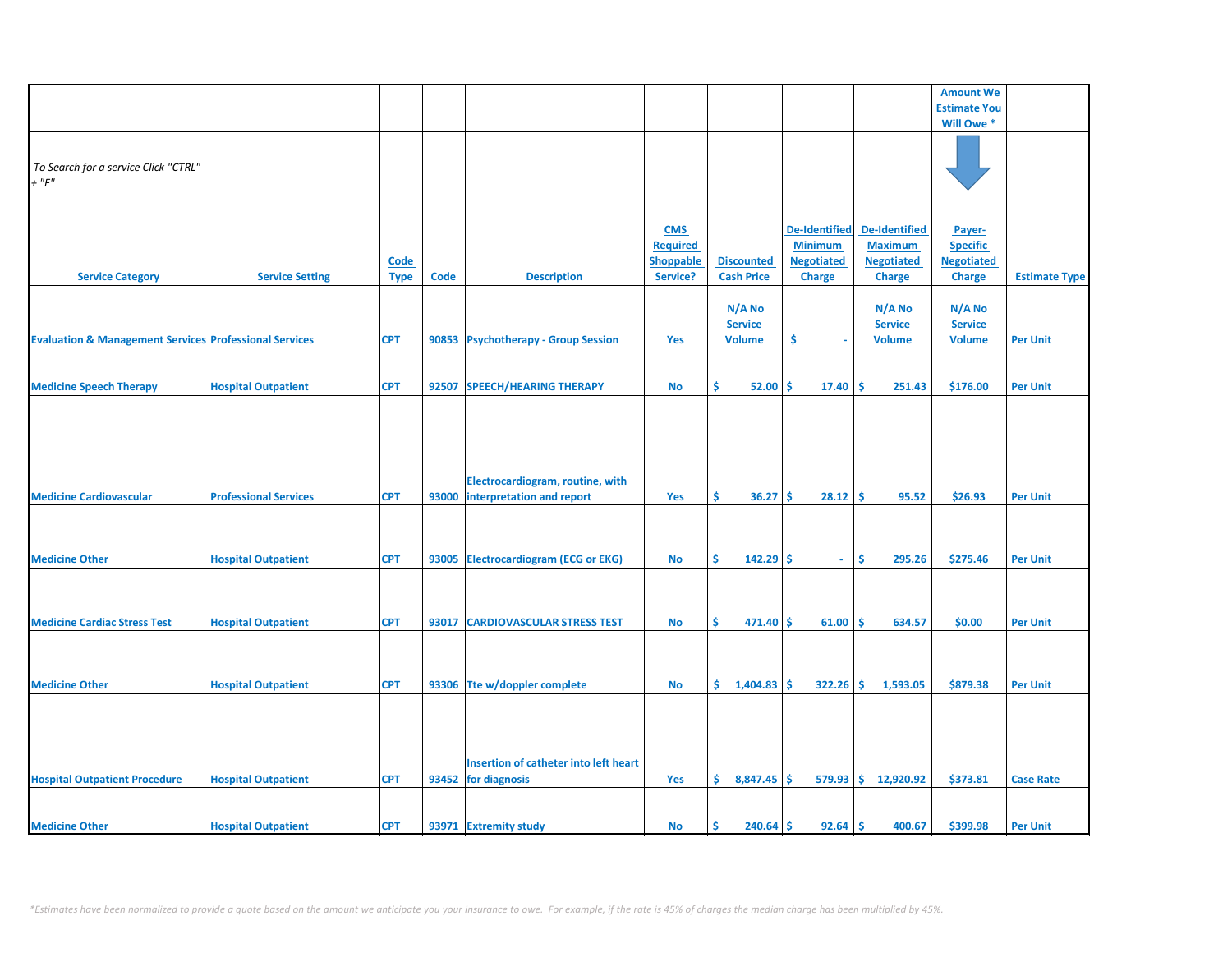| | | | | | | | | | Amount We Estimate You Will Owe * | |
|---|---|---|---|---|---|---|---|---|---|---|
| *To Search for a service Click "CTRL" + "F"* | | | | | | | | | | |
| Service Category | Service Setting | Code Type | Code | Description | CMS Required Shoppable Service? | Discounted Cash Price | De-Identified Minimum Negotiated Charge | De-Identified Maximum Negotiated Charge | Payer-Specific Negotiated Charge | Estimate Type |
| Evaluation & Management Services | Professional Services | CPT | 90853 | Psychotherapy - Group Session | Yes | N/A No Service Volume | $ - | N/A No Service Volume | N/A No Service Volume | Per Unit |
| Medicine Speech Therapy | Hospital Outpatient | CPT | 92507 | SPEECH/HEARING THERAPY | No | $ 52.00 | $ 17.40 | $ 251.43 | $176.00 | Per Unit |
| Medicine Cardiovascular | Professional Services | CPT | 93000 | Electrocardiogram, routine, with interpretation and report | Yes | $ 36.27 | $ 28.12 | $ 95.52 | $26.93 | Per Unit |
| Medicine Other | Hospital Outpatient | CPT | 93005 | Electrocardiogram (ECG or EKG) | No | $ 142.29 | $ - | $ 295.26 | $275.46 | Per Unit |
| Medicine Cardiac Stress Test | Hospital Outpatient | CPT | 93017 | CARDIOVASCULAR STRESS TEST | No | $ 471.40 | $ 61.00 | $ 634.57 | $0.00 | Per Unit |
| Medicine Other | Hospital Outpatient | CPT | 93306 | Tte w/doppler complete | No | $ 1,404.83 | $ 322.26 | $ 1,593.05 | $879.38 | Per Unit |
| Hospital Outpatient Procedure | Hospital Outpatient | CPT | 93452 | Insertion of catheter into left heart for diagnosis | Yes | $ 8,847.45 | $ 579.93 | $ 12,920.92 | $373.81 | Case Rate |
| Medicine Other | Hospital Outpatient | CPT | 93971 | Extremity study | No | $ 240.64 | $ 92.64 | $ 400.67 | $399.98 | Per Unit |

*\*Estimates have been normalized to provide a quote based on the amount we anticipate you your insurance to owe. For example, if the rate is 45% of charges the median charge has been multiplied by 45%.*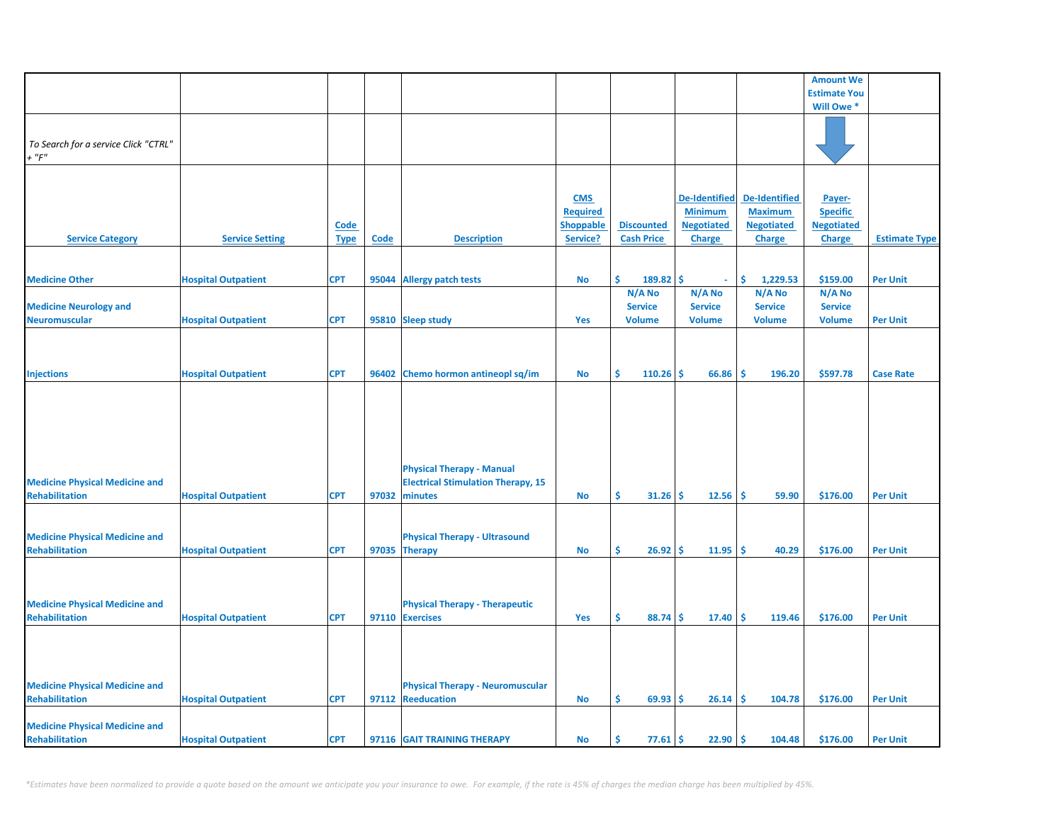| | | | | | | | | | Amount We Estimate You Will Owe * | |
|---|---|---|---|---|---|---|---|---|---|---|
| *To Search for a service Click "CTRL" + "F"* | | | | | | | | | | |
| Service Category | Service Setting | Code Type | Code | Description | CMS Required Shoppable Service? | Discounted Cash Price | De-Identified Minimum Negotiated Charge | De-Identified Maximum Negotiated Charge | Payer-Specific Negotiated Charge | Estimate Type |
| Medicine Other | Hospital Outpatient | CPT | 95044 | Allergy patch tests | No | $ 189.82 | $ - | $ 1,229.53 | $159.00 | Per Unit |
| Medicine Neurology and Neuromuscular | Hospital Outpatient | CPT | 95810 | Sleep study | Yes | N/A No Service Volume | N/A No Service Volume | N/A No Service Volume | N/A No Service Volume | Per Unit |
| Injections | Hospital Outpatient | CPT | 96402 | Chemo hormon antineopl sq/im | No | $ 110.26 | $ 66.86 | $ 196.20 | $597.78 | Case Rate |
| Medicine Physical Medicine and Rehabilitation | Hospital Outpatient | CPT | 97032 | Physical Therapy - Manual Electrical Stimulation Therapy, 15 minutes | No | $ 31.26 | $ 12.56 | $ 59.90 | $176.00 | Per Unit |
| Medicine Physical Medicine and Rehabilitation | Hospital Outpatient | CPT | 97035 | Physical Therapy - Ultrasound Therapy | No | $ 26.92 | $ 11.95 | $ 40.29 | $176.00 | Per Unit |
| Medicine Physical Medicine and Rehabilitation | Hospital Outpatient | CPT | 97110 | Physical Therapy - Therapeutic Exercises | Yes | $ 88.74 | $ 17.40 | $ 119.46 | $176.00 | Per Unit |
| Medicine Physical Medicine and Rehabilitation | Hospital Outpatient | CPT | 97112 | Physical Therapy - Neuromuscular Reeducation | No | $ 69.93 | $ 26.14 | $ 104.78 | $176.00 | Per Unit |
| Medicine Physical Medicine and Rehabilitation | Hospital Outpatient | CPT | 97116 | GAIT TRAINING THERAPY | No | $ 77.61 | $ 22.90 | $ 104.48 | $176.00 | Per Unit |

*\*Estimates have been normalized to provide a quote based on the amount we anticipate you your insurance to owe. For example, if the rate is 45% of charges the median charge has been multiplied by 45%.*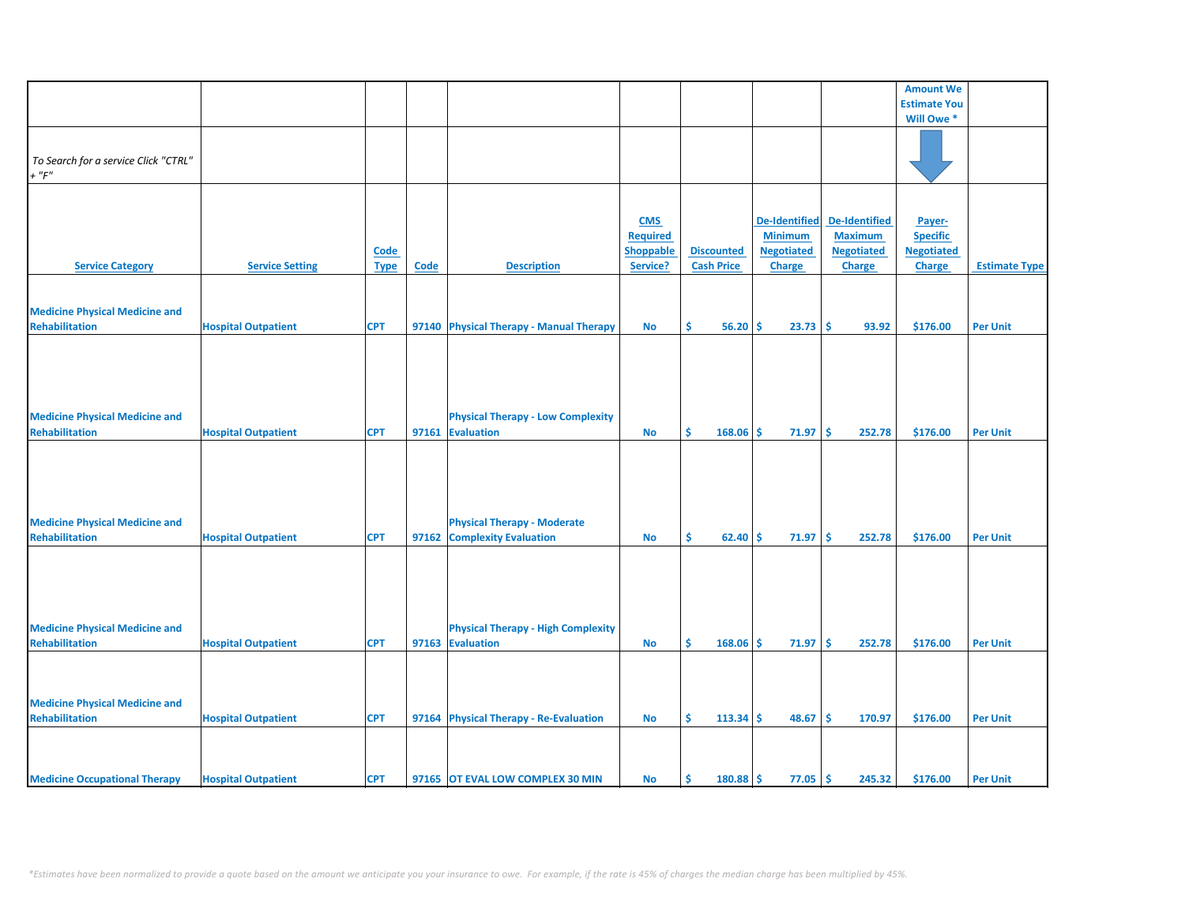| | | | | | | | | | Amount We Estimate You Will Owe * | |
|---|---|---|---|---|---|---|---|---|---|---|
| *To Search for a service Click "CTRL" + "F"* | | | | | | | | | | |
| **Service Category** | **Service Setting** | **Code Type** | **Code** | **Description** | **CMS Required Shoppable Service?** | **Discounted Cash Price** | **De-Identified Minimum Negotiated Charge** | **De-Identified Maximum Negotiated Charge** | **Payer-Specific Negotiated Charge** | **Estimate Type** |
| Medicine Physical Medicine and Rehabilitation | Hospital Outpatient | CPT | 97140 | Physical Therapy - Manual Therapy | No | $ 56.20 | $ 23.73 | $ 93.92 | $176.00 | Per Unit |
| Medicine Physical Medicine and Rehabilitation | Hospital Outpatient | CPT | 97161 | Physical Therapy - Low Complexity Evaluation | No | $ 168.06 | $ 71.97 | $ 252.78 | $176.00 | Per Unit |
| Medicine Physical Medicine and Rehabilitation | Hospital Outpatient | CPT | 97162 | Physical Therapy - Moderate Complexity Evaluation | No | $ 62.40 | $ 71.97 | $ 252.78 | $176.00 | Per Unit |
| Medicine Physical Medicine and Rehabilitation | Hospital Outpatient | CPT | 97163 | Physical Therapy - High Complexity Evaluation | No | $ 168.06 | $ 71.97 | $ 252.78 | $176.00 | Per Unit |
| Medicine Physical Medicine and Rehabilitation | Hospital Outpatient | CPT | 97164 | Physical Therapy - Re-Evaluation | No | $ 113.34 | $ 48.67 | $ 170.97 | $176.00 | Per Unit |
| Medicine Occupational Therapy | Hospital Outpatient | CPT | 97165 | OT EVAL LOW COMPLEX 30 MIN | No | $ 180.88 | $ 77.05 | $ 245.32 | $176.00 | Per Unit |

*\*Estimates have been normalized to provide a quote based on the amount we anticipate you your insurance to owe. For example, if the rate is 45% of charges the median charge has been multiplied by 45%.*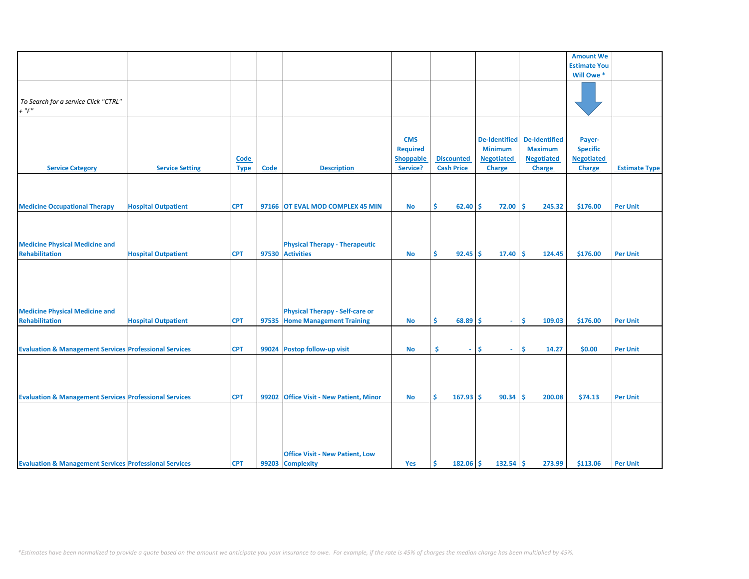| | | | | | | | | | Amount We Estimate You Will Owe * | |
|---|---|---|---|---|---|---|---|---|---|---|
| *To Search for a service Click "CTRL" + "F"* | | | | | | | | | | |
| Service Category | Service Setting | Code Type | Code | Description | CMS Required Shoppable Service? | Discounted Cash Price | De-Identified Minimum Negotiated Charge | De-Identified Maximum Negotiated Charge | Payer-Specific Negotiated Charge | Estimate Type |
| Medicine Occupational Therapy | Hospital Outpatient | CPT | 97166 | OT EVAL MOD COMPLEX 45 MIN | No | $ 62.40 | $ 72.00 | $ 245.32 | $176.00 | Per Unit |
| Medicine Physical Medicine and Rehabilitation | Hospital Outpatient | CPT | 97530 | Physical Therapy - Therapeutic Activities | No | $ 92.45 | $ 17.40 | $ 124.45 | $176.00 | Per Unit |
| Medicine Physical Medicine and Rehabilitation | Hospital Outpatient | CPT | 97535 | Physical Therapy - Self-care or Home Management Training | No | $ 68.89 | $ - | $ 109.03 | $176.00 | Per Unit |
| Evaluation & Management Services | Professional Services | CPT | 99024 | Postop follow-up visit | No | $ - | $ - | $ 14.27 | $0.00 | Per Unit |
| Evaluation & Management Services | Professional Services | CPT | 99202 | Office Visit - New Patient, Minor | No | $ 167.93 | $ 90.34 | $ 200.08 | $74.13 | Per Unit |
| Evaluation & Management Services | Professional Services | CPT | 99203 | Office Visit - New Patient, Low Complexity | Yes | $ 182.06 | $ 132.54 | $ 273.99 | $113.06 | Per Unit |

*\*Estimates have been normalized to provide a quote based on the amount we anticipate you your insurance to owe. For example, if the rate is 45% of charges the median charge has been multiplied by 45%.*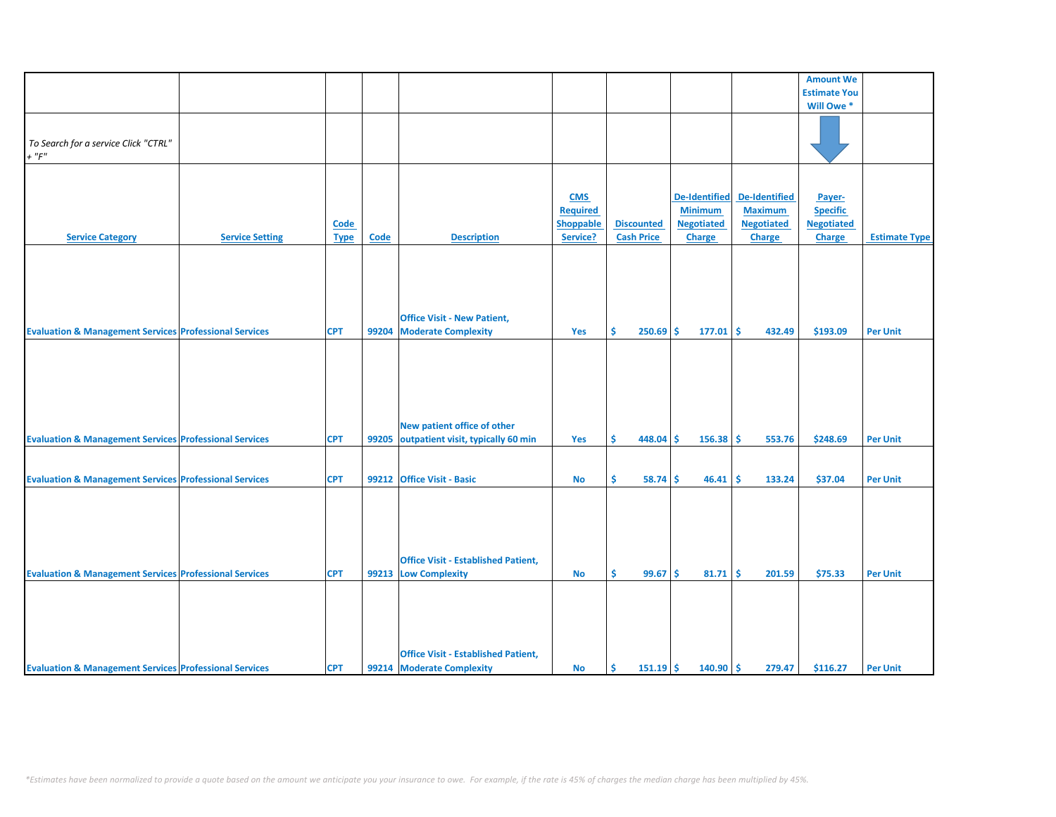| | | | | | | | | | Amount We Estimate You Will Owe * | |
|---|---|---|---|---|---|---|---|---|---|---|
| To Search for a service Click "CTRL" + "F" | | | | | | | | | | |
| **Service Category** | **Service Setting** | **Code Type** | **Code** | **Description** | **CMS Required Shoppable Service?** | **Discounted Cash Price** | **De-Identified Minimum Negotiated Charge** | **De-Identified Maximum Negotiated Charge** | **Payer-Specific Negotiated Charge** | **Estimate Type** |
| Evaluation & Management Services | Professional Services | CPT | 99204 | Office Visit - New Patient, Moderate Complexity | Yes | $ 250.69 | $ 177.01 | $ 432.49 | $193.09 | Per Unit |
| Evaluation & Management Services | Professional Services | CPT | 99205 | New patient office of other outpatient visit, typically 60 min | Yes | $ 448.04 | $ 156.38 | $ 553.76 | $248.69 | Per Unit |
| Evaluation & Management Services | Professional Services | CPT | 99212 | Office Visit - Basic | No | $ 58.74 | $ 46.41 | $ 133.24 | $37.04 | Per Unit |
| Evaluation & Management Services | Professional Services | CPT | 99213 | Office Visit - Established Patient, Low Complexity | No | $ 99.67 | $ 81.71 | $ 201.59 | $75.33 | Per Unit |
| Evaluation & Management Services | Professional Services | CPT | 99214 | Office Visit - Established Patient, Moderate Complexity | No | $ 151.19 | $ 140.90 | $ 279.47 | $116.27 | Per Unit |

*Estimates have been normalized to provide a quote based on the amount we anticipate you your insurance to owe. For example, if the rate is 45% of charges the median charge has been multiplied by 45%.*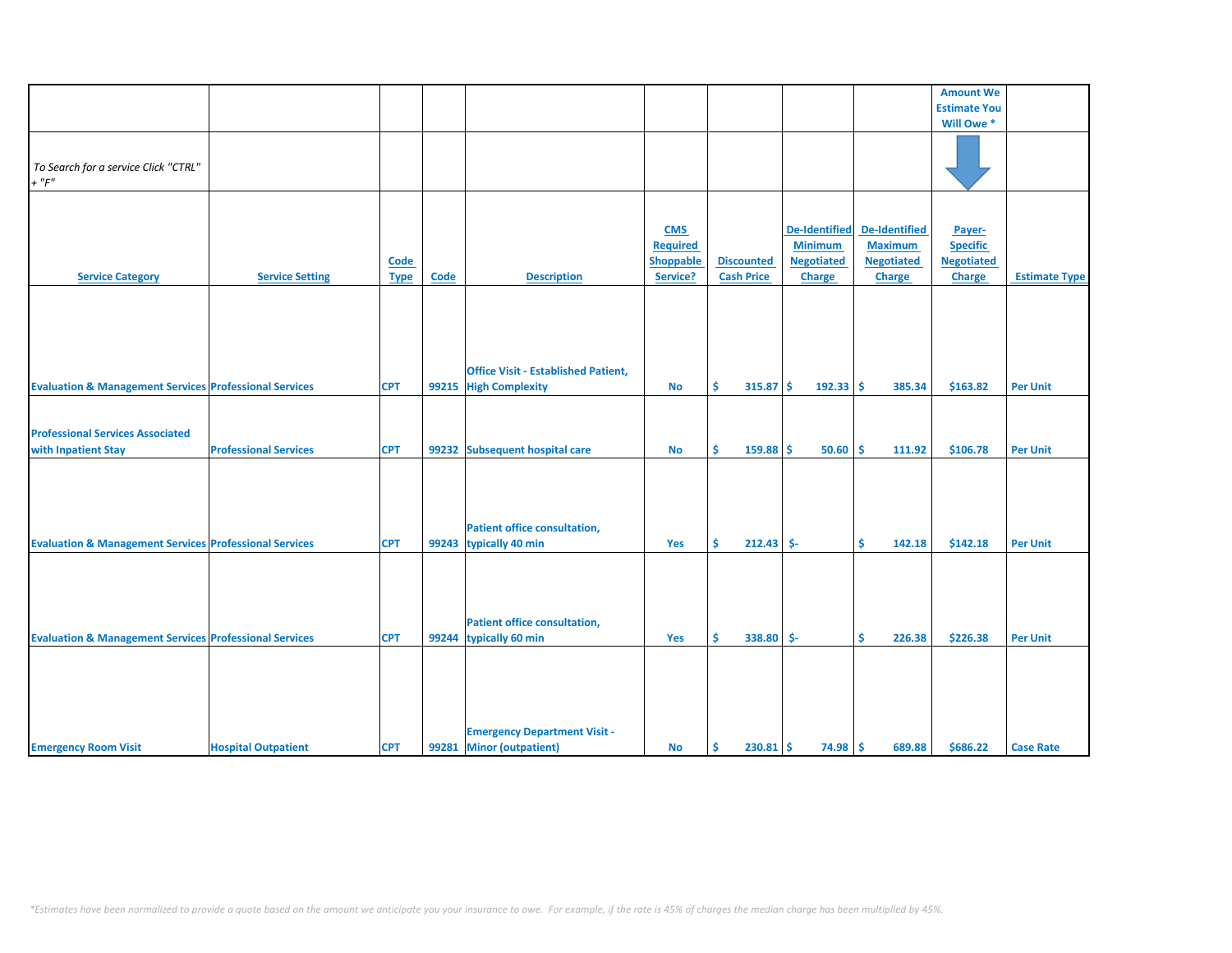| Service Category | Service Setting | Code Type | Code | Description | CMS Required Shoppable Service? | Discounted Cash Price | De-Identified Minimum Negotiated Charge | De-Identified Maximum Negotiated Charge | Amount We Estimate You Will Owe * Payer-Specific Negotiated Charge | Estimate Type |
|---|---|---|---|---|---|---|---|---|---|---|
| *To Search for a service Click "CTRL" + "F"* | | | | | | | | | | |
| Evaluation & Management Services | Professional Services | CPT | 99215 | Office Visit - Established Patient, High Complexity | No | $ 315.87 | $ 192.33 | $ 385.34 | $163.82 | Per Unit |
| Professional Services Associated with Inpatient Stay | Professional Services | CPT | 99232 | Subsequent hospital care | No | $ 159.88 | $ 50.60 | $ 111.92 | $106.78 | Per Unit |
| Evaluation & Management Services | Professional Services | CPT | 99243 | Patient office consultation, typically 40 min | Yes | $ 212.43 | $- | $ 142.18 | $142.18 | Per Unit |
| Evaluation & Management Services | Professional Services | CPT | 99244 | Patient office consultation, typically 60 min | Yes | $ 338.80 | $- | $ 226.38 | $226.38 | Per Unit |
| Emergency Room Visit | Hospital Outpatient | CPT | 99281 | Emergency Department Visit - Minor (outpatient) | No | $ 230.81 | $ 74.98 | $ 689.88 | $686.22 | Case Rate |

*\*Estimates have been normalized to provide a quote based on the amount we anticipate you your insurance to owe. For example, if the rate is 45% of charges the median charge has been multiplied by 45%.*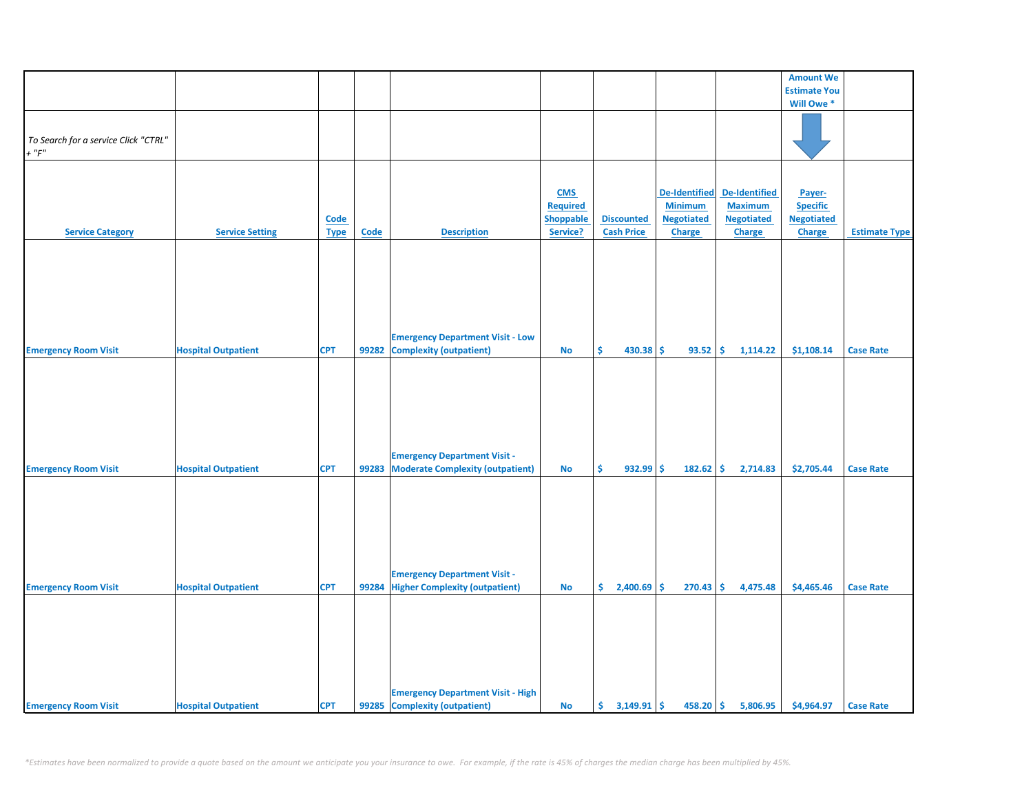| | | | | | | | | | Amount We Estimate You Will Owe * | |
|---|---|---|---|---|---|---|---|---|---|---|
| *To Search for a service Click "CTRL" + "F"* | | | | | | | | | | |
| **Service Category** | **Service Setting** | **Code Type** | **Code** | **Description** | **CMS Required Shoppable Service?** | **Discounted Cash Price** | **De-Identified Minimum Negotiated Charge** | **De-Identified Maximum Negotiated Charge** | **Payer-Specific Negotiated Charge** | **Estimate Type** |
| Emergency Room Visit | Hospital Outpatient | CPT | 99282 | Emergency Department Visit - Low Complexity (outpatient) | No | $ 430.38 | $ 93.52 | $ 1,114.22 | $1,108.14 | Case Rate |
| Emergency Room Visit | Hospital Outpatient | CPT | 99283 | Emergency Department Visit - Moderate Complexity (outpatient) | No | $ 932.99 | $ 182.62 | $ 2,714.83 | $2,705.44 | Case Rate |
| Emergency Room Visit | Hospital Outpatient | CPT | 99284 | Emergency Department Visit - Higher Complexity (outpatient) | No | $ 2,400.69 | $ 270.43 | $ 4,475.48 | $4,465.46 | Case Rate |
| Emergency Room Visit | Hospital Outpatient | CPT | 99285 | Emergency Department Visit - High Complexity (outpatient) | No | $ 3,149.91 | $ 458.20 | $ 5,806.95 | $4,964.97 | Case Rate |

*\*Estimates have been normalized to provide a quote based on the amount we anticipate you your insurance to owe. For example, if the rate is 45% of charges the median charge has been multiplied by 45%.*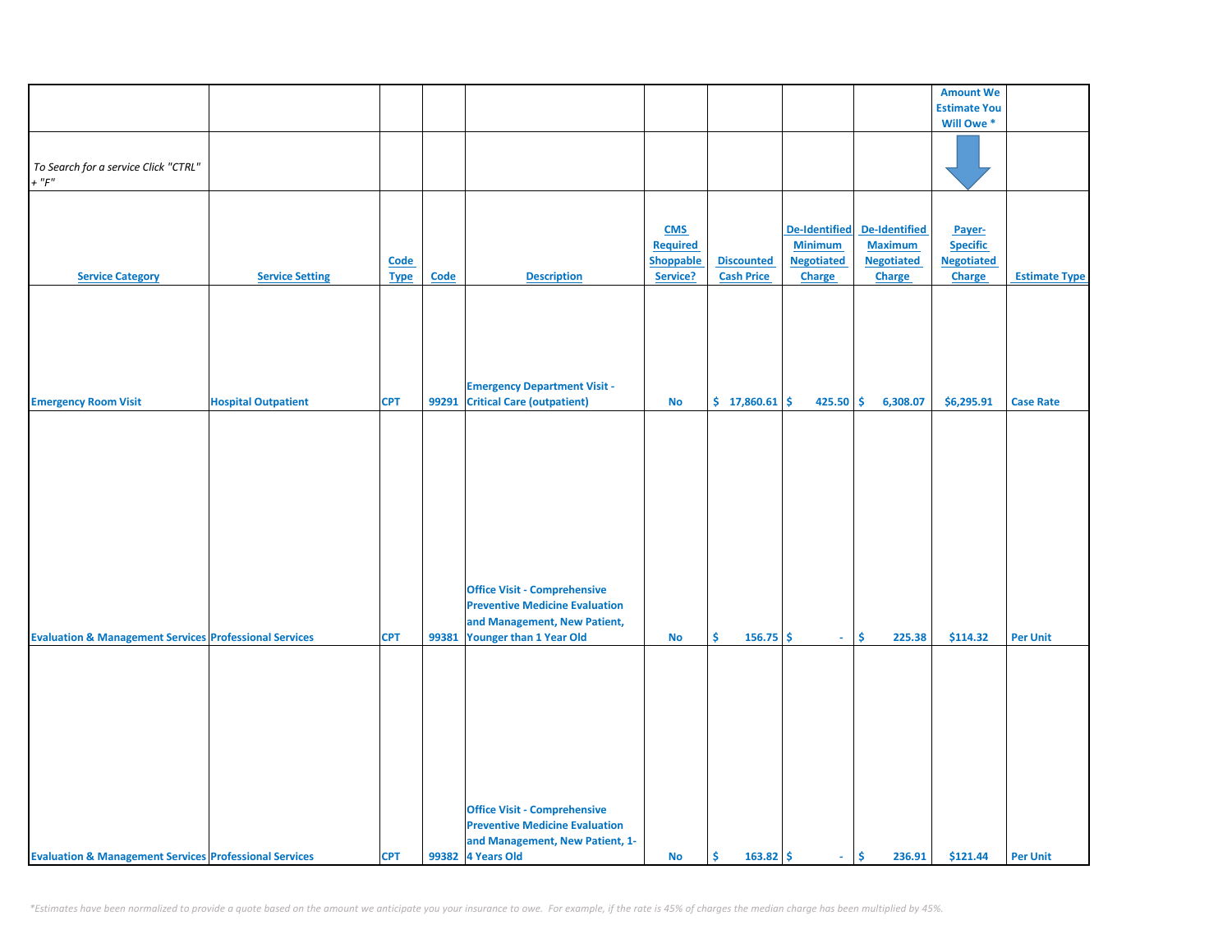| | | | | | | | | | Amount We Estimate You Will Owe * | |
|---|---|---|---|---|---|---|---|---|---|---|
| *To Search for a service Click "CTRL" + "F"* | | | | | | | | | | |
| **Service Category** | **Service Setting** | **Code Type** | **Code** | **Description** | **CMS Required Shoppable Service?** | **Discounted Cash Price** | **De-Identified Minimum Negotiated Charge** | **De-Identified Maximum Negotiated Charge** | **Payer-Specific Negotiated Charge** | **Estimate Type** |
| Emergency Room Visit | Hospital Outpatient | CPT | 99291 | Emergency Department Visit - Critical Care (outpatient) | No | $ 17,860.61 | $ 425.50 | $ 6,308.07 | $6,295.91 | Case Rate |
| Evaluation & Management Services | Professional Services | CPT | 99381 | Office Visit - Comprehensive Preventive Medicine Evaluation and Management, New Patient, Younger than 1 Year Old | No | $ 156.75 | $ - | $ 225.38 | $114.32 | Per Unit |
| Evaluation & Management Services | Professional Services | CPT | 99382 | Office Visit - Comprehensive Preventive Medicine Evaluation and Management, New Patient, 1-4 Years Old | No | $ 163.82 | $ - | $ 236.91 | $121.44 | Per Unit |

*\*Estimates have been normalized to provide a quote based on the amount we anticipate you your insurance to owe. For example, if the rate is 45% of charges the median charge has been multiplied by 45%.*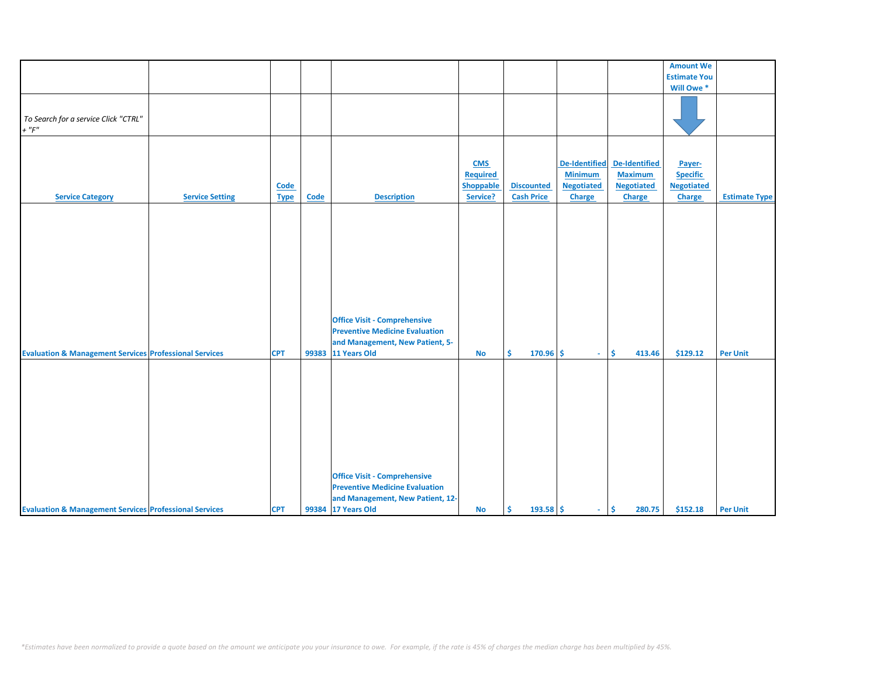| | | | | | | | | | Amount We Estimate You Will Owe * | |
|---|---|---|---|---|---|---|---|---|---|---|
| To Search for a service Click "CTRL" + "F" | | | | | | | | | | |
| Service Category | Service Setting | Code Type | Code | Description | CMS Required Shoppable Service? | Discounted Cash Price | De-Identified Minimum Negotiated Charge | De-Identified Maximum Negotiated Charge | Payer-Specific Negotiated Charge | Estimate Type |
| Evaluation & Management Services | Professional Services | CPT | 99383 | Office Visit - Comprehensive Preventive Medicine Evaluation and Management, New Patient, 5-11 Years Old | No | $ 170.96 | $ - | $ 413.46 | $129.12 | Per Unit |
| Evaluation & Management Services | Professional Services | CPT | 99384 | Office Visit - Comprehensive Preventive Medicine Evaluation and Management, New Patient, 12-17 Years Old | No | $ 193.58 | $ - | $ 280.75 | $152.18 | Per Unit |

*Estimates have been normalized to provide a quote based on the amount we anticipate you your insurance to owe. For example, if the rate is 45% of charges the median charge has been multiplied by 45%.*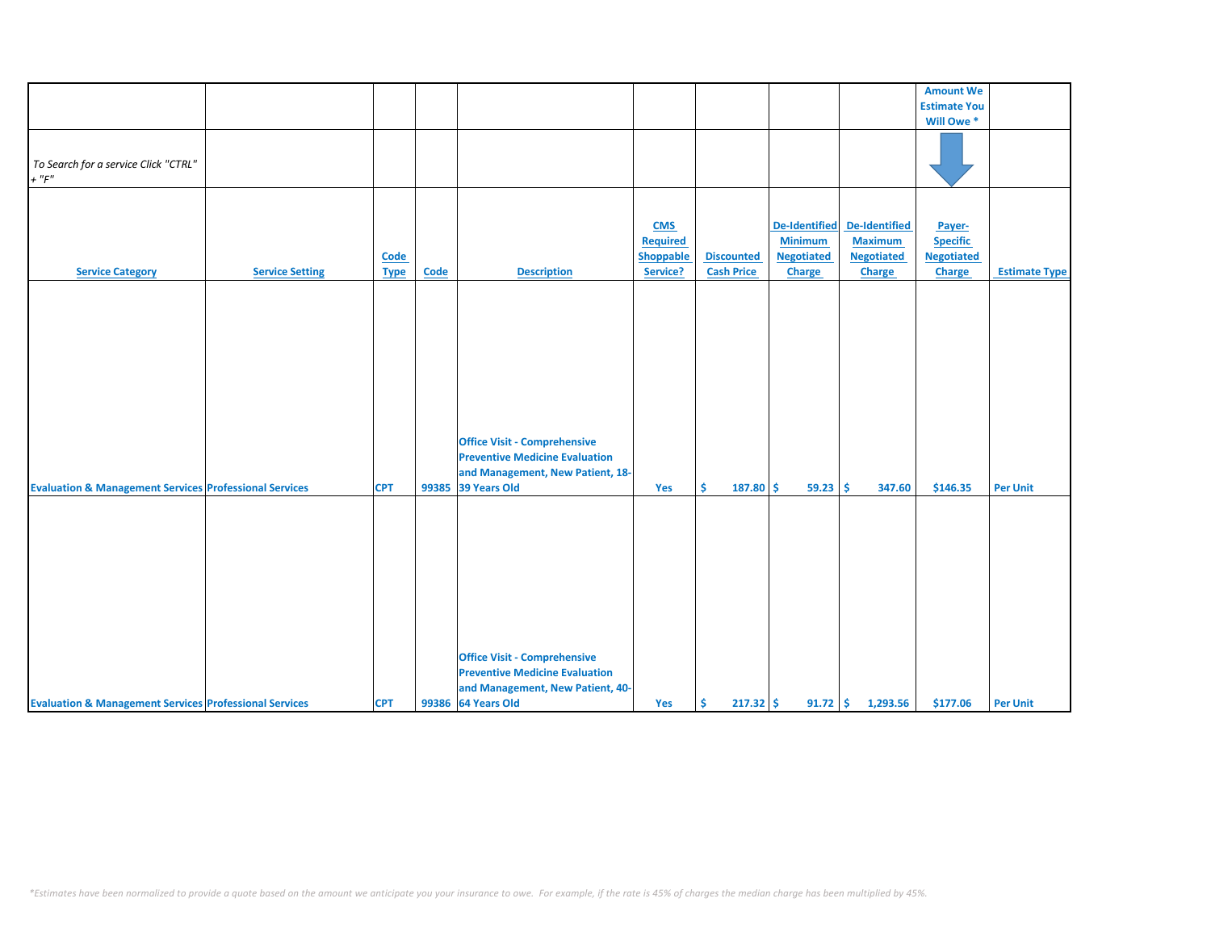| | | | | | | | | | Amount We Estimate You Will Owe * | |
|---|---|---|---|---|---|---|---|---|---|---|
| *To Search for a service Click "CTRL" + "F"* | | | | | | | | | | |
| **Service Category** | **Service Setting** | **Code Type** | **Code** | **Description** | **CMS Required Shoppable Service?** | **Discounted Cash Price** | **De-Identified Minimum Negotiated Charge** | **De-Identified Maximum Negotiated Charge** | **Payer-Specific Negotiated Charge** | **Estimate Type** |
| Evaluation & Management Services | Professional Services | CPT | 99385 | Office Visit - Comprehensive Preventive Medicine Evaluation and Management, New Patient, 18-39 Years Old | Yes | $ 187.80 | $ 59.23 | $ 347.60 | $146.35 | Per Unit |
| Evaluation & Management Services | Professional Services | CPT | 99386 | Office Visit - Comprehensive Preventive Medicine Evaluation and Management, New Patient, 40-64 Years Old | Yes | $ 217.32 | $ 91.72 | $ 1,293.56 | $177.06 | Per Unit |

*\*Estimates have been normalized to provide a quote based on the amount we anticipate you your insurance to owe. For example, if the rate is 45% of charges the median charge has been multiplied by 45%.*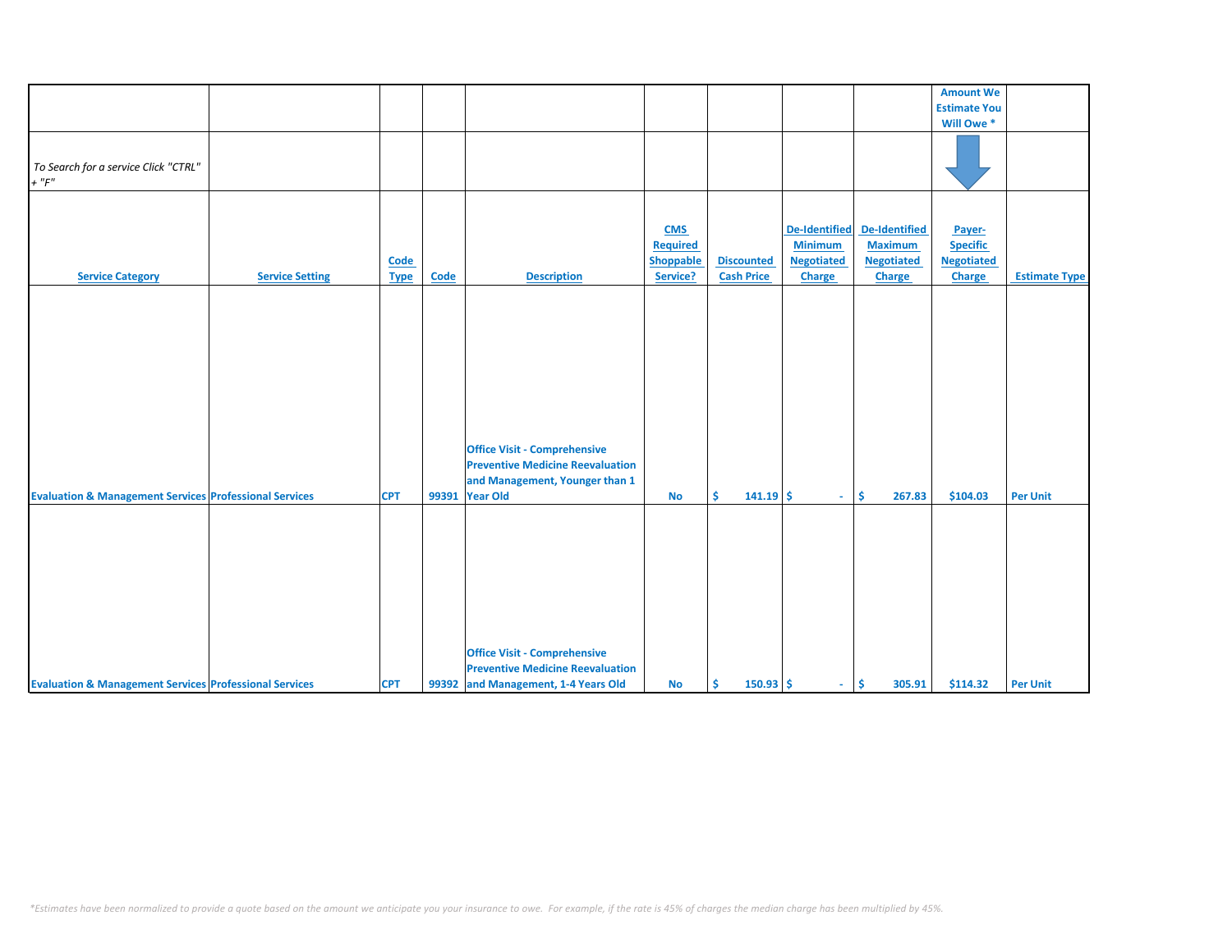| Service Category | Service Setting | Code Type | Code | Description | CMS Required Shoppable Service? | Discounted Cash Price | De-Identified Minimum Negotiated Charge | De-Identified Maximum Negotiated Charge | Payer-Specific Negotiated Charge | Estimate Type |
|---|---|---|---|---|---|---|---|---|---|---|
| *To Search for a service Click "CTRL" + "F"* | | | | | | | | | Amount We Estimate You Will Owe * | |
| Evaluation & Management Services | Professional Services | CPT | 99391 | Office Visit - Comprehensive Preventive Medicine Reevaluation and Management, Younger than 1 Year Old | No | $ 141.19 | $ - | $ 267.83 | $104.03 | Per Unit |
| Evaluation & Management Services | Professional Services | CPT | 99392 | Office Visit - Comprehensive Preventive Medicine Reevaluation and Management, 1-4 Years Old | No | $ 150.93 | $ - | $ 305.91 | $114.32 | Per Unit |

*\*Estimates have been normalized to provide a quote based on the amount we anticipate you your insurance to owe. For example, if the rate is 45% of charges the median charge has been multiplied by 45%.*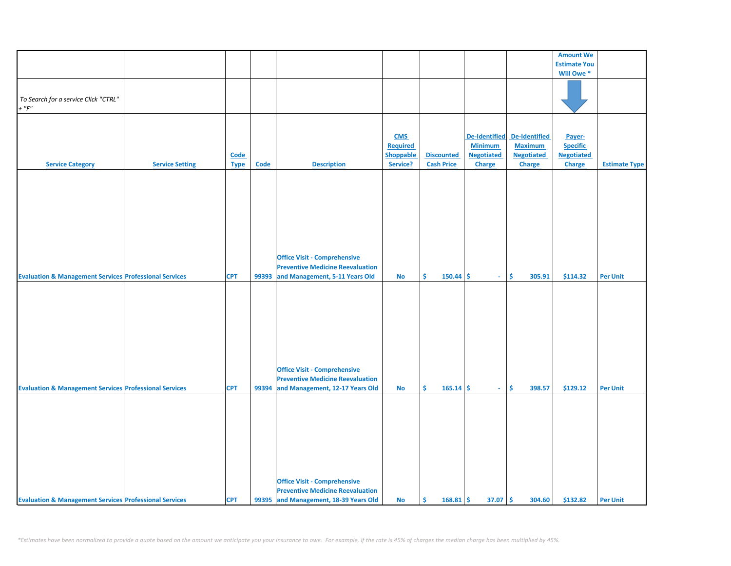| | | | | | | | | | Amount We Estimate You Will Owe * | |
|---|---|---|---|---|---|---|---|---|---|---|
| *To Search for a service Click "CTRL" + "F"* | | | | | | | | | | |
| Service Category | Service Setting | Code Type | Code | Description | CMS Required Shoppable Service? | Discounted Cash Price | De-Identified Minimum Negotiated Charge | De-Identified Maximum Negotiated Charge | Payer-Specific Negotiated Charge | Estimate Type |
| Evaluation & Management Services | Professional Services | CPT | 99393 | Office Visit - Comprehensive Preventive Medicine Reevaluation and Management, 5-11 Years Old | No | $ 150.44 | $ - | $ 305.91 | $114.32 | Per Unit |
| Evaluation & Management Services | Professional Services | CPT | 99394 | Office Visit - Comprehensive Preventive Medicine Reevaluation and Management, 12-17 Years Old | No | $ 165.14 | $ - | $ 398.57 | $129.12 | Per Unit |
| Evaluation & Management Services | Professional Services | CPT | 99395 | Office Visit - Comprehensive Preventive Medicine Reevaluation and Management, 18-39 Years Old | No | $ 168.81 | $ 37.07 | $ 304.60 | $132.82 | Per Unit |

*\*Estimates have been normalized to provide a quote based on the amount we anticipate you your insurance to owe. For example, if the rate is 45% of charges the median charge has been multiplied by 45%.*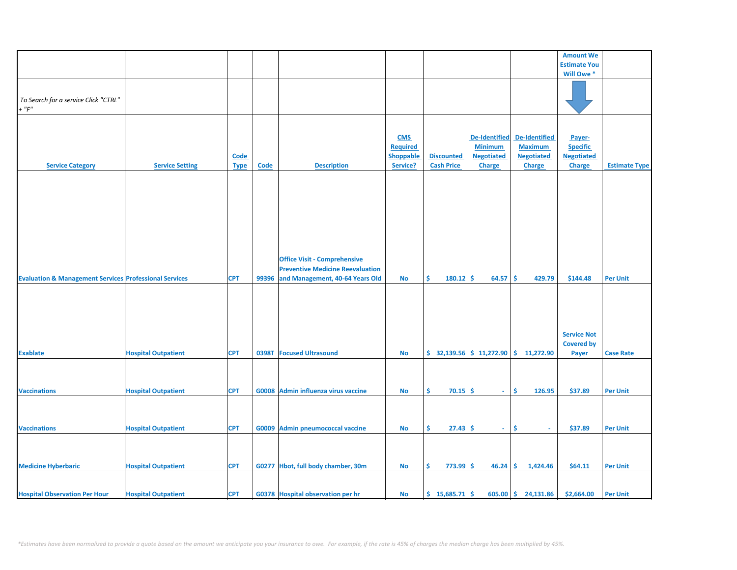| | | | | | | | | | Amount We Estimate You Will Owe * | |
|---|---|---|---|---|---|---|---|---|---|---|
| *To Search for a service Click "CTRL" + "F"* | | | | | | | | | | |
| **Service Category** | **Service Setting** | **Code Type** | **Code** | **Description** | **CMS Required Shoppable Service?** | **Discounted Cash Price** | **De-Identified Minimum Negotiated Charge** | **De-Identified Maximum Negotiated Charge** | **Payer-Specific Negotiated Charge** | **Estimate Type** |
| Evaluation & Management Services | Professional Services | CPT | 99396 | Office Visit - Comprehensive Preventive Medicine Reevaluation and Management, 40-64 Years Old | No | $ 180.12 | $ 64.57 | $ 429.79 | $144.48 | Per Unit |
| Exablate | Hospital Outpatient | CPT | 0398T | Focused Ultrasound | No | $ 32,139.56 | $ 11,272.90 | $ 11,272.90 | Service Not Covered by Payer | Case Rate |
| Vaccinations | Hospital Outpatient | CPT | G0008 | Admin influenza virus vaccine | No | $ 70.15 | $ - | $ 126.95 | $37.89 | Per Unit |
| Vaccinations | Hospital Outpatient | CPT | G0009 | Admin pneumococcal vaccine | No | $ 27.43 | $ - | $ - | $37.89 | Per Unit |
| Medicine Hyberbaric | Hospital Outpatient | CPT | G0277 | Hbot, full body chamber, 30m | No | $ 773.99 | $ 46.24 | $ 1,424.46 | $64.11 | Per Unit |
| Hospital Observation Per Hour | Hospital Outpatient | CPT | G0378 | Hospital observation per hr | No | $ 15,685.71 | $ 605.00 | $ 24,131.86 | $2,664.00 | Per Unit |

*\*Estimates have been normalized to provide a quote based on the amount we anticipate you your insurance to owe. For example, if the rate is 45% of charges the median charge has been multiplied by 45%.*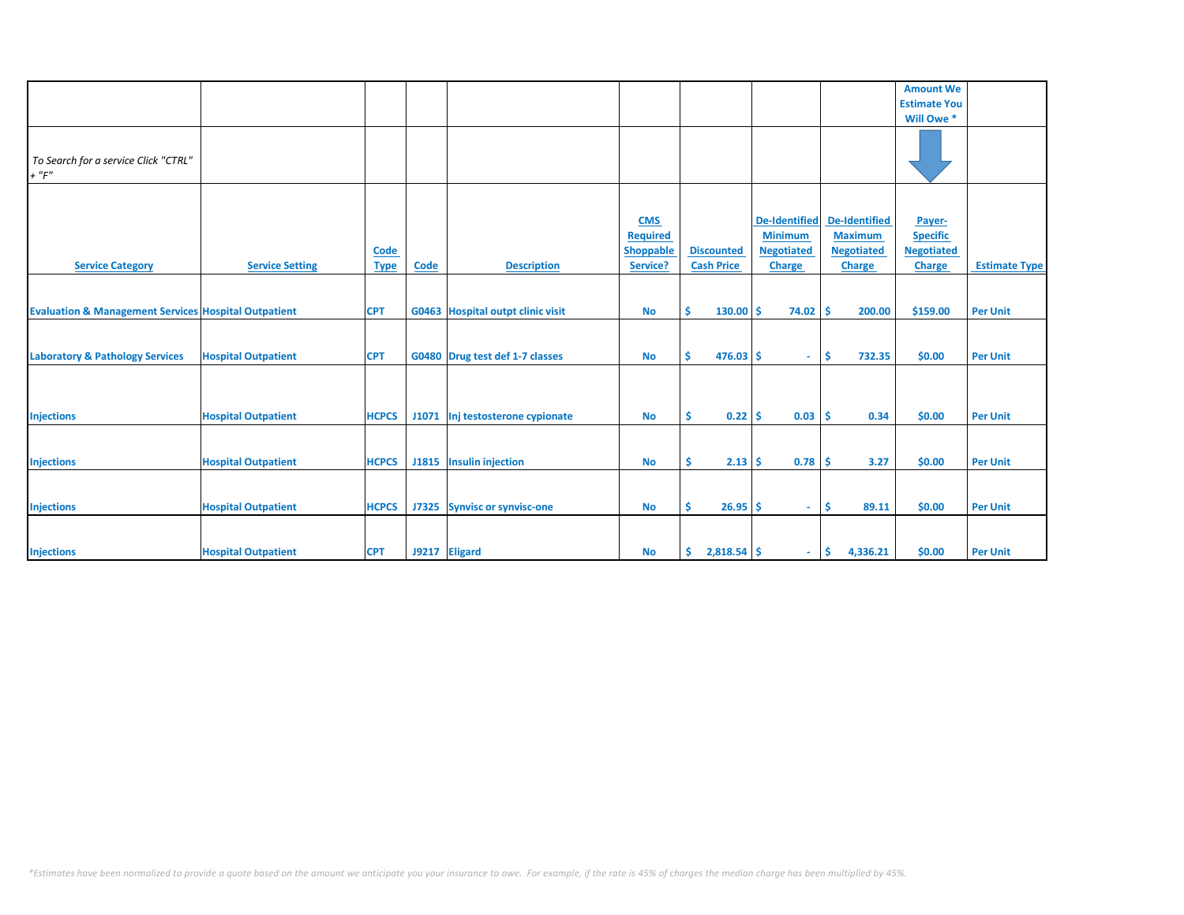| | | | | | | | | | Amount We Estimate You Will Owe * | |
|---|---|---|---|---|---|---|---|---|---|---|
| *To Search for a service Click "CTRL" + "F"* | | | | | | | | | | |
| Service Category | Service Setting | Code Type | Code | Description | CMS Required Shoppable Service? | Discounted Cash Price | De-Identified Minimum Negotiated Charge | De-Identified Maximum Negotiated Charge | Payer-Specific Negotiated Charge | Estimate Type |
| Evaluation & Management Services | Hospital Outpatient | CPT | G0463 | Hospital outpt clinic visit | No | $ 130.00 | $ 74.02 | $ 200.00 | $159.00 | Per Unit |
| Laboratory & Pathology Services | Hospital Outpatient | CPT | G0480 | Drug test def 1-7 classes | No | $ 476.03 | $ - | $ 732.35 | $0.00 | Per Unit |
| Injections | Hospital Outpatient | HCPCS | J1071 | Inj testosterone cypionate | No | $ 0.22 | $ 0.03 | $ 0.34 | $0.00 | Per Unit |
| Injections | Hospital Outpatient | HCPCS | J1815 | Insulin injection | No | $ 2.13 | $ 0.78 | $ 3.27 | $0.00 | Per Unit |
| Injections | Hospital Outpatient | HCPCS | J7325 | Synvisc or synvisc-one | No | $ 26.95 | $ - | $ 89.11 | $0.00 | Per Unit |
| Injections | Hospital Outpatient | CPT | J9217 | Eligard | No | $ 2,818.54 | $ - | $ 4,336.21 | $0.00 | Per Unit |

*\*Estimates have been normalized to provide a quote based on the amount we anticipate you your insurance to owe. For example, if the rate is 45% of charges the median charge has been multiplied by 45%.*